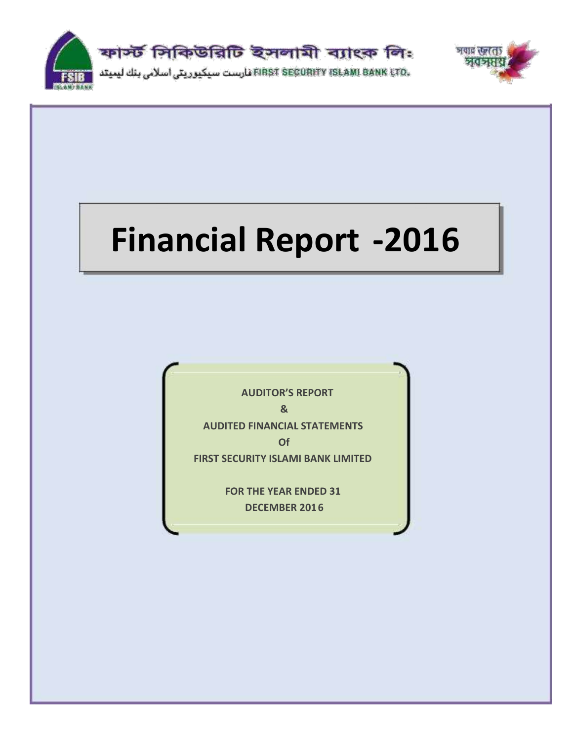ফার্স্ট সিকিউরিটি ইসলামী ব্যাংক লিঃ

فارست سيكيوريتى اسلامى بنك ليميتد FIRST SECURITY ISLAMI BANK LTD.

FSIB ISLAMI BANK

সবার জন্যে সবসময়

# Financial Report -2016

**AUDITOR'S REPORT**

**&**

**AUDITED FINANCIAL STATEMENTS**

**Of**

**FIRST SECURITY ISLAMI BANK LIMITED**

**FOR THE YEAR ENDED 31 DECEMBER 2016**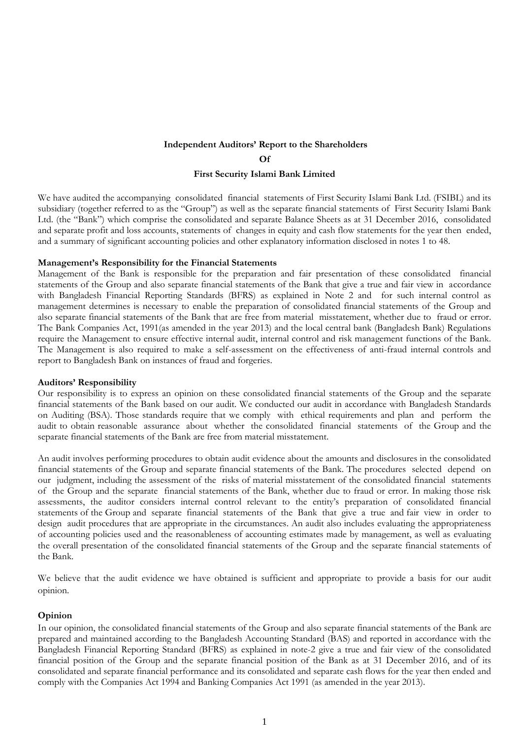## Independent Auditors' Report to the Shareholders

## Of

## First Security Islami Bank Limited

We have audited the accompanying consolidated financial statements of First Security Islami Bank Ltd. (FSIBL) and its subsidiary (together referred to as the "Group") as well as the separate financial statements of First Security Islami Bank Ltd. (the "Bank") which comprise the consolidated and separate Balance Sheets as at 31 December 2016, consolidated and separate profit and loss accounts, statements of changes in equity and cash flow statements for the year then ended, and a summary of significant accounting policies and other explanatory information disclosed in notes 1 to 48.

**Management's Responsibility for the Financial Statements**

Management of the Bank is responsible for the preparation and fair presentation of these consolidated financial statements of the Group and also separate financial statements of the Bank that give a true and fair view in accordance with Bangladesh Financial Reporting Standards (BFRS) as explained in Note 2 and for such internal control as management determines is necessary to enable the preparation of consolidated financial statements of the Group and also separate financial statements of the Bank that are free from material misstatement, whether due to fraud or error. The Bank Companies Act, 1991(as amended in the year 2013) and the local central bank (Bangladesh Bank) Regulations require the Management to ensure effective internal audit, internal control and risk management functions of the Bank. The Management is also required to make a self-assessment on the effectiveness of anti-fraud internal controls and report to Bangladesh Bank on instances of fraud and forgeries.

**Auditors' Responsibility**

Our responsibility is to express an opinion on these consolidated financial statements of the Group and the separate financial statements of the Bank based on our audit. We conducted our audit in accordance with Bangladesh Standards on Auditing (BSA). Those standards require that we comply with ethical requirements and plan and perform the audit to obtain reasonable assurance about whether the consolidated financial statements of the Group and the separate financial statements of the Bank are free from material misstatement.

An audit involves performing procedures to obtain audit evidence about the amounts and disclosures in the consolidated financial statements of the Group and separate financial statements of the Bank. The procedures selected depend on our judgment, including the assessment of the risks of material misstatement of the consolidated financial statements of the Group and the separate financial statements of the Bank, whether due to fraud or error. In making those risk assessments, the auditor considers internal control relevant to the entity's preparation of consolidated financial statements of the Group and separate financial statements of the Bank that give a true and fair view in order to design audit procedures that are appropriate in the circumstances. An audit also includes evaluating the appropriateness of accounting policies used and the reasonableness of accounting estimates made by management, as well as evaluating the overall presentation of the consolidated financial statements of the Group and the separate financial statements of the Bank.

We believe that the audit evidence we have obtained is sufficient and appropriate to provide a basis for our audit opinion.

**Opinion**

In our opinion, the consolidated financial statements of the Group and also separate financial statements of the Bank are prepared and maintained according to the Bangladesh Accounting Standard (BAS) and reported in accordance with the Bangladesh Financial Reporting Standard (BFRS) as explained in note-2 give a true and fair view of the consolidated financial position of the Group and the separate financial position of the Bank as at 31 December 2016, and of its consolidated and separate financial performance and its consolidated and separate cash flows for the year then ended and comply with the Companies Act 1994 and Banking Companies Act 1991 (as amended in the year 2013).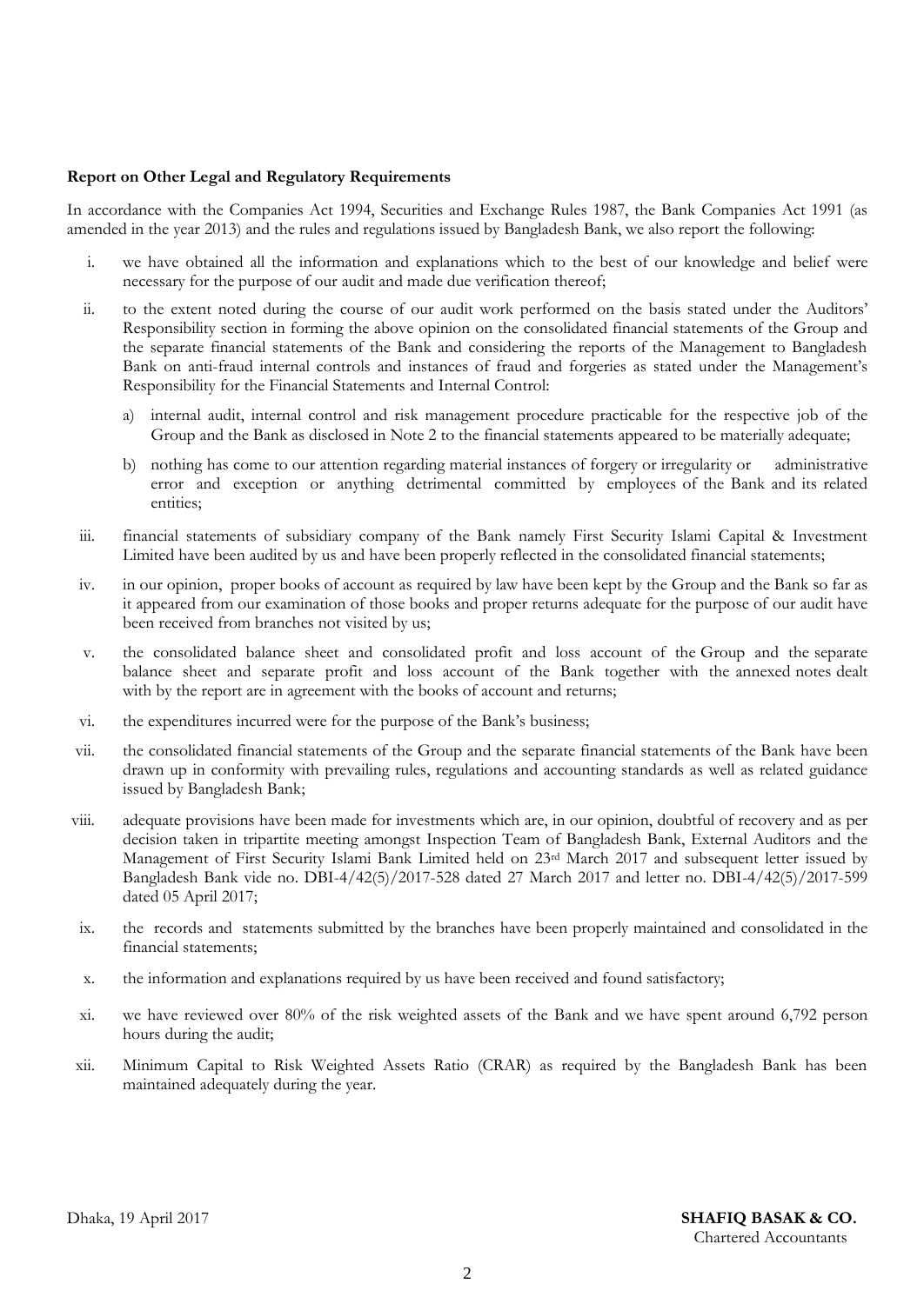**Report on Other Legal and Regulatory Requirements**

In accordance with the Companies Act 1994, Securities and Exchange Rules 1987, the Bank Companies Act 1991 (as amended in the year 2013) and the rules and regulations issued by Bangladesh Bank, we also report the following:

i. we have obtained all the information and explanations which to the best of our knowledge and belief were necessary for the purpose of our audit and made due verification thereof;

ii. to the extent noted during the course of our audit work performed on the basis stated under the Auditors' Responsibility section in forming the above opinion on the consolidated financial statements of the Group and the separate financial statements of the Bank and considering the reports of the Management to Bangladesh Bank on anti-fraud internal controls and instances of fraud and forgeries as stated under the Management's Responsibility for the Financial Statements and Internal Control:

   a) internal audit, internal control and risk management procedure practicable for the respective job of the Group and the Bank as disclosed in Note 2 to the financial statements appeared to be materially adequate;

   b) nothing has come to our attention regarding material instances of forgery or irregularity or administrative error and exception or anything detrimental committed by employees of the Bank and its related entities;

iii. financial statements of subsidiary company of the Bank namely First Security Islami Capital & Investment Limited have been audited by us and have been properly reflected in the consolidated financial statements;

iv. in our opinion, proper books of account as required by law have been kept by the Group and the Bank so far as it appeared from our examination of those books and proper returns adequate for the purpose of our audit have been received from branches not visited by us;

v. the consolidated balance sheet and consolidated profit and loss account of the Group and the separate balance sheet and separate profit and loss account of the Bank together with the annexed notes dealt with by the report are in agreement with the books of account and returns;

vi. the expenditures incurred were for the purpose of the Bank's business;

vii. the consolidated financial statements of the Group and the separate financial statements of the Bank have been drawn up in conformity with prevailing rules, regulations and accounting standards as well as related guidance issued by Bangladesh Bank;

viii. adequate provisions have been made for investments which are, in our opinion, doubtful of recovery and as per decision taken in tripartite meeting amongst Inspection Team of Bangladesh Bank, External Auditors and the Management of First Security Islami Bank Limited held on 23rd March 2017 and subsequent letter issued by Bangladesh Bank vide no. DBI-4/42(5)/2017-528 dated 27 March 2017 and letter no. DBI-4/42(5)/2017-599 dated 05 April 2017;

ix. the records and statements submitted by the branches have been properly maintained and consolidated in the financial statements;

x. the information and explanations required by us have been received and found satisfactory;

xi. we have reviewed over 80% of the risk weighted assets of the Bank and we have spent around 6,792 person hours during the audit;

xii. Minimum Capital to Risk Weighted Assets Ratio (CRAR) as required by the Bangladesh Bank has been maintained adequately during the year.

Dhaka, 19 April 2017

**SHAFIQ BASAK & CO.**
Chartered Accountants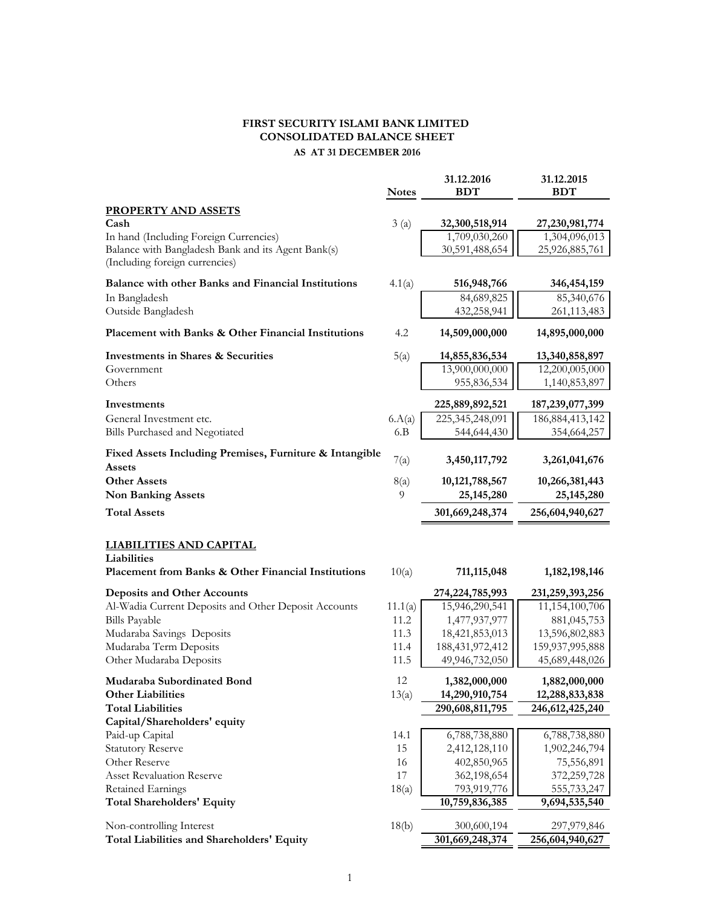# FIRST SECURITY ISLAMI BANK LIMITED
## CONSOLIDATED BALANCE SHEET
### AS AT 31 DECEMBER 2016

| | Notes | 31.12.2016 BDT | 31.12.2015 BDT |
|---|---|---|---|
| **PROPERTY AND ASSETS** | | | |
| **Cash** | 3 (a) | **32,300,518,914** | **27,230,981,774** |
| In hand (Including Foreign Currencies) | | 1,709,030,260 | 1,304,096,013 |
| Balance with Bangladesh Bank and its Agent Bank(s) (Including foreign currencies) | | 30,591,488,654 | 25,926,885,761 |
| **Balance with other Banks and Financial Institutions** | 4.1(a) | **516,948,766** | **346,454,159** |
| In Bangladesh | | 84,689,825 | 85,340,676 |
| Outside Bangladesh | | 432,258,941 | 261,113,483 |
| **Placement with Banks & Other Financial Institutions** | 4.2 | **14,509,000,000** | **14,895,000,000** |
| **Investments in Shares & Securities** | 5(a) | **14,855,836,534** | **13,340,858,897** |
| Government | | 13,900,000,000 | 12,200,005,000 |
| Others | | 955,836,534 | 1,140,853,897 |
| **Investments** | | **225,889,892,521** | **187,239,077,399** |
| General Investment etc. | 6.A(a) | 225,345,248,091 | 186,884,413,142 |
| Bills Purchased and Negotiated | 6.B | 544,644,430 | 354,664,257 |
| **Fixed Assets Including Premises, Furniture & Intangible Assets** | 7(a) | **3,450,117,792** | **3,261,041,676** |
| **Other Assets** | 8(a) | **10,121,788,567** | **10,266,381,443** |
| **Non Banking Assets** | 9 | **25,145,280** | **25,145,280** |
| **Total Assets** | | **301,669,248,374** | **256,604,940,627** |
| **LIABILITIES AND CAPITAL** | | | |
| **Liabilities** | | | |
| **Placement from Banks & Other Financial Institutions** | 10(a) | **711,115,048** | **1,182,198,146** |
| **Deposits and Other Accounts** | | **274,224,785,993** | **231,259,393,256** |
| Al-Wadia Current Deposits and Other Deposit Accounts | 11.1(a) | 15,946,290,541 | 11,154,100,706 |
| Bills Payable | 11.2 | 1,477,937,977 | 881,045,753 |
| Mudaraba Savings Deposits | 11.3 | 18,421,853,013 | 13,596,802,883 |
| Mudaraba Term Deposits | 11.4 | 188,431,972,412 | 159,937,995,888 |
| Other Mudaraba Deposits | 11.5 | 49,946,732,050 | 45,689,448,026 |
| **Mudaraba Subordinated Bond** | 12 | **1,382,000,000** | **1,882,000,000** |
| **Other Liabilities** | 13(a) | **14,290,910,754** | **12,288,833,838** |
| **Total Liabilities** | | **290,608,811,795** | **246,612,425,240** |
| **Capital/Shareholders' equity** | | | |
| Paid-up Capital | 14.1 | 6,788,738,880 | 6,788,738,880 |
| Statutory Reserve | 15 | 2,412,128,110 | 1,902,246,794 |
| Other Reserve | 16 | 402,850,965 | 75,556,891 |
| Asset Revaluation Reserve | 17 | 362,198,654 | 372,259,728 |
| Retained Earnings | 18(a) | 793,919,776 | 555,733,247 |
| **Total Shareholders' Equity** | | **10,759,836,385** | **9,694,535,540** |
| Non-controlling Interest | 18(b) | 300,600,194 | 297,979,846 |
| **Total Liabilities and Shareholders' Equity** | | **301,669,248,374** | **256,604,940,627** |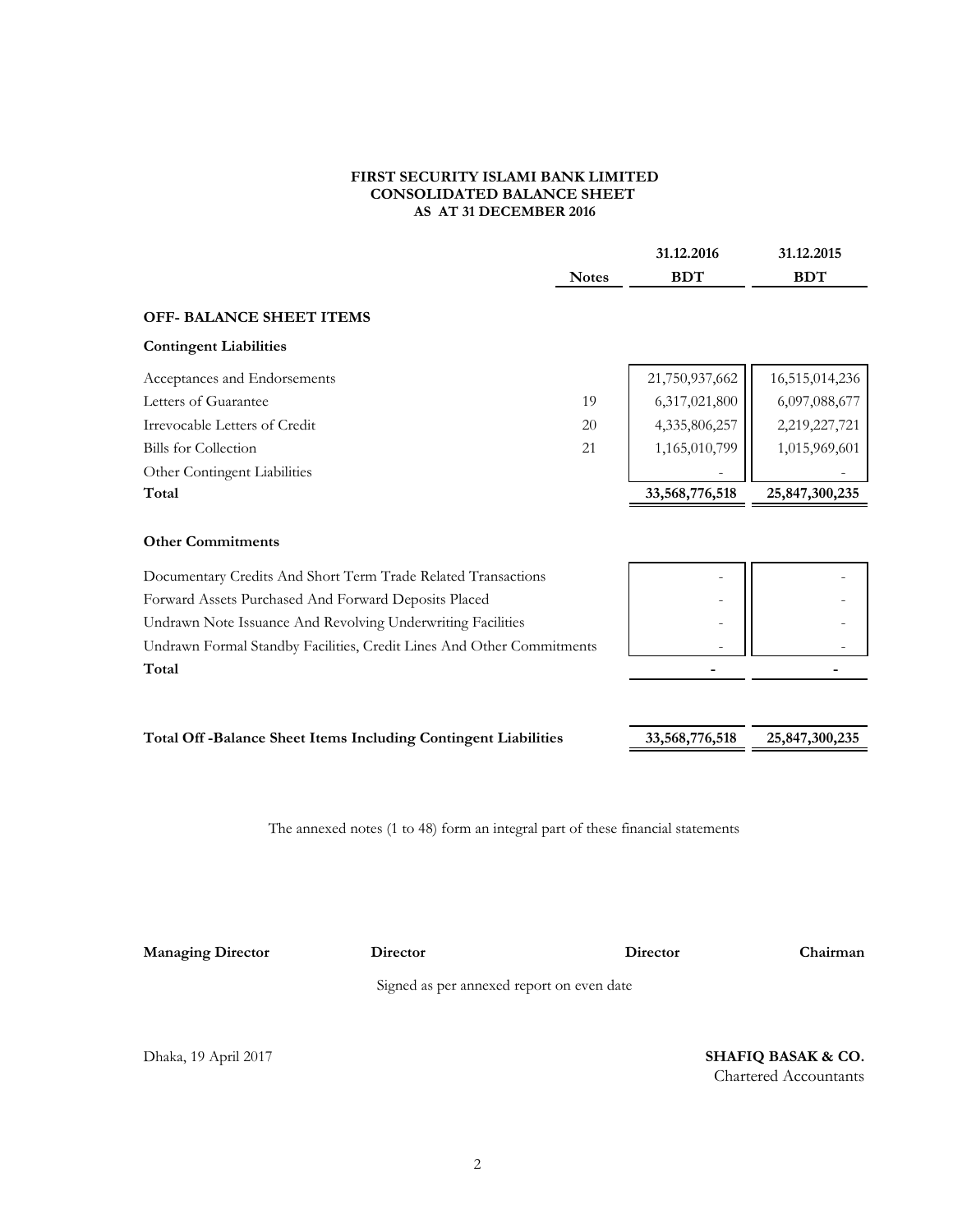**FIRST SECURITY ISLAMI BANK LIMITED**
**CONSOLIDATED BALANCE SHEET**
**AS AT 31 DECEMBER 2016**

| | Notes | 31.12.2016 BDT | 31.12.2015 BDT |
|---|---|---|---|
| **OFF- BALANCE SHEET ITEMS** | | | |
| **Contingent Liabilities** | | | |
| Acceptances and Endorsements | | 21,750,937,662 | 16,515,014,236 |
| Letters of Guarantee | 19 | 6,317,021,800 | 6,097,088,677 |
| Irrevocable Letters of Credit | 20 | 4,335,806,257 | 2,219,227,721 |
| Bills for Collection | 21 | 1,165,010,799 | 1,015,969,601 |
| Other Contingent Liabilities | | - | - |
| **Total** | | **33,568,776,518** | **25,847,300,235** |
| **Other Commitments** | | | |
| Documentary Credits And Short Term Trade Related Transactions | | - | - |
| Forward Assets Purchased And Forward Deposits Placed | | - | - |
| Undrawn Note Issuance And Revolving Underwriting Facilities | | - | - |
| Undrawn Formal Standby Facilities, Credit Lines And Other Commitments | | - | - |
| **Total** | | **-** | **-** |
| **Total Off -Balance Sheet Items Including Contingent Liabilities** | | **33,568,776,518** | **25,847,300,235** |

The annexed notes (1 to 48) form an integral part of these financial statements

**Managing Director** **Director** **Director** **Chairman**

Signed as per annexed report on even date

Dhaka, 19 April 2017

**SHAFIQ BASAK & CO.**
Chartered Accountants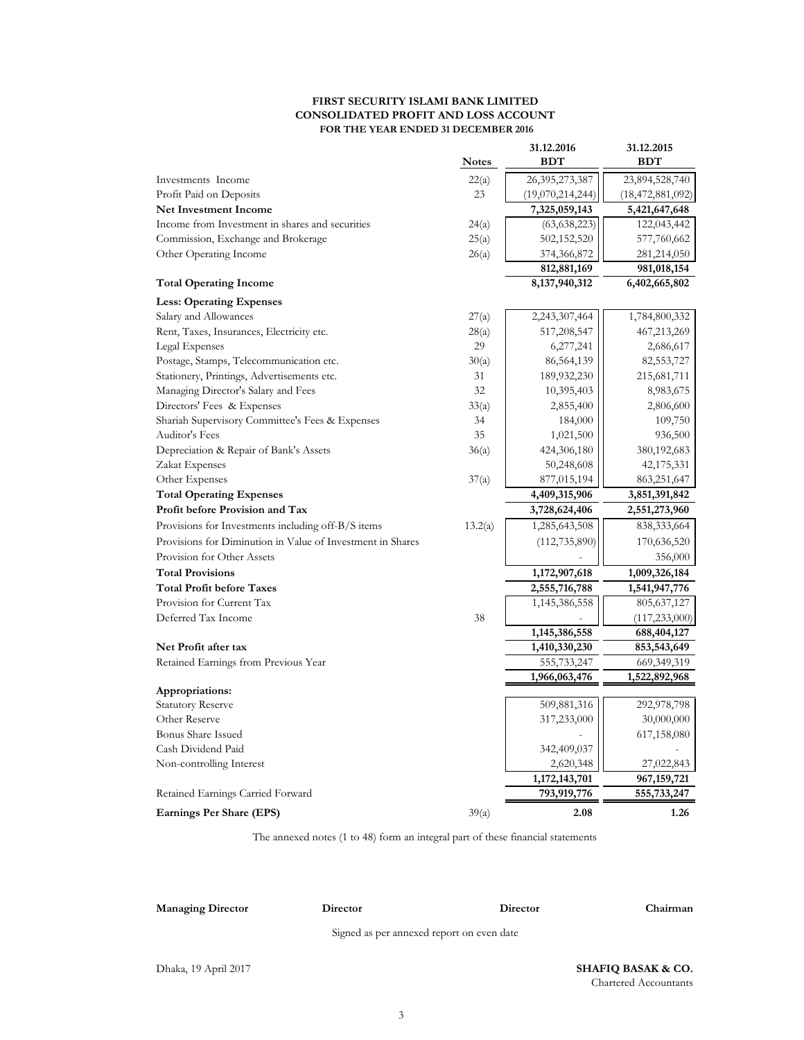**FIRST SECURITY ISLAMI BANK LIMITED**
**CONSOLIDATED PROFIT AND LOSS ACCOUNT**
**FOR THE YEAR ENDED 31 DECEMBER 2016**

| | Notes | 31.12.2016 BDT | 31.12.2015 BDT |
|---|---|---|---|
| Investments Income | 22(a) | 26,395,273,387 | 23,894,528,740 |
| Profit Paid on Deposits | 23 | (19,070,214,244) | (18,472,881,092) |
| **Net Investment Income** | | **7,325,059,143** | **5,421,647,648** |
| Income from Investment in shares and securities | 24(a) | (63,638,223) | 122,043,442 |
| Commission, Exchange and Brokerage | 25(a) | 502,152,520 | 577,760,662 |
| Other Operating Income | 26(a) | 374,366,872 | 281,214,050 |
| | | **812,881,169** | **981,018,154** |
| **Total Operating Income** | | **8,137,940,312** | **6,402,665,802** |
| **Less: Operating Expenses** | | | |
| Salary and Allowances | 27(a) | 2,243,307,464 | 1,784,800,332 |
| Rent, Taxes, Insurances, Electricity etc. | 28(a) | 517,208,547 | 467,213,269 |
| Legal Expenses | 29 | 6,277,241 | 2,686,617 |
| Postage, Stamps, Telecommunication etc. | 30(a) | 86,564,139 | 82,553,727 |
| Stationery, Printings, Advertisements etc. | 31 | 189,932,230 | 215,681,711 |
| Managing Director's Salary and Fees | 32 | 10,395,403 | 8,983,675 |
| Directors' Fees & Expenses | 33(a) | 2,855,400 | 2,806,600 |
| Shariah Supervisory Committee's Fees & Expenses | 34 | 184,000 | 109,750 |
| Auditor's Fees | 35 | 1,021,500 | 936,500 |
| Depreciation & Repair of Bank's Assets | 36(a) | 424,306,180 | 380,192,683 |
| Zakat Expenses | | 50,248,608 | 42,175,331 |
| Other Expenses | 37(a) | 877,015,194 | 863,251,647 |
| **Total Operating Expenses** | | **4,409,315,906** | **3,851,391,842** |
| **Profit before Provision and Tax** | | **3,728,624,406** | **2,551,273,960** |
| Provisions for Investments including off-B/S items | 13.2(a) | 1,285,643,508 | 838,333,664 |
| Provisions for Diminution in Value of Investment in Shares | | (112,735,890) | 170,636,520 |
| Provision for Other Assets | | - | 356,000 |
| **Total Provisions** | | **1,172,907,618** | **1,009,326,184** |
| **Total Profit before Taxes** | | **2,555,716,788** | **1,541,947,776** |
| Provision for Current Tax | | 1,145,386,558 | 805,637,127 |
| Deferred Tax Income | 38 | - | (117,233,000) |
| | | **1,145,386,558** | **688,404,127** |
| **Net Profit after tax** | | **1,410,330,230** | **853,543,649** |
| Retained Earnings from Previous Year | | 555,733,247 | 669,349,319 |
| | | **1,966,063,476** | **1,522,892,968** |
| **Appropriations:** | | | |
| Statutory Reserve | | 509,881,316 | 292,978,798 |
| Other Reserve | | 317,233,000 | 30,000,000 |
| Bonus Share Issued | | - | 617,158,080 |
| Cash Dividend Paid | | 342,409,037 | - |
| Non-controlling Interest | | 2,620,348 | 27,022,843 |
| | | **1,172,143,701** | **967,159,721** |
| Retained Earnings Carried Forward | | **793,919,776** | **555,733,247** |
| **Earnings Per Share (EPS)** | 39(a) | **2.08** | **1.26** |

The annexed notes (1 to 48) form an integral part of these financial statements

**Managing Director** | **Director** | **Director** | **Chairman**

Signed as per annexed report on even date

Dhaka, 19 April 2017

**SHAFIQ BASAK & CO.**
Chartered Accountants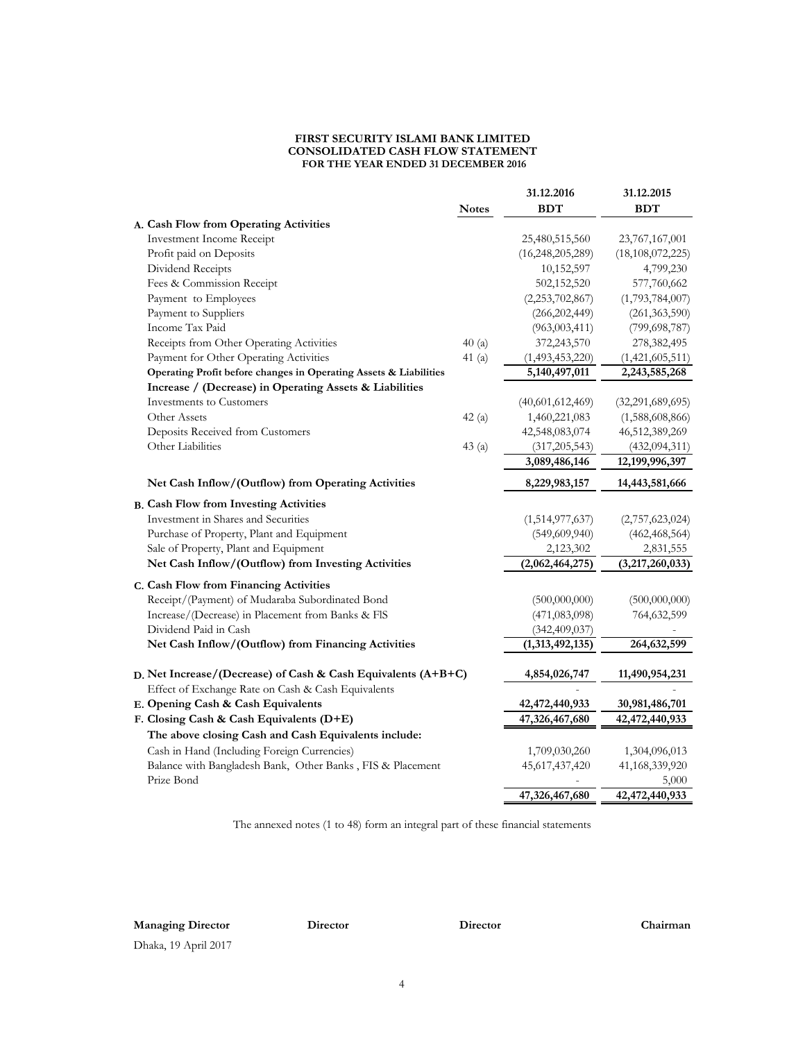**FIRST SECURITY ISLAMI BANK LIMITED**
**CONSOLIDATED CASH FLOW STATEMENT**
**FOR THE YEAR ENDED 31 DECEMBER 2016**

| | Notes | 31.12.2016 BDT | 31.12.2015 BDT |
|---|---|---|---|
| **A. Cash Flow from Operating Activities** | | | |
| Investment Income Receipt | | 25,480,515,560 | 23,767,167,001 |
| Profit paid on Deposits | | (16,248,205,289) | (18,108,072,225) |
| Dividend Receipts | | 10,152,597 | 4,799,230 |
| Fees & Commission Receipt | | 502,152,520 | 577,760,662 |
| Payment to Employees | | (2,253,702,867) | (1,793,784,007) |
| Payment to Suppliers | | (266,202,449) | (261,363,590) |
| Income Tax Paid | | (963,003,411) | (799,698,787) |
| Receipts from Other Operating Activities | 40 (a) | 372,243,570 | 278,382,495 |
| Payment for Other Operating Activities | 41 (a) | (1,493,453,220) | (1,421,605,511) |
| **Operating Profit before changes in Operating Assets & Liabilities** | | **5,140,497,011** | **2,243,585,268** |
| **Increase / (Decrease) in Operating Assets & Liabilities** | | | |
| Investments to Customers | | (40,601,612,469) | (32,291,689,695) |
| Other Assets | 42 (a) | 1,460,221,083 | (1,588,608,866) |
| Deposits Received from Customers | | 42,548,083,074 | 46,512,389,269 |
| Other Liabilities | 43 (a) | (317,205,543) | (432,094,311) |
| | | **3,089,486,146** | **12,199,996,397** |
| **Net Cash Inflow/(Outflow) from Operating Activities** | | **8,229,983,157** | **14,443,581,666** |
| **B. Cash Flow from Investing Activities** | | | |
| Investment in Shares and Securities | | (1,514,977,637) | (2,757,623,024) |
| Purchase of Property, Plant and Equipment | | (549,609,940) | (462,468,564) |
| Sale of Property, Plant and Equipment | | 2,123,302 | 2,831,555 |
| **Net Cash Inflow/(Outflow) from Investing Activities** | | **(2,062,464,275)** | **(3,217,260,033)** |
| **C. Cash Flow from Financing Activities** | | | |
| Receipt/(Payment) of Mudaraba Subordinated Bond | | (500,000,000) | (500,000,000) |
| Increase/(Decrease) in Placement from Banks & FIS | | (471,083,098) | 764,632,599 |
| Dividend Paid in Cash | | (342,409,037) | - |
| **Net Cash Inflow/(Outflow) from Financing Activities** | | **(1,313,492,135)** | **264,632,599** |
| **D. Net Increase/(Decrease) of Cash & Cash Equivalents (A+B+C)** | | **4,854,026,747** | **11,490,954,231** |
| Effect of Exchange Rate on Cash & Cash Equivalents | | - | - |
| **E. Opening Cash & Cash Equivalents** | | **42,472,440,933** | **30,981,486,701** |
| **F. Closing Cash & Cash Equivalents (D+E)** | | **47,326,467,680** | **42,472,440,933** |
| **The above closing Cash and Cash Equivalents include:** | | | |
| Cash in Hand (Including Foreign Currencies) | | 1,709,030,260 | 1,304,096,013 |
| Balance with Bangladesh Bank, Other Banks , FIS & Placement | | 45,617,437,420 | 41,168,339,920 |
| Prize Bond | | - | 5,000 |
| | | **47,326,467,680** | **42,472,440,933** |

The annexed notes (1 to 48) form an integral part of these financial statements

**Managing Director** **Director** **Director** **Chairman**

Dhaka, 19 April 2017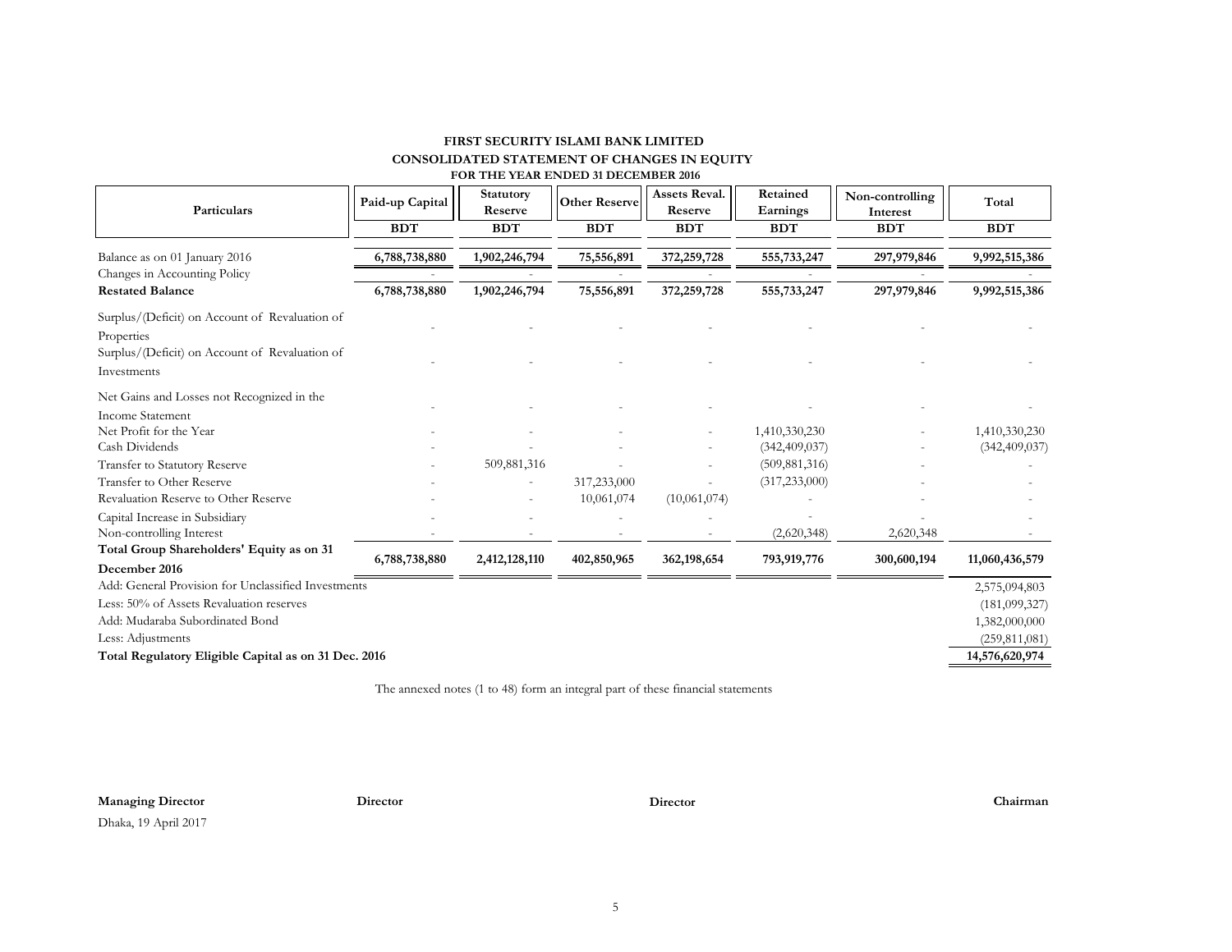**FIRST SECURITY ISLAMI BANK LIMITED**

**CONSOLIDATED STATEMENT OF CHANGES IN EQUITY**

**FOR THE YEAR ENDED 31 DECEMBER 2016**

| Particulars | Paid-up Capital | Statutory Reserve | Other Reserve | Assets Reval. Reserve | Retained Earnings | Non-controlling Interest | Total |
|---|---|---|---|---|---|---|---|
| | BDT | BDT | BDT | BDT | BDT | BDT | BDT |
| Balance as on 01 January 2016 | 6,788,738,880 | 1,902,246,794 | 75,556,891 | 372,259,728 | 555,733,247 | 297,979,846 | 9,992,515,386 |
| Changes in Accounting Policy | - | - | - | - | - | - | - |
| **Restated Balance** | 6,788,738,880 | 1,902,246,794 | 75,556,891 | 372,259,728 | 555,733,247 | 297,979,846 | 9,992,515,386 |
| Surplus/(Deficit) on Account of Revaluation of Properties | - | - | - | - | - | - | - |
| Surplus/(Deficit) on Account of Revaluation of Investments | - | - | - | - | - | - | - |
| Net Gains and Losses not Recognized in the Income Statement | - | - | - | - | - | - | - |
| Net Profit for the Year | - | - | - | - | 1,410,330,230 | - | 1,410,330,230 |
| Cash Dividends | - | - | - | - | (342,409,037) | - | (342,409,037) |
| Transfer to Statutory Reserve | - | 509,881,316 | - | - | (509,881,316) | - | - |
| Transfer to Other Reserve | - | - | 317,233,000 | - | (317,233,000) | - | - |
| Revaluation Reserve to Other Reserve | - | - | 10,061,074 | (10,061,074) | - | - | - |
| Capital Increase in Subsidiary | - | - | - | - | - | - | - |
| Non-controlling Interest | - | - | - | - | (2,620,348) | 2,620,348 | - |
| **Total Group Shareholders' Equity as on 31 December 2016** | 6,788,738,880 | 2,412,128,110 | 402,850,965 | 362,198,654 | 793,919,776 | 300,600,194 | 11,060,436,579 |
| Add: General Provision for Unclassified Investments | | | | | | | 2,575,094,803 |
| Less: 50% of Assets Revaluation reserves | | | | | | | (181,099,327) |
| Add: Mudaraba Subordinated Bond | | | | | | | 1,382,000,000 |
| Less: Adjustments | | | | | | | (259,811,081) |
| **Total Regulatory Eligible Capital as on 31 Dec. 2016** | | | | | | | 14,576,620,974 |

The annexed notes (1 to 48) form an integral part of these financial statements

**Managing Director** **Director** **Director** **Chairman**

Dhaka, 19 April 2017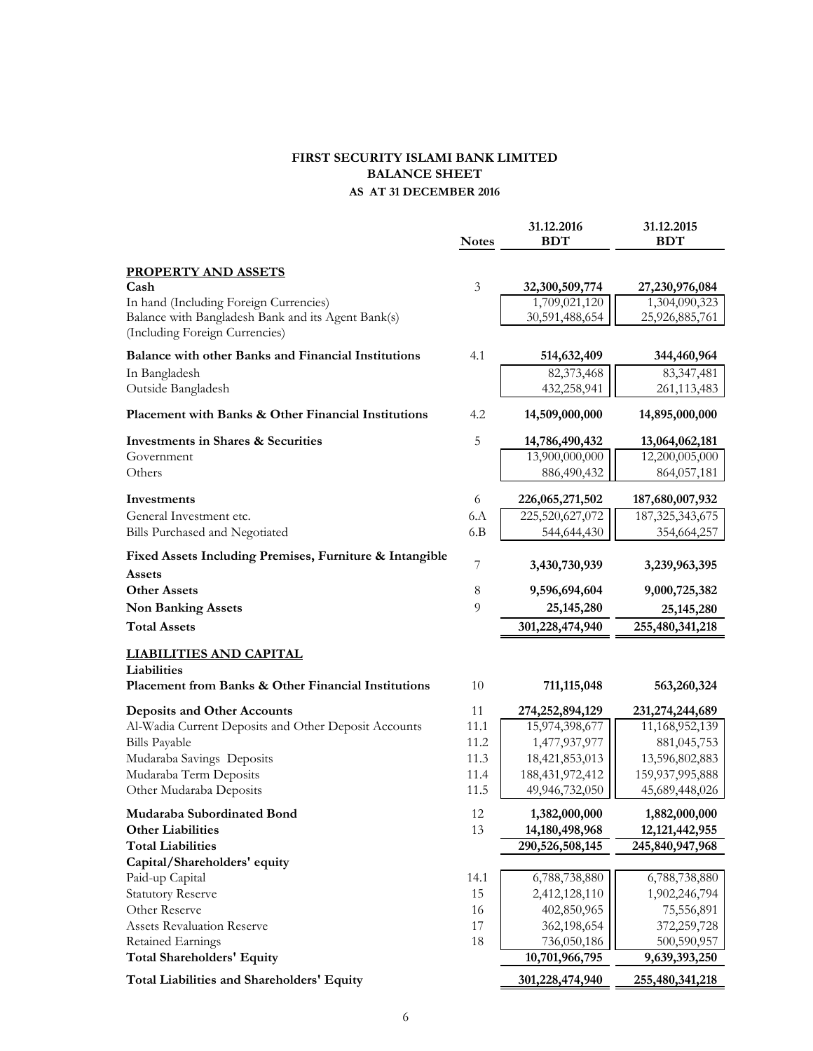# FIRST SECURITY ISLAMI BANK LIMITED
## BALANCE SHEET
### AS AT 31 DECEMBER 2016

| | Notes | 31.12.2016 BDT | 31.12.2015 BDT |
|---|---|---|---|
| **PROPERTY AND ASSETS** | | | |
| **Cash** | 3 | **32,300,509,774** | **27,230,976,084** |
| In hand (Including Foreign Currencies) | | 1,709,021,120 | 1,304,090,323 |
| Balance with Bangladesh Bank and its Agent Bank(s) (Including Foreign Currencies) | | 30,591,488,654 | 25,926,885,761 |
| **Balance with other Banks and Financial Institutions** | 4.1 | **514,632,409** | **344,460,964** |
| In Bangladesh | | 82,373,468 | 83,347,481 |
| Outside Bangladesh | | 432,258,941 | 261,113,483 |
| **Placement with Banks & Other Financial Institutions** | 4.2 | **14,509,000,000** | **14,895,000,000** |
| **Investments in Shares & Securities** | 5 | **14,786,490,432** | **13,064,062,181** |
| Government | | 13,900,000,000 | 12,200,005,000 |
| Others | | 886,490,432 | 864,057,181 |
| **Investments** | 6 | **226,065,271,502** | **187,680,007,932** |
| General Investment etc. | 6.A | 225,520,627,072 | 187,325,343,675 |
| Bills Purchased and Negotiated | 6.B | 544,644,430 | 354,664,257 |
| **Fixed Assets Including Premises, Furniture & Intangible Assets** | 7 | **3,430,730,939** | **3,239,963,395** |
| **Other Assets** | 8 | **9,596,694,604** | **9,000,725,382** |
| **Non Banking Assets** | 9 | **25,145,280** | **25,145,280** |
| **Total Assets** | | **301,228,474,940** | **255,480,341,218** |
| **LIABILITIES AND CAPITAL** | | | |
| **Liabilities** | | | |
| **Placement from Banks & Other Financial Institutions** | 10 | **711,115,048** | **563,260,324** |
| **Deposits and Other Accounts** | 11 | **274,252,894,129** | **231,274,244,689** |
| Al-Wadia Current Deposits and Other Deposit Accounts | 11.1 | 15,974,398,677 | 11,168,952,139 |
| Bills Payable | 11.2 | 1,477,937,977 | 881,045,753 |
| Mudaraba Savings Deposits | 11.3 | 18,421,853,013 | 13,596,802,883 |
| Mudaraba Term Deposits | 11.4 | 188,431,972,412 | 159,937,995,888 |
| Other Mudaraba Deposits | 11.5 | 49,946,732,050 | 45,689,448,026 |
| **Mudaraba Subordinated Bond** | 12 | **1,382,000,000** | **1,882,000,000** |
| **Other Liabilities** | 13 | **14,180,498,968** | **12,121,442,955** |
| **Total Liabilities** | | **290,526,508,145** | **245,840,947,968** |
| **Capital/Shareholders' equity** | | | |
| Paid-up Capital | 14.1 | 6,788,738,880 | 6,788,738,880 |
| Statutory Reserve | 15 | 2,412,128,110 | 1,902,246,794 |
| Other Reserve | 16 | 402,850,965 | 75,556,891 |
| Assets Revaluation Reserve | 17 | 362,198,654 | 372,259,728 |
| Retained Earnings | 18 | 736,050,186 | 500,590,957 |
| **Total Shareholders' Equity** | | **10,701,966,795** | **9,639,393,250** |
| **Total Liabilities and Shareholders' Equity** | | **301,228,474,940** | **255,480,341,218** |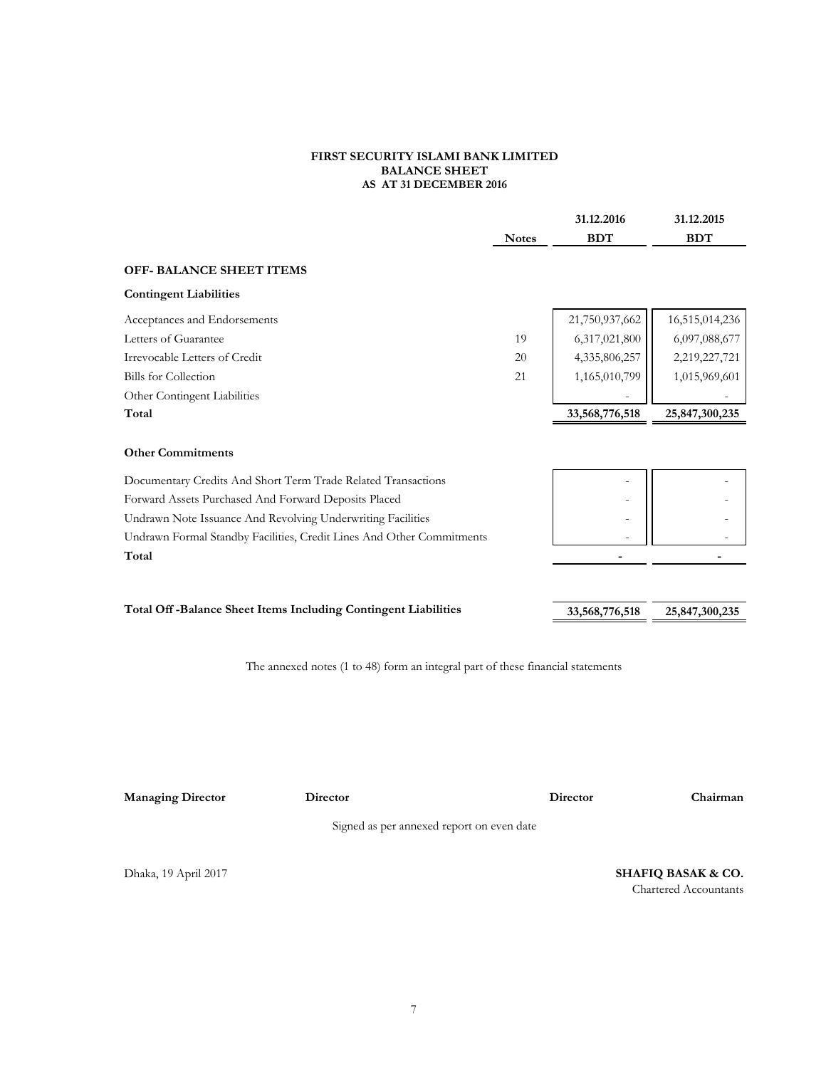**FIRST SECURITY ISLAMI BANK LIMITED**
**BALANCE SHEET**
**AS AT 31 DECEMBER 2016**

| | Notes | 31.12.2016 BDT | 31.12.2015 BDT |
|---|---|---|---|
| **OFF- BALANCE SHEET ITEMS** | | | |
| **Contingent Liabilities** | | | |
| Acceptances and Endorsements | | 21,750,937,662 | 16,515,014,236 |
| Letters of Guarantee | 19 | 6,317,021,800 | 6,097,088,677 |
| Irrevocable Letters of Credit | 20 | 4,335,806,257 | 2,219,227,721 |
| Bills for Collection | 21 | 1,165,010,799 | 1,015,969,601 |
| Other Contingent Liabilities | | - | - |
| **Total** | | **33,568,776,518** | **25,847,300,235** |
| **Other Commitments** | | | |
| Documentary Credits And Short Term Trade Related Transactions | | - | - |
| Forward Assets Purchased And Forward Deposits Placed | | - | - |
| Undrawn Note Issuance And Revolving Underwriting Facilities | | - | - |
| Undrawn Formal Standby Facilities, Credit Lines And Other Commitments | | - | - |
| **Total** | | **-** | **-** |
| **Total Off -Balance Sheet Items Including Contingent Liabilities** | | **33,568,776,518** | **25,847,300,235** |

The annexed notes (1 to 48) form an integral part of these financial statements

**Managing Director** **Director** **Director** **Chairman**

Signed as per annexed report on even date

Dhaka, 19 April 2017

**SHAFIQ BASAK & CO.**
Chartered Accountants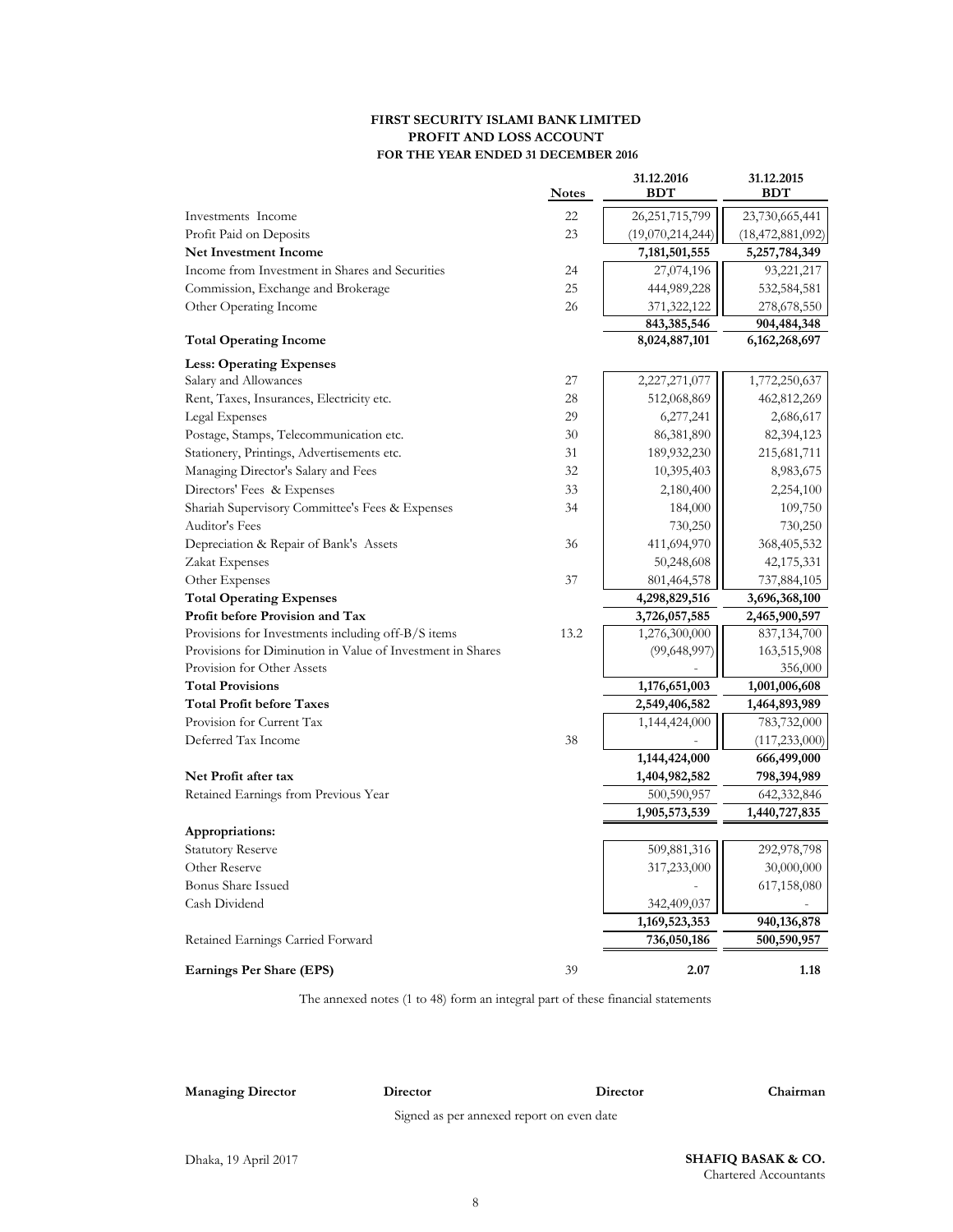# FIRST SECURITY ISLAMI BANK LIMITED
## PROFIT AND LOSS ACCOUNT
### FOR THE YEAR ENDED 31 DECEMBER 2016

| | Notes | 31.12.2016 BDT | 31.12.2015 BDT |
|---|---|---|---|
| Investments Income | 22 | 26,251,715,799 | 23,730,665,441 |
| Profit Paid on Deposits | 23 | (19,070,214,244) | (18,472,881,092) |
| **Net Investment Income** | | **7,181,501,555** | **5,257,784,349** |
| Income from Investment in Shares and Securities | 24 | 27,074,196 | 93,221,217 |
| Commission, Exchange and Brokerage | 25 | 444,989,228 | 532,584,581 |
| Other Operating Income | 26 | 371,322,122 | 278,678,550 |
| | | **843,385,546** | **904,484,348** |
| **Total Operating Income** | | **8,024,887,101** | **6,162,268,697** |
| **Less: Operating Expenses** | | | |
| Salary and Allowances | 27 | 2,227,271,077 | 1,772,250,637 |
| Rent, Taxes, Insurances, Electricity etc. | 28 | 512,068,869 | 462,812,269 |
| Legal Expenses | 29 | 6,277,241 | 2,686,617 |
| Postage, Stamps, Telecommunication etc. | 30 | 86,381,890 | 82,394,123 |
| Stationery, Printings, Advertisements etc. | 31 | 189,932,230 | 215,681,711 |
| Managing Director's Salary and Fees | 32 | 10,395,403 | 8,983,675 |
| Directors' Fees & Expenses | 33 | 2,180,400 | 2,254,100 |
| Shariah Supervisory Committee's Fees & Expenses | 34 | 184,000 | 109,750 |
| Auditor's Fees | | 730,250 | 730,250 |
| Depreciation & Repair of Bank's Assets | 36 | 411,694,970 | 368,405,532 |
| Zakat Expenses | | 50,248,608 | 42,175,331 |
| Other Expenses | 37 | 801,464,578 | 737,884,105 |
| **Total Operating Expenses** | | **4,298,829,516** | **3,696,368,100** |
| **Profit before Provision and Tax** | | **3,726,057,585** | **2,465,900,597** |
| Provisions for Investments including off-B/S items | 13.2 | 1,276,300,000 | 837,134,700 |
| Provisions for Diminution in Value of Investment in Shares | | (99,648,997) | 163,515,908 |
| Provision for Other Assets | | - | 356,000 |
| **Total Provisions** | | **1,176,651,003** | **1,001,006,608** |
| **Total Profit before Taxes** | | **2,549,406,582** | **1,464,893,989** |
| Provision for Current Tax | | 1,144,424,000 | 783,732,000 |
| Deferred Tax Income | 38 | - | (117,233,000) |
| | | **1,144,424,000** | **666,499,000** |
| **Net Profit after tax** | | **1,404,982,582** | **798,394,989** |
| Retained Earnings from Previous Year | | 500,590,957 | 642,332,846 |
| | | **1,905,573,539** | **1,440,727,835** |
| **Appropriations:** | | | |
| Statutory Reserve | | 509,881,316 | 292,978,798 |
| Other Reserve | | 317,233,000 | 30,000,000 |
| Bonus Share Issued | | - | 617,158,080 |
| Cash Dividend | | 342,409,037 | - |
| | | **1,169,523,353** | **940,136,878** |
| Retained Earnings Carried Forward | | **736,050,186** | **500,590,957** |
| **Earnings Per Share (EPS)** | 39 | **2.07** | **1.18** |

The annexed notes (1 to 48) form an integral part of these financial statements

**Managing Director** &nbsp;&nbsp;&nbsp; **Director** &nbsp;&nbsp;&nbsp; **Director** &nbsp;&nbsp;&nbsp; **Chairman**

Signed as per annexed report on even date

Dhaka, 19 April 2017

**SHAFIQ BASAK & CO.**
Chartered Accountants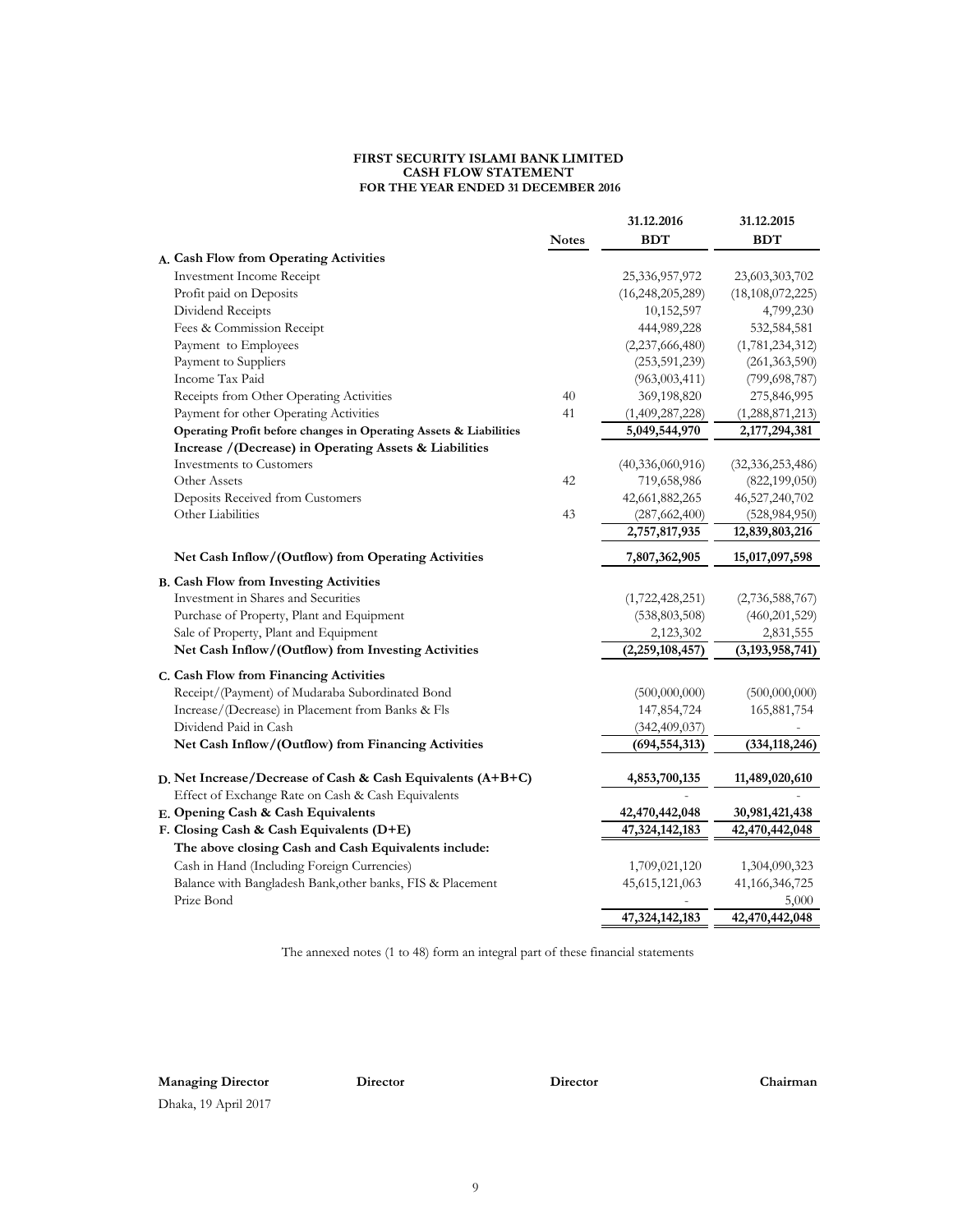**FIRST SECURITY ISLAMI BANK LIMITED**
**CASH FLOW STATEMENT**
**FOR THE YEAR ENDED 31 DECEMBER 2016**

| | Notes | 31.12.2016 BDT | 31.12.2015 BDT |
|---|---|---|---|
| **A. Cash Flow from Operating Activities** | | | |
| Investment Income Receipt | | 25,336,957,972 | 23,603,303,702 |
| Profit paid on Deposits | | (16,248,205,289) | (18,108,072,225) |
| Dividend Receipts | | 10,152,597 | 4,799,230 |
| Fees & Commission Receipt | | 444,989,228 | 532,584,581 |
| Payment to Employees | | (2,237,666,480) | (1,781,234,312) |
| Payment to Suppliers | | (253,591,239) | (261,363,590) |
| Income Tax Paid | | (963,003,411) | (799,698,787) |
| Receipts from Other Operating Activities | 40 | 369,198,820 | 275,846,995 |
| Payment for other Operating Activities | 41 | (1,409,287,228) | (1,288,871,213) |
| **Operating Profit before changes in Operating Assets & Liabilities** | | **5,049,544,970** | **2,177,294,381** |
| **Increase /(Decrease) in Operating Assets & Liabilities** | | | |
| Investments to Customers | | (40,336,060,916) | (32,336,253,486) |
| Other Assets | 42 | 719,658,986 | (822,199,050) |
| Deposits Received from Customers | | 42,661,882,265 | 46,527,240,702 |
| Other Liabilities | 43 | (287,662,400) | (528,984,950) |
| | | **2,757,817,935** | **12,839,803,216** |
| **Net Cash Inflow/(Outflow) from Operating Activities** | | **7,807,362,905** | **15,017,097,598** |
| **B. Cash Flow from Investing Activities** | | | |
| Investment in Shares and Securities | | (1,722,428,251) | (2,736,588,767) |
| Purchase of Property, Plant and Equipment | | (538,803,508) | (460,201,529) |
| Sale of Property, Plant and Equipment | | 2,123,302 | 2,831,555 |
| **Net Cash Inflow/(Outflow) from Investing Activities** | | **(2,259,108,457)** | **(3,193,958,741)** |
| **C. Cash Flow from Financing Activities** | | | |
| Receipt/(Payment) of Mudaraba Subordinated Bond | | (500,000,000) | (500,000,000) |
| Increase/(Decrease) in Placement from Banks & FIs | | 147,854,724 | 165,881,754 |
| Dividend Paid in Cash | | (342,409,037) | - |
| **Net Cash Inflow/(Outflow) from Financing Activities** | | **(694,554,313)** | **(334,118,246)** |
| **D. Net Increase/Decrease of Cash & Cash Equivalents (A+B+C)** | | **4,853,700,135** | **11,489,020,610** |
| Effect of Exchange Rate on Cash & Cash Equivalents | | - | - |
| **E. Opening Cash & Cash Equivalents** | | **42,470,442,048** | **30,981,421,438** |
| **F. Closing Cash & Cash Equivalents (D+E)** | | **47,324,142,183** | **42,470,442,048** |
| **The above closing Cash and Cash Equivalents include:** | | | |
| Cash in Hand (Including Foreign Currencies) | | 1,709,021,120 | 1,304,090,323 |
| Balance with Bangladesh Bank,other banks, FIS & Placement | | 45,615,121,063 | 41,166,346,725 |
| Prize Bond | | - | 5,000 |
| | | **47,324,142,183** | **42,470,442,048** |

The annexed notes (1 to 48) form an integral part of these financial statements

**Managing Director** **Director** **Director** **Chairman**

Dhaka, 19 April 2017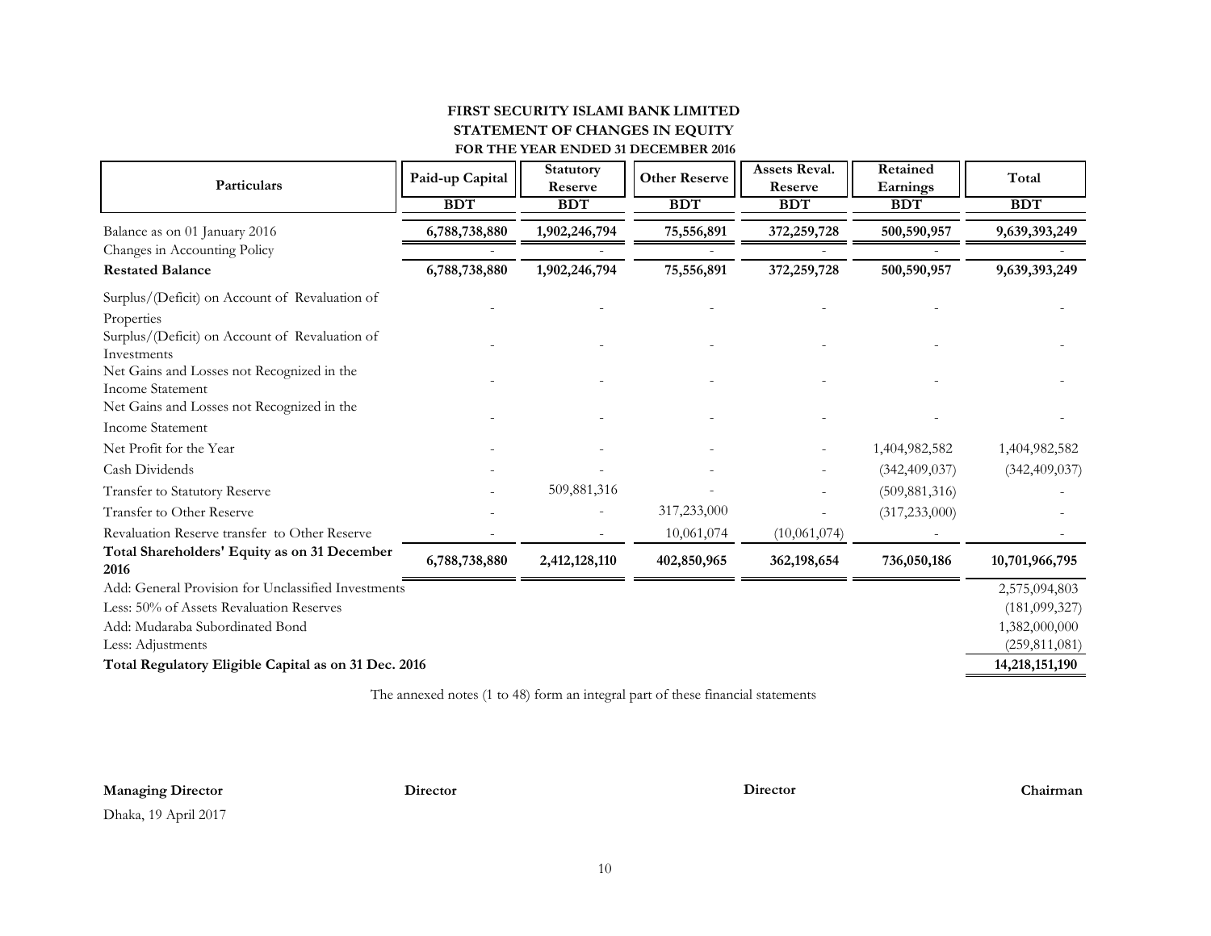# FIRST SECURITY ISLAMI BANK LIMITED
## STATEMENT OF CHANGES IN EQUITY
### FOR THE YEAR ENDED 31 DECEMBER 2016

| Particulars | Paid-up Capital | Statutory Reserve | Other Reserve | Assets Reval. Reserve | Retained Earnings | Total |
|---|---|---|---|---|---|---|
| | BDT | BDT | BDT | BDT | BDT | BDT |
| Balance as on 01 January 2016 | 6,788,738,880 | 1,902,246,794 | 75,556,891 | 372,259,728 | 500,590,957 | 9,639,393,249 |
| Changes in Accounting Policy | - | - | - | - | - | - |
| **Restated Balance** | 6,788,738,880 | 1,902,246,794 | 75,556,891 | 372,259,728 | 500,590,957 | 9,639,393,249 |
| Surplus/(Deficit) on Account of Revaluation of Properties | - | - | - | - | - | - |
| Surplus/(Deficit) on Account of Revaluation of Investments | - | - | - | - | - | - |
| Net Gains and Losses not Recognized in the Income Statement | - | - | - | - | - | - |
| Net Gains and Losses not Recognized in the Income Statement | - | - | - | - | - | - |
| Net Profit for the Year | - | - | - | - | 1,404,982,582 | 1,404,982,582 |
| Cash Dividends | - | - | - | - | (342,409,037) | (342,409,037) |
| Transfer to Statutory Reserve | - | 509,881,316 | - | - | (509,881,316) | - |
| Transfer to Other Reserve | - | - | 317,233,000 | - | (317,233,000) | - |
| Revaluation Reserve transfer to Other Reserve | - | - | 10,061,074 | (10,061,074) | - | - |
| **Total Shareholders' Equity as on 31 December 2016** | 6,788,738,880 | 2,412,128,110 | 402,850,965 | 362,198,654 | 736,050,186 | 10,701,966,795 |
| Add: General Provision for Unclassified Investments | | | | | | 2,575,094,803 |
| Less: 50% of Assets Revaluation Reserves | | | | | | (181,099,327) |
| Add: Mudaraba Subordinated Bond | | | | | | 1,382,000,000 |
| Less: Adjustments | | | | | | (259,811,081) |
| **Total Regulatory Eligible Capital as on 31 Dec. 2016** | | | | | | 14,218,151,190 |

The annexed notes (1 to 48) form an integral part of these financial statements

**Managing Director** **Director** **Director** **Chairman**

Dhaka, 19 April 2017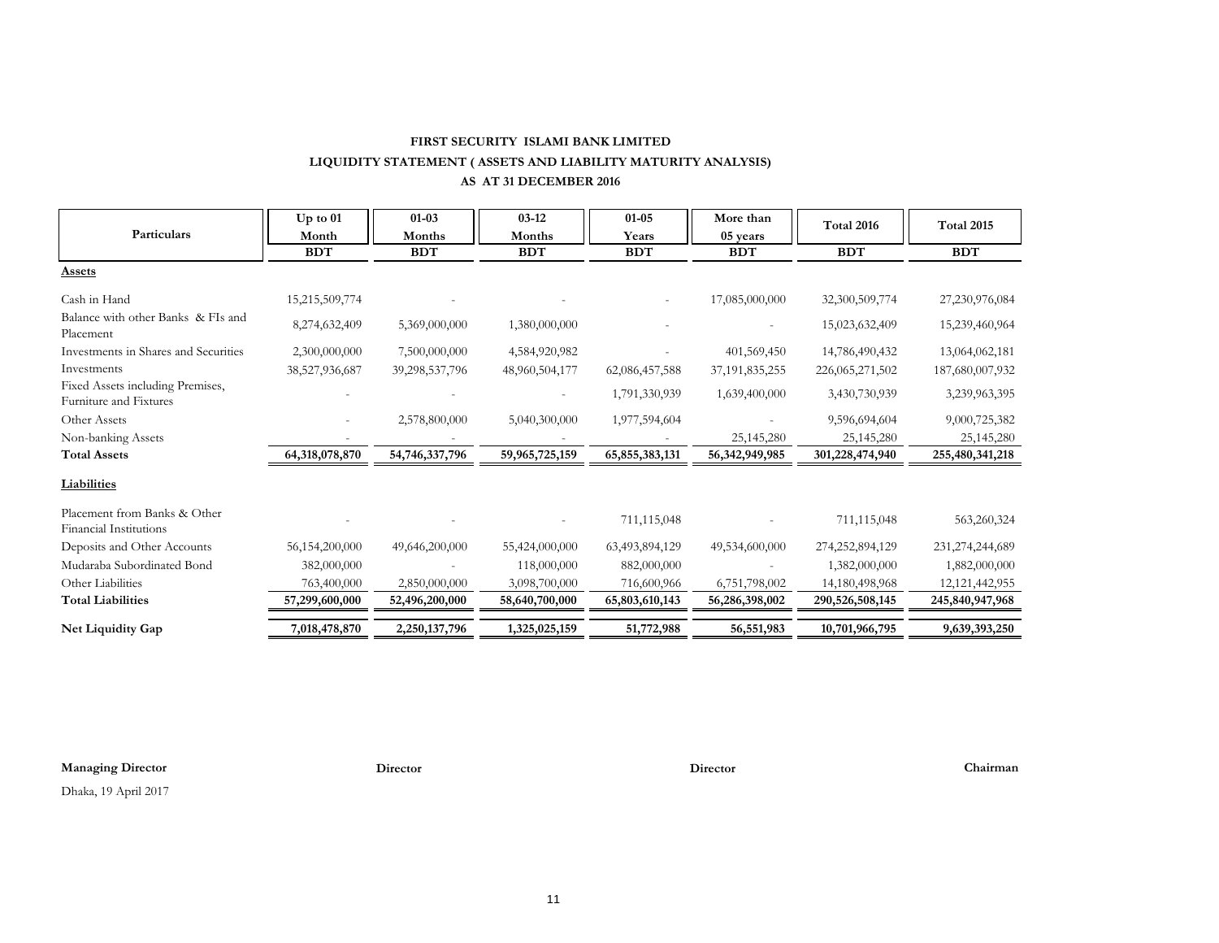**FIRST SECURITY ISLAMI BANK LIMITED**

**LIQUIDITY STATEMENT ( ASSETS AND LIABILITY MATURITY ANALYSIS)**

**AS AT 31 DECEMBER 2016**

| Particulars | Up to 01 Month | 01-03 Months | 03-12 Months | 01-05 Years | More than 05 years | Total 2016 | Total 2015 |
|---|---|---|---|---|---|---|---|
| | BDT | BDT | BDT | BDT | BDT | BDT | BDT |
| **Assets** | | | | | | | |
| Cash in Hand | 15,215,509,774 | - | - | - | 17,085,000,000 | 32,300,509,774 | 27,230,976,084 |
| Balance with other Banks & FIs and Placement | 8,274,632,409 | 5,369,000,000 | 1,380,000,000 | - | - | 15,023,632,409 | 15,239,460,964 |
| Investments in Shares and Securities | 2,300,000,000 | 7,500,000,000 | 4,584,920,982 | - | 401,569,450 | 14,786,490,432 | 13,064,062,181 |
| Investments | 38,527,936,687 | 39,298,537,796 | 48,960,504,177 | 62,086,457,588 | 37,191,835,255 | 226,065,271,502 | 187,680,007,932 |
| Fixed Assets including Premises, Furniture and Fixtures | - | - | - | 1,791,330,939 | 1,639,400,000 | 3,430,730,939 | 3,239,963,395 |
| Other Assets | - | 2,578,800,000 | 5,040,300,000 | 1,977,594,604 | - | 9,596,694,604 | 9,000,725,382 |
| Non-banking Assets | - | - | - | - | 25,145,280 | 25,145,280 | 25,145,280 |
| **Total Assets** | **64,318,078,870** | **54,746,337,796** | **59,965,725,159** | **65,855,383,131** | **56,342,949,985** | **301,228,474,940** | **255,480,341,218** |
| **Liabilities** | | | | | | | |
| Placement from Banks & Other Financial Institutions | - | - | - | 711,115,048 | - | 711,115,048 | 563,260,324 |
| Deposits and Other Accounts | 56,154,200,000 | 49,646,200,000 | 55,424,000,000 | 63,493,894,129 | 49,534,600,000 | 274,252,894,129 | 231,274,244,689 |
| Mudaraba Subordinated Bond | 382,000,000 | - | 118,000,000 | 882,000,000 | - | 1,382,000,000 | 1,882,000,000 |
| Other Liabilities | 763,400,000 | 2,850,000,000 | 3,098,700,000 | 716,600,966 | 6,751,798,002 | 14,180,498,968 | 12,121,442,955 |
| **Total Liabilities** | **57,299,600,000** | **52,496,200,000** | **58,640,700,000** | **65,803,610,143** | **56,286,398,002** | **290,526,508,145** | **245,840,947,968** |
| **Net Liquidity Gap** | **7,018,478,870** | **2,250,137,796** | **1,325,025,159** | **51,772,988** | **56,551,983** | **10,701,966,795** | **9,639,393,250** |

**Managing Director** **Director** **Director** **Chairman**

Dhaka, 19 April 2017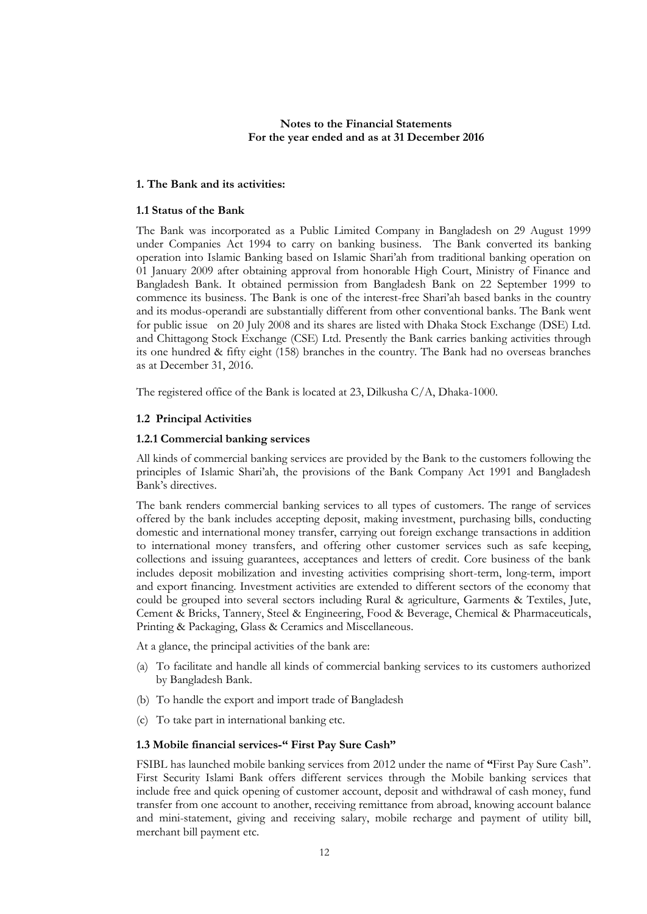**Notes to the Financial Statements**
**For the year ended and as at 31 December 2016**

## 1. The Bank and its activities:

### 1.1 Status of the Bank

The Bank was incorporated as a Public Limited Company in Bangladesh on 29 August 1999 under Companies Act 1994 to carry on banking business. The Bank converted its banking operation into Islamic Banking based on Islamic Shari'ah from traditional banking operation on 01 January 2009 after obtaining approval from honorable High Court, Ministry of Finance and Bangladesh Bank. It obtained permission from Bangladesh Bank on 22 September 1999 to commence its business. The Bank is one of the interest-free Shari'ah based banks in the country and its modus-operandi are substantially different from other conventional banks. The Bank went for public issue on 20 July 2008 and its shares are listed with Dhaka Stock Exchange (DSE) Ltd. and Chittagong Stock Exchange (CSE) Ltd. Presently the Bank carries banking activities through its one hundred & fifty eight (158) branches in the country. The Bank had no overseas branches as at December 31, 2016.

The registered office of the Bank is located at 23, Dilkusha C/A, Dhaka-1000.

### 1.2 Principal Activities

#### 1.2.1 Commercial banking services

All kinds of commercial banking services are provided by the Bank to the customers following the principles of Islamic Shari'ah, the provisions of the Bank Company Act 1991 and Bangladesh Bank's directives.

The bank renders commercial banking services to all types of customers. The range of services offered by the bank includes accepting deposit, making investment, purchasing bills, conducting domestic and international money transfer, carrying out foreign exchange transactions in addition to international money transfers, and offering other customer services such as safe keeping, collections and issuing guarantees, acceptances and letters of credit. Core business of the bank includes deposit mobilization and investing activities comprising short-term, long-term, import and export financing. Investment activities are extended to different sectors of the economy that could be grouped into several sectors including Rural & agriculture, Garments & Textiles, Jute, Cement & Bricks, Tannery, Steel & Engineering, Food & Beverage, Chemical & Pharmaceuticals, Printing & Packaging, Glass & Ceramics and Miscellaneous.

At a glance, the principal activities of the bank are:

(a) To facilitate and handle all kinds of commercial banking services to its customers authorized by Bangladesh Bank.

(b) To handle the export and import trade of Bangladesh

(c) To take part in international banking etc.

### 1.3 Mobile financial services-" First Pay Sure Cash"

FSIBL has launched mobile banking services from 2012 under the name of **"**First Pay Sure Cash". First Security Islami Bank offers different services through the Mobile banking services that include free and quick opening of customer account, deposit and withdrawal of cash money, fund transfer from one account to another, receiving remittance from abroad, knowing account balance and mini-statement, giving and receiving salary, mobile recharge and payment of utility bill, merchant bill payment etc.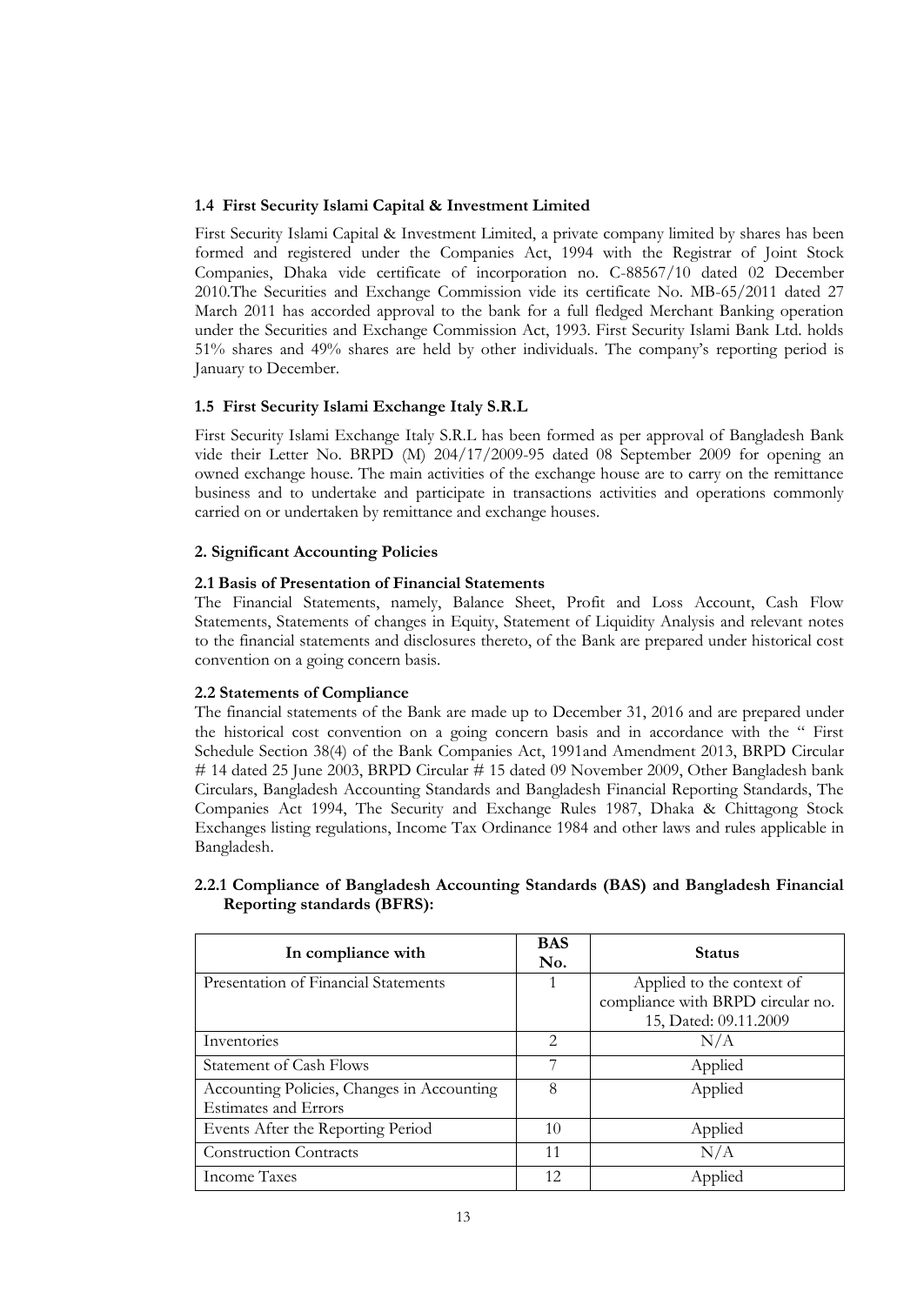### 1.4 First Security Islami Capital & Investment Limited

First Security Islami Capital & Investment Limited, a private company limited by shares has been formed and registered under the Companies Act, 1994 with the Registrar of Joint Stock Companies, Dhaka vide certificate of incorporation no. C-88567/10 dated 02 December 2010.The Securities and Exchange Commission vide its certificate No. MB-65/2011 dated 27 March 2011 has accorded approval to the bank for a full fledged Merchant Banking operation under the Securities and Exchange Commission Act, 1993. First Security Islami Bank Ltd. holds 51% shares and 49% shares are held by other individuals. The company's reporting period is January to December.

### 1.5 First Security Islami Exchange Italy S.R.L

First Security Islami Exchange Italy S.R.L has been formed as per approval of Bangladesh Bank vide their Letter No. BRPD (M) 204/17/2009-95 dated 08 September 2009 for opening an owned exchange house. The main activities of the exchange house are to carry on the remittance business and to undertake and participate in transactions activities and operations commonly carried on or undertaken by remittance and exchange houses.

## 2. Significant Accounting Policies

### 2.1 Basis of Presentation of Financial Statements

The Financial Statements, namely, Balance Sheet, Profit and Loss Account, Cash Flow Statements, Statements of changes in Equity, Statement of Liquidity Analysis and relevant notes to the financial statements and disclosures thereto, of the Bank are prepared under historical cost convention on a going concern basis.

### 2.2 Statements of Compliance

The financial statements of the Bank are made up to December 31, 2016 and are prepared under the historical cost convention on a going concern basis and in accordance with the " First Schedule Section 38(4) of the Bank Companies Act, 1991and Amendment 2013, BRPD Circular # 14 dated 25 June 2003, BRPD Circular # 15 dated 09 November 2009, Other Bangladesh bank Circulars, Bangladesh Accounting Standards and Bangladesh Financial Reporting Standards, The Companies Act 1994, The Security and Exchange Rules 1987, Dhaka & Chittagong Stock Exchanges listing regulations, Income Tax Ordinance 1984 and other laws and rules applicable in Bangladesh.

#### 2.2.1 Compliance of Bangladesh Accounting Standards (BAS) and Bangladesh Financial Reporting standards (BFRS):

| In compliance with | BAS No. | Status |
|---|---|---|
| Presentation of Financial Statements | 1 | Applied to the context of compliance with BRPD circular no. 15, Dated: 09.11.2009 |
| Inventories | 2 | N/A |
| Statement of Cash Flows | 7 | Applied |
| Accounting Policies, Changes in Accounting Estimates and Errors | 8 | Applied |
| Events After the Reporting Period | 10 | Applied |
| Construction Contracts | 11 | N/A |
| Income Taxes | 12 | Applied |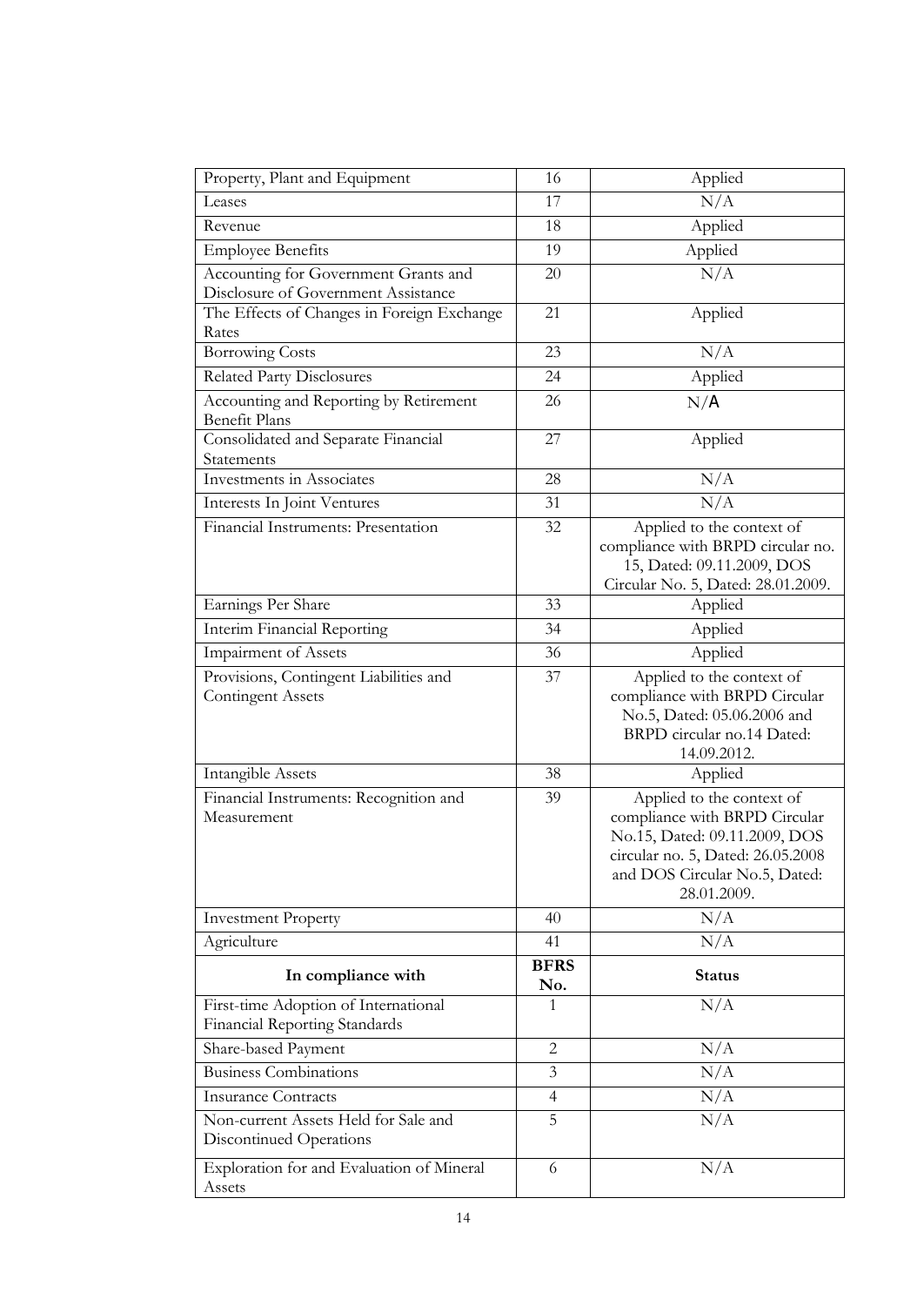| Property, Plant and Equipment | 16 | Applied |
|---|---|---|
| Leases | 17 | N/A |
| Revenue | 18 | Applied |
| Employee Benefits | 19 | Applied |
| Accounting for Government Grants and Disclosure of Government Assistance | 20 | N/A |
| The Effects of Changes in Foreign Exchange Rates | 21 | Applied |
| Borrowing Costs | 23 | N/A |
| Related Party Disclosures | 24 | Applied |
| Accounting and Reporting by Retirement Benefit Plans | 26 | N/A |
| Consolidated and Separate Financial Statements | 27 | Applied |
| Investments in Associates | 28 | N/A |
| Interests In Joint Ventures | 31 | N/A |
| Financial Instruments: Presentation | 32 | Applied to the context of compliance with BRPD circular no. 15, Dated: 09.11.2009, DOS Circular No. 5, Dated: 28.01.2009. |
| Earnings Per Share | 33 | Applied |
| Interim Financial Reporting | 34 | Applied |
| Impairment of Assets | 36 | Applied |
| Provisions, Contingent Liabilities and Contingent Assets | 37 | Applied to the context of compliance with BRPD Circular No.5, Dated: 05.06.2006 and BRPD circular no.14 Dated: 14.09.2012. |
| Intangible Assets | 38 | Applied |
| Financial Instruments: Recognition and Measurement | 39 | Applied to the context of compliance with BRPD Circular No.15, Dated: 09.11.2009, DOS circular no. 5, Dated: 26.05.2008 and DOS Circular No.5, Dated: 28.01.2009. |
| Investment Property | 40 | N/A |
| Agriculture | 41 | N/A |
| **In compliance with** | **BFRS No.** | **Status** |
| First-time Adoption of International Financial Reporting Standards | 1 | N/A |
| Share-based Payment | 2 | N/A |
| Business Combinations | 3 | N/A |
| Insurance Contracts | 4 | N/A |
| Non-current Assets Held for Sale and Discontinued Operations | 5 | N/A |
| Exploration for and Evaluation of Mineral Assets | 6 | N/A |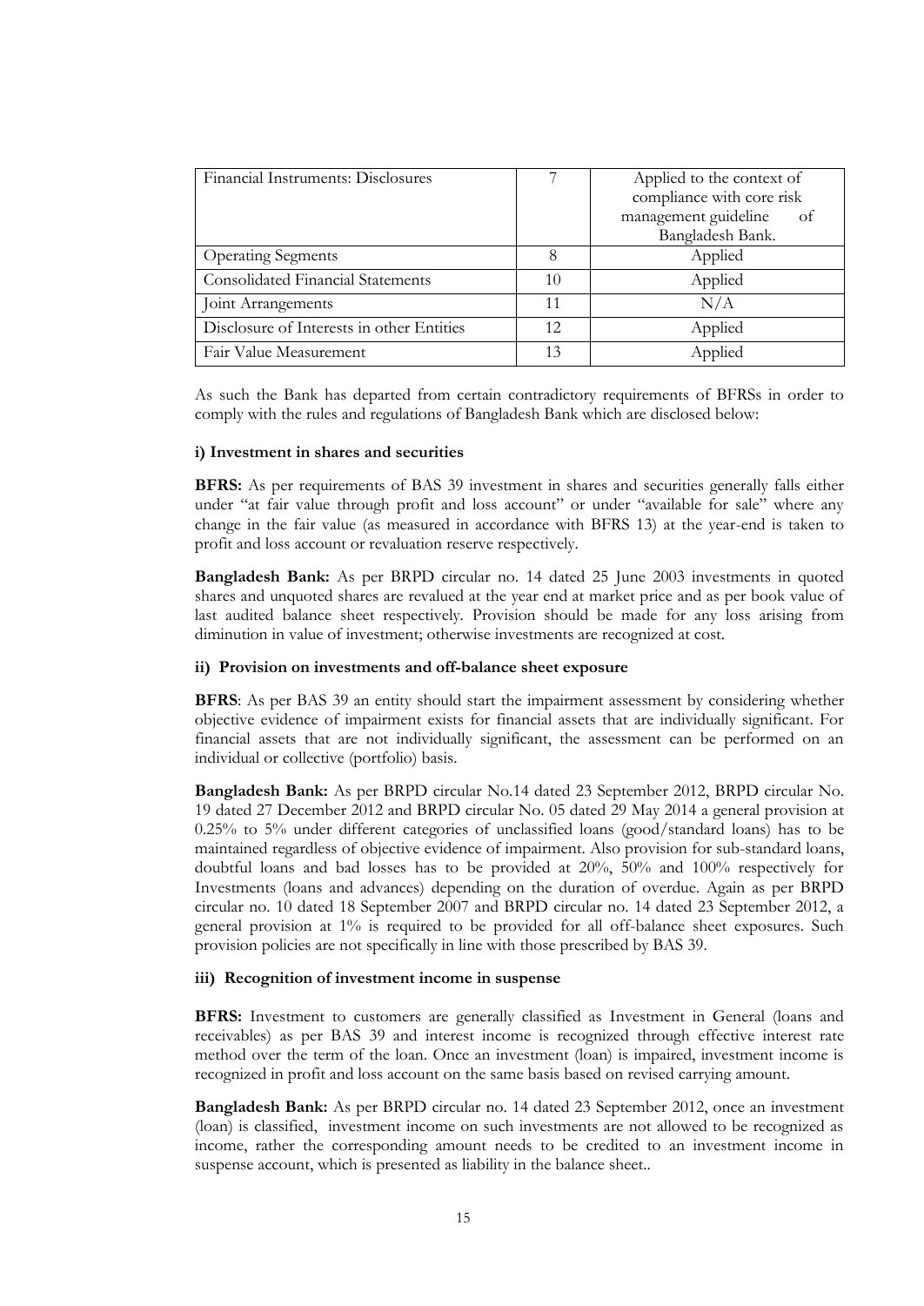| Financial Instruments: Disclosures | 7 | Applied to the context of compliance with core risk management guideline of Bangladesh Bank. |
|---|---|---|
| Operating Segments | 8 | Applied |
| Consolidated Financial Statements | 10 | Applied |
| Joint Arrangements | 11 | N/A |
| Disclosure of Interests in other Entities | 12 | Applied |
| Fair Value Measurement | 13 | Applied |

As such the Bank has departed from certain contradictory requirements of BFRSs in order to comply with the rules and regulations of Bangladesh Bank which are disclosed below:

**i) Investment in shares and securities**

**BFRS:** As per requirements of BAS 39 investment in shares and securities generally falls either under "at fair value through profit and loss account" or under "available for sale" where any change in the fair value (as measured in accordance with BFRS 13) at the year-end is taken to profit and loss account or revaluation reserve respectively.

**Bangladesh Bank:** As per BRPD circular no. 14 dated 25 June 2003 investments in quoted shares and unquoted shares are revalued at the year end at market price and as per book value of last audited balance sheet respectively. Provision should be made for any loss arising from diminution in value of investment; otherwise investments are recognized at cost.

**ii) Provision on investments and off-balance sheet exposure**

**BFRS**: As per BAS 39 an entity should start the impairment assessment by considering whether objective evidence of impairment exists for financial assets that are individually significant. For financial assets that are not individually significant, the assessment can be performed on an individual or collective (portfolio) basis.

**Bangladesh Bank:** As per BRPD circular No.14 dated 23 September 2012, BRPD circular No. 19 dated 27 December 2012 and BRPD circular No. 05 dated 29 May 2014 a general provision at 0.25% to 5% under different categories of unclassified loans (good/standard loans) has to be maintained regardless of objective evidence of impairment. Also provision for sub-standard loans, doubtful loans and bad losses has to be provided at 20%, 50% and 100% respectively for Investments (loans and advances) depending on the duration of overdue. Again as per BRPD circular no. 10 dated 18 September 2007 and BRPD circular no. 14 dated 23 September 2012, a general provision at 1% is required to be provided for all off-balance sheet exposures. Such provision policies are not specifically in line with those prescribed by BAS 39.

**iii) Recognition of investment income in suspense**

**BFRS:** Investment to customers are generally classified as Investment in General (loans and receivables) as per BAS 39 and interest income is recognized through effective interest rate method over the term of the loan. Once an investment (loan) is impaired, investment income is recognized in profit and loss account on the same basis based on revised carrying amount.

**Bangladesh Bank:** As per BRPD circular no. 14 dated 23 September 2012, once an investment (loan) is classified, investment income on such investments are not allowed to be recognized as income, rather the corresponding amount needs to be credited to an investment income in suspense account, which is presented as liability in the balance sheet..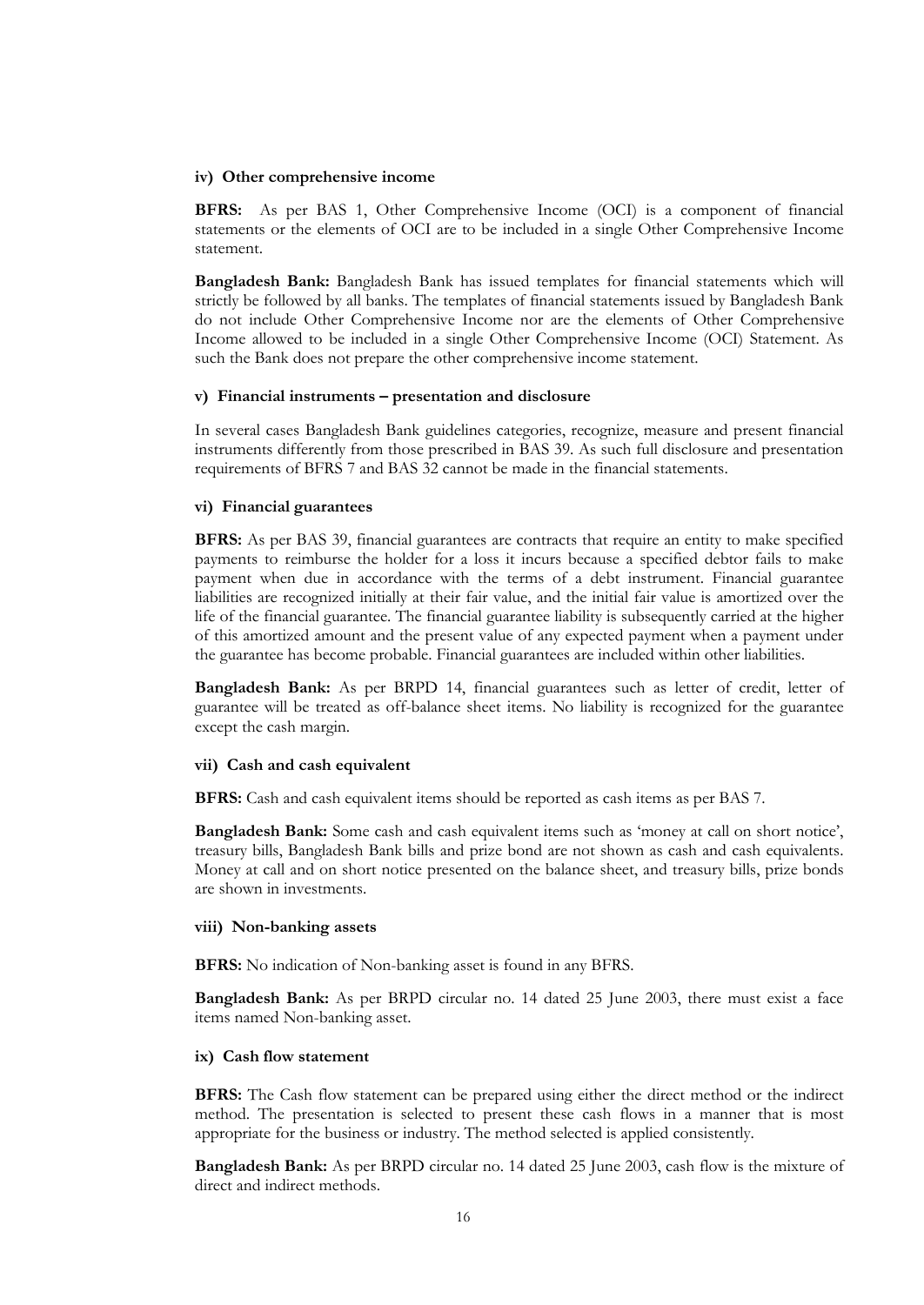#### iv) Other comprehensive income

**BFRS:** As per BAS 1, Other Comprehensive Income (OCI) is a component of financial statements or the elements of OCI are to be included in a single Other Comprehensive Income statement.

**Bangladesh Bank:** Bangladesh Bank has issued templates for financial statements which will strictly be followed by all banks. The templates of financial statements issued by Bangladesh Bank do not include Other Comprehensive Income nor are the elements of Other Comprehensive Income allowed to be included in a single Other Comprehensive Income (OCI) Statement. As such the Bank does not prepare the other comprehensive income statement.

#### v) Financial instruments – presentation and disclosure

In several cases Bangladesh Bank guidelines categories, recognize, measure and present financial instruments differently from those prescribed in BAS 39. As such full disclosure and presentation requirements of BFRS 7 and BAS 32 cannot be made in the financial statements.

#### vi) Financial guarantees

**BFRS:** As per BAS 39, financial guarantees are contracts that require an entity to make specified payments to reimburse the holder for a loss it incurs because a specified debtor fails to make payment when due in accordance with the terms of a debt instrument. Financial guarantee liabilities are recognized initially at their fair value, and the initial fair value is amortized over the life of the financial guarantee. The financial guarantee liability is subsequently carried at the higher of this amortized amount and the present value of any expected payment when a payment under the guarantee has become probable. Financial guarantees are included within other liabilities.

**Bangladesh Bank:** As per BRPD 14, financial guarantees such as letter of credit, letter of guarantee will be treated as off-balance sheet items. No liability is recognized for the guarantee except the cash margin.

#### vii) Cash and cash equivalent

**BFRS:** Cash and cash equivalent items should be reported as cash items as per BAS 7.

**Bangladesh Bank:** Some cash and cash equivalent items such as 'money at call on short notice', treasury bills, Bangladesh Bank bills and prize bond are not shown as cash and cash equivalents. Money at call and on short notice presented on the balance sheet, and treasury bills, prize bonds are shown in investments.

#### viii) Non-banking assets

**BFRS:** No indication of Non-banking asset is found in any BFRS.

**Bangladesh Bank:** As per BRPD circular no. 14 dated 25 June 2003, there must exist a face items named Non-banking asset.

#### ix) Cash flow statement

**BFRS:** The Cash flow statement can be prepared using either the direct method or the indirect method. The presentation is selected to present these cash flows in a manner that is most appropriate for the business or industry. The method selected is applied consistently.

**Bangladesh Bank:** As per BRPD circular no. 14 dated 25 June 2003, cash flow is the mixture of direct and indirect methods.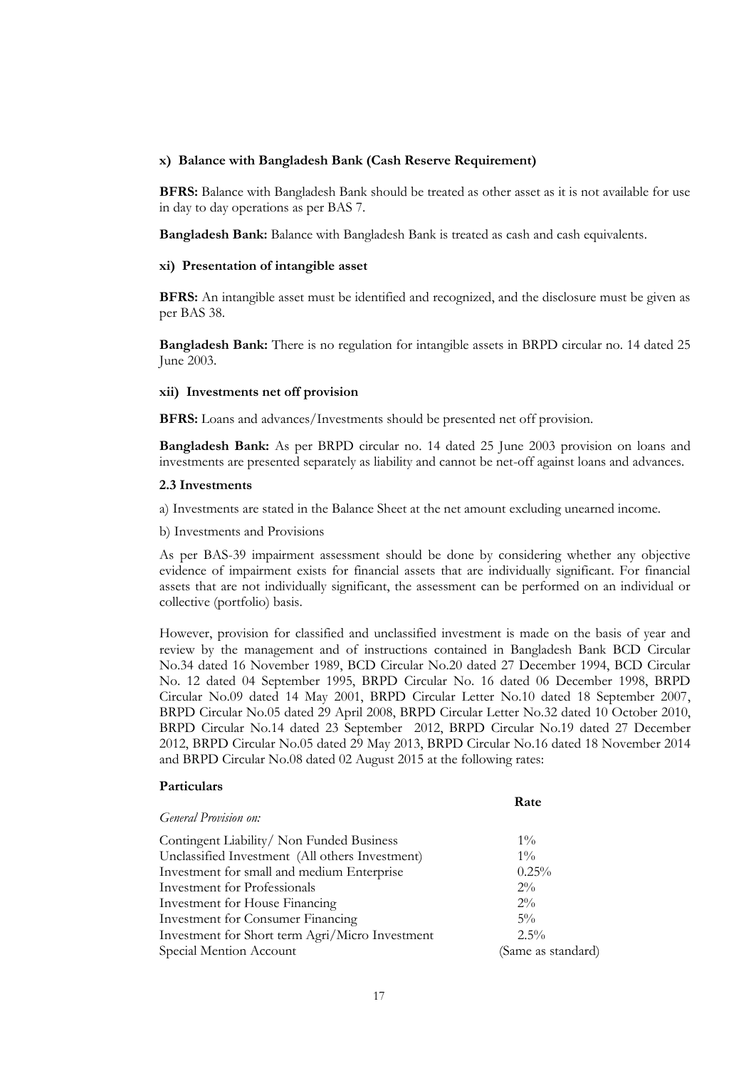**x) Balance with Bangladesh Bank (Cash Reserve Requirement)**

**BFRS:** Balance with Bangladesh Bank should be treated as other asset as it is not available for use in day to day operations as per BAS 7.

**Bangladesh Bank:** Balance with Bangladesh Bank is treated as cash and cash equivalents.

**xi) Presentation of intangible asset**

**BFRS:** An intangible asset must be identified and recognized, and the disclosure must be given as per BAS 38.

**Bangladesh Bank:** There is no regulation for intangible assets in BRPD circular no. 14 dated 25 June 2003.

**xii) Investments net off provision**

**BFRS:** Loans and advances/Investments should be presented net off provision.

**Bangladesh Bank:** As per BRPD circular no. 14 dated 25 June 2003 provision on loans and investments are presented separately as liability and cannot be net-off against loans and advances.

**2.3 Investments**

a) Investments are stated in the Balance Sheet at the net amount excluding unearned income.

b) Investments and Provisions

As per BAS-39 impairment assessment should be done by considering whether any objective evidence of impairment exists for financial assets that are individually significant. For financial assets that are not individually significant, the assessment can be performed on an individual or collective (portfolio) basis.

However, provision for classified and unclassified investment is made on the basis of year and review by the management and of instructions contained in Bangladesh Bank BCD Circular No.34 dated 16 November 1989, BCD Circular No.20 dated 27 December 1994, BCD Circular No. 12 dated 04 September 1995, BRPD Circular No. 16 dated 06 December 1998, BRPD Circular No.09 dated 14 May 2001, BRPD Circular Letter No.10 dated 18 September 2007, BRPD Circular No.05 dated 29 April 2008, BRPD Circular Letter No.32 dated 10 October 2010, BRPD Circular No.14 dated 23 September 2012, BRPD Circular No.19 dated 27 December 2012, BRPD Circular No.05 dated 29 May 2013, BRPD Circular No.16 dated 18 November 2014 and BRPD Circular No.08 dated 02 August 2015 at the following rates:

| **Particulars** | **Rate** |
|---|---|
| *General Provision on:* | |
| Contingent Liability/ Non Funded Business | 1% |
| Unclassified Investment (All others Investment) | 1% |
| Investment for small and medium Enterprise | 0.25% |
| Investment for Professionals | 2% |
| Investment for House Financing | 2% |
| Investment for Consumer Financing | 5% |
| Investment for Short term Agri/Micro Investment | 2.5% |
| Special Mention Account | (Same as standard) |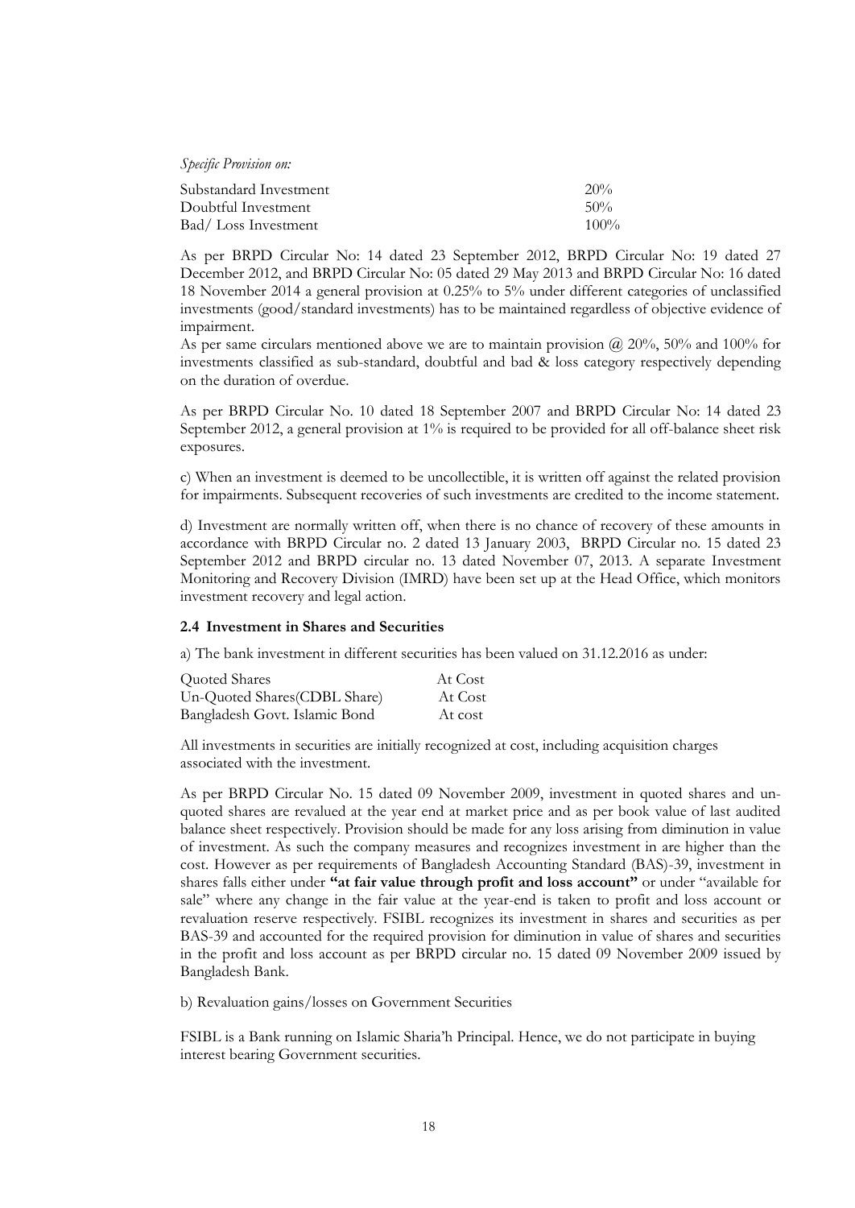*Specific Provision on:*

| | |
|---|---|
| Substandard Investment | 20% |
| Doubtful Investment | 50% |
| Bad/ Loss Investment | 100% |

As per BRPD Circular No: 14 dated 23 September 2012, BRPD Circular No: 19 dated 27 December 2012, and BRPD Circular No: 05 dated 29 May 2013 and BRPD Circular No: 16 dated 18 November 2014 a general provision at 0.25% to 5% under different categories of unclassified investments (good/standard investments) has to be maintained regardless of objective evidence of impairment.

As per same circulars mentioned above we are to maintain provision @ 20%, 50% and 100% for investments classified as sub-standard, doubtful and bad & loss category respectively depending on the duration of overdue.

As per BRPD Circular No. 10 dated 18 September 2007 and BRPD Circular No: 14 dated 23 September 2012, a general provision at 1% is required to be provided for all off-balance sheet risk exposures.

c) When an investment is deemed to be uncollectible, it is written off against the related provision for impairments. Subsequent recoveries of such investments are credited to the income statement.

d) Investment are normally written off, when there is no chance of recovery of these amounts in accordance with BRPD Circular no. 2 dated 13 January 2003, BRPD Circular no. 15 dated 23 September 2012 and BRPD circular no. 13 dated November 07, 2013. A separate Investment Monitoring and Recovery Division (IMRD) have been set up at the Head Office, which monitors investment recovery and legal action.

### 2.4 Investment in Shares and Securities

a) The bank investment in different securities has been valued on 31.12.2016 as under:

| | |
|---|---|
| Quoted Shares | At Cost |
| Un-Quoted Shares(CDBL Share) | At Cost |
| Bangladesh Govt. Islamic Bond | At cost |

All investments in securities are initially recognized at cost, including acquisition charges associated with the investment.

As per BRPD Circular No. 15 dated 09 November 2009, investment in quoted shares and un-quoted shares are revalued at the year end at market price and as per book value of last audited balance sheet respectively. Provision should be made for any loss arising from diminution in value of investment. As such the company measures and recognizes investment in are higher than the cost. However as per requirements of Bangladesh Accounting Standard (BAS)-39, investment in shares falls either under **"at fair value through profit and loss account"** or under "available for sale" where any change in the fair value at the year-end is taken to profit and loss account or revaluation reserve respectively. FSIBL recognizes its investment in shares and securities as per BAS-39 and accounted for the required provision for diminution in value of shares and securities in the profit and loss account as per BRPD circular no. 15 dated 09 November 2009 issued by Bangladesh Bank.

b) Revaluation gains/losses on Government Securities

FSIBL is a Bank running on Islamic Sharia'h Principal. Hence, we do not participate in buying interest bearing Government securities.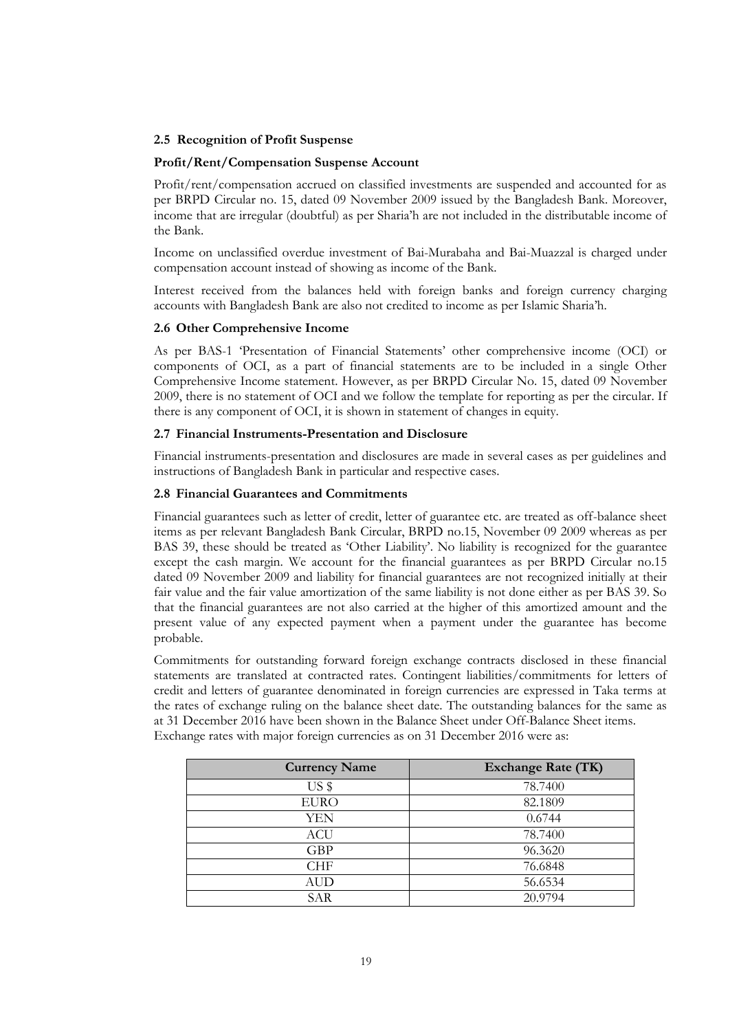### 2.5 Recognition of Profit Suspense

**Profit/Rent/Compensation Suspense Account**

Profit/rent/compensation accrued on classified investments are suspended and accounted for as per BRPD Circular no. 15, dated 09 November 2009 issued by the Bangladesh Bank. Moreover, income that are irregular (doubtful) as per Sharia'h are not included in the distributable income of the Bank.

Income on unclassified overdue investment of Bai-Murabaha and Bai-Muazzal is charged under compensation account instead of showing as income of the Bank.

Interest received from the balances held with foreign banks and foreign currency charging accounts with Bangladesh Bank are also not credited to income as per Islamic Sharia'h.

### 2.6 Other Comprehensive Income

As per BAS-1 'Presentation of Financial Statements' other comprehensive income (OCI) or components of OCI, as a part of financial statements are to be included in a single Other Comprehensive Income statement. However, as per BRPD Circular No. 15, dated 09 November 2009, there is no statement of OCI and we follow the template for reporting as per the circular. If there is any component of OCI, it is shown in statement of changes in equity.

### 2.7 Financial Instruments-Presentation and Disclosure

Financial instruments-presentation and disclosures are made in several cases as per guidelines and instructions of Bangladesh Bank in particular and respective cases.

### 2.8 Financial Guarantees and Commitments

Financial guarantees such as letter of credit, letter of guarantee etc. are treated as off-balance sheet items as per relevant Bangladesh Bank Circular, BRPD no.15, November 09 2009 whereas as per BAS 39, these should be treated as 'Other Liability'. No liability is recognized for the guarantee except the cash margin. We account for the financial guarantees as per BRPD Circular no.15 dated 09 November 2009 and liability for financial guarantees are not recognized initially at their fair value and the fair value amortization of the same liability is not done either as per BAS 39. So that the financial guarantees are not also carried at the higher of this amortized amount and the present value of any expected payment when a payment under the guarantee has become probable.

Commitments for outstanding forward foreign exchange contracts disclosed in these financial statements are translated at contracted rates. Contingent liabilities/commitments for letters of credit and letters of guarantee denominated in foreign currencies are expressed in Taka terms at the rates of exchange ruling on the balance sheet date. The outstanding balances for the same as at 31 December 2016 have been shown in the Balance Sheet under Off-Balance Sheet items. Exchange rates with major foreign currencies as on 31 December 2016 were as:

| Currency Name | Exchange Rate (TK) |
|---|---|
| US $ | 78.7400 |
| EURO | 82.1809 |
| YEN | 0.6744 |
| ACU | 78.7400 |
| GBP | 96.3620 |
| CHF | 76.6848 |
| AUD | 56.6534 |
| SAR | 20.9794 |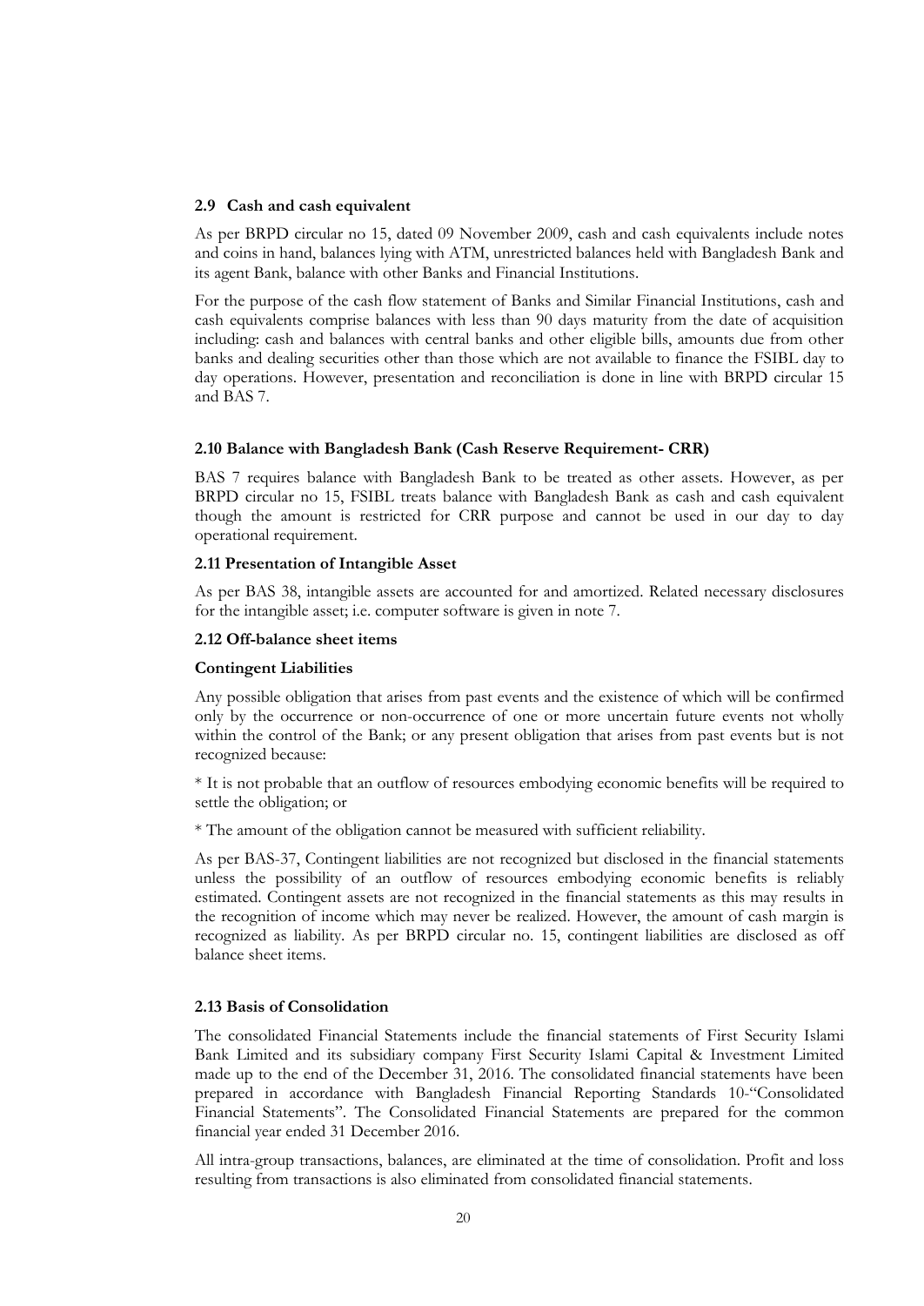### 2.9 Cash and cash equivalent

As per BRPD circular no 15, dated 09 November 2009, cash and cash equivalents include notes and coins in hand, balances lying with ATM, unrestricted balances held with Bangladesh Bank and its agent Bank, balance with other Banks and Financial Institutions.

For the purpose of the cash flow statement of Banks and Similar Financial Institutions, cash and cash equivalents comprise balances with less than 90 days maturity from the date of acquisition including: cash and balances with central banks and other eligible bills, amounts due from other banks and dealing securities other than those which are not available to finance the FSIBL day to day operations. However, presentation and reconciliation is done in line with BRPD circular 15 and BAS 7.

### 2.10 Balance with Bangladesh Bank (Cash Reserve Requirement- CRR)

BAS 7 requires balance with Bangladesh Bank to be treated as other assets. However, as per BRPD circular no 15, FSIBL treats balance with Bangladesh Bank as cash and cash equivalent though the amount is restricted for CRR purpose and cannot be used in our day to day operational requirement.

### 2.11 Presentation of Intangible Asset

As per BAS 38, intangible assets are accounted for and amortized. Related necessary disclosures for the intangible asset; i.e. computer software is given in note 7.

### 2.12 Off-balance sheet items

**Contingent Liabilities**

Any possible obligation that arises from past events and the existence of which will be confirmed only by the occurrence or non-occurrence of one or more uncertain future events not wholly within the control of the Bank; or any present obligation that arises from past events but is not recognized because:

* It is not probable that an outflow of resources embodying economic benefits will be required to settle the obligation; or

* The amount of the obligation cannot be measured with sufficient reliability.

As per BAS-37, Contingent liabilities are not recognized but disclosed in the financial statements unless the possibility of an outflow of resources embodying economic benefits is reliably estimated. Contingent assets are not recognized in the financial statements as this may results in the recognition of income which may never be realized. However, the amount of cash margin is recognized as liability. As per BRPD circular no. 15, contingent liabilities are disclosed as off balance sheet items.

### 2.13 Basis of Consolidation

The consolidated Financial Statements include the financial statements of First Security Islami Bank Limited and its subsidiary company First Security Islami Capital & Investment Limited made up to the end of the December 31, 2016. The consolidated financial statements have been prepared in accordance with Bangladesh Financial Reporting Standards 10-"Consolidated Financial Statements". The Consolidated Financial Statements are prepared for the common financial year ended 31 December 2016.

All intra-group transactions, balances, are eliminated at the time of consolidation. Profit and loss resulting from transactions is also eliminated from consolidated financial statements.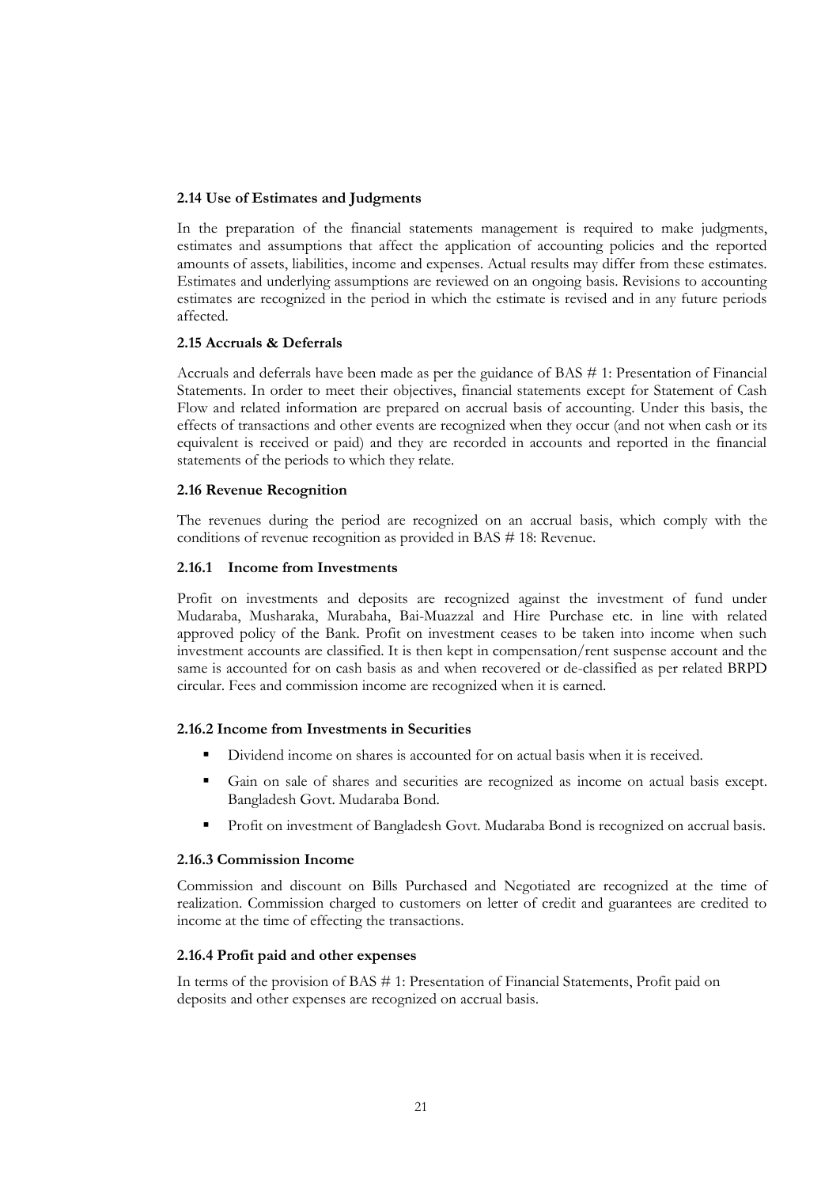### 2.14 Use of Estimates and Judgments

In the preparation of the financial statements management is required to make judgments, estimates and assumptions that affect the application of accounting policies and the reported amounts of assets, liabilities, income and expenses. Actual results may differ from these estimates. Estimates and underlying assumptions are reviewed on an ongoing basis. Revisions to accounting estimates are recognized in the period in which the estimate is revised and in any future periods affected.

### 2.15 Accruals & Deferrals

Accruals and deferrals have been made as per the guidance of BAS # 1: Presentation of Financial Statements. In order to meet their objectives, financial statements except for Statement of Cash Flow and related information are prepared on accrual basis of accounting. Under this basis, the effects of transactions and other events are recognized when they occur (and not when cash or its equivalent is received or paid) and they are recorded in accounts and reported in the financial statements of the periods to which they relate.

### 2.16 Revenue Recognition

The revenues during the period are recognized on an accrual basis, which comply with the conditions of revenue recognition as provided in BAS # 18: Revenue.

#### 2.16.1 Income from Investments

Profit on investments and deposits are recognized against the investment of fund under Mudaraba, Musharaka, Murabaha, Bai-Muazzal and Hire Purchase etc. in line with related approved policy of the Bank. Profit on investment ceases to be taken into income when such investment accounts are classified. It is then kept in compensation/rent suspense account and the same is accounted for on cash basis as and when recovered or de-classified as per related BRPD circular. Fees and commission income are recognized when it is earned.

#### 2.16.2 Income from Investments in Securities

- Dividend income on shares is accounted for on actual basis when it is received.
- Gain on sale of shares and securities are recognized as income on actual basis except. Bangladesh Govt. Mudaraba Bond.
- Profit on investment of Bangladesh Govt. Mudaraba Bond is recognized on accrual basis.

#### 2.16.3 Commission Income

Commission and discount on Bills Purchased and Negotiated are recognized at the time of realization. Commission charged to customers on letter of credit and guarantees are credited to income at the time of effecting the transactions.

#### 2.16.4 Profit paid and other expenses

In terms of the provision of BAS # 1: Presentation of Financial Statements, Profit paid on deposits and other expenses are recognized on accrual basis.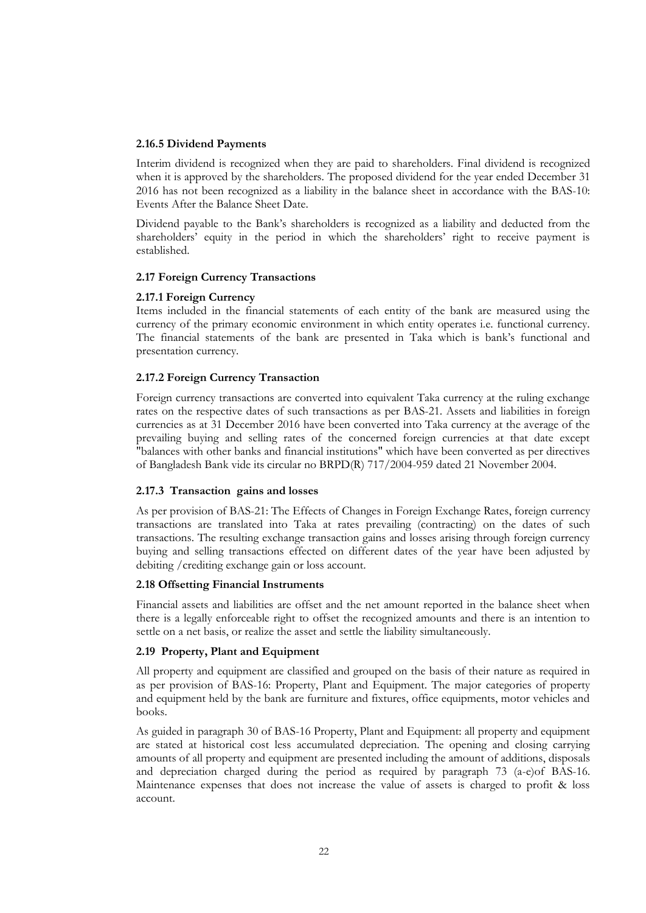#### 2.16.5 Dividend Payments

Interim dividend is recognized when they are paid to shareholders. Final dividend is recognized when it is approved by the shareholders. The proposed dividend for the year ended December 31 2016 has not been recognized as a liability in the balance sheet in accordance with the BAS-10: Events After the Balance Sheet Date.

Dividend payable to the Bank's shareholders is recognized as a liability and deducted from the shareholders' equity in the period in which the shareholders' right to receive payment is established.

### 2.17 Foreign Currency Transactions

#### 2.17.1 Foreign Currency

Items included in the financial statements of each entity of the bank are measured using the currency of the primary economic environment in which entity operates i.e. functional currency. The financial statements of the bank are presented in Taka which is bank's functional and presentation currency.

#### 2.17.2 Foreign Currency Transaction

Foreign currency transactions are converted into equivalent Taka currency at the ruling exchange rates on the respective dates of such transactions as per BAS-21. Assets and liabilities in foreign currencies as at 31 December 2016 have been converted into Taka currency at the average of the prevailing buying and selling rates of the concerned foreign currencies at that date except "balances with other banks and financial institutions" which have been converted as per directives of Bangladesh Bank vide its circular no BRPD(R) 717/2004-959 dated 21 November 2004.

#### 2.17.3 Transaction gains and losses

As per provision of BAS-21: The Effects of Changes in Foreign Exchange Rates, foreign currency transactions are translated into Taka at rates prevailing (contracting) on the dates of such transactions. The resulting exchange transaction gains and losses arising through foreign currency buying and selling transactions effected on different dates of the year have been adjusted by debiting /crediting exchange gain or loss account.

### 2.18 Offsetting Financial Instruments

Financial assets and liabilities are offset and the net amount reported in the balance sheet when there is a legally enforceable right to offset the recognized amounts and there is an intention to settle on a net basis, or realize the asset and settle the liability simultaneously.

### 2.19 Property, Plant and Equipment

All property and equipment are classified and grouped on the basis of their nature as required in as per provision of BAS-16: Property, Plant and Equipment. The major categories of property and equipment held by the bank are furniture and fixtures, office equipments, motor vehicles and books.

As guided in paragraph 30 of BAS-16 Property, Plant and Equipment: all property and equipment are stated at historical cost less accumulated depreciation. The opening and closing carrying amounts of all property and equipment are presented including the amount of additions, disposals and depreciation charged during the period as required by paragraph 73 (a-e)of BAS-16. Maintenance expenses that does not increase the value of assets is charged to profit & loss account.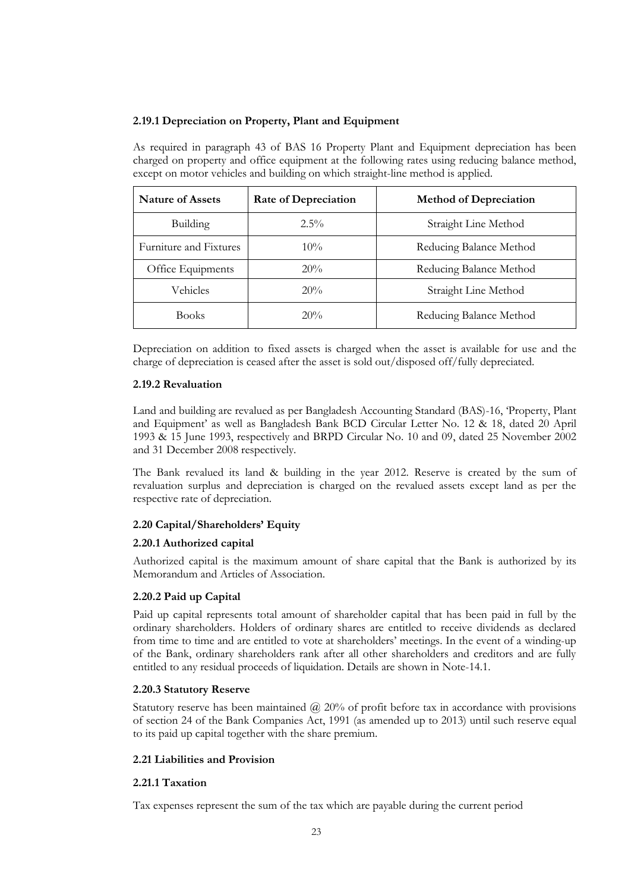#### 2.19.1 Depreciation on Property, Plant and Equipment

As required in paragraph 43 of BAS 16 Property Plant and Equipment depreciation has been charged on property and office equipment at the following rates using reducing balance method, except on motor vehicles and building on which straight-line method is applied.

| Nature of Assets | Rate of Depreciation | Method of Depreciation |
|---|---|---|
| Building | 2.5% | Straight Line Method |
| Furniture and Fixtures | 10% | Reducing Balance Method |
| Office Equipments | 20% | Reducing Balance Method |
| Vehicles | 20% | Straight Line Method |
| Books | 20% | Reducing Balance Method |

Depreciation on addition to fixed assets is charged when the asset is available for use and the charge of depreciation is ceased after the asset is sold out/disposed off/fully depreciated.

#### 2.19.2 Revaluation

Land and building are revalued as per Bangladesh Accounting Standard (BAS)-16, 'Property, Plant and Equipment' as well as Bangladesh Bank BCD Circular Letter No. 12 & 18, dated 20 April 1993 & 15 June 1993, respectively and BRPD Circular No. 10 and 09, dated 25 November 2002 and 31 December 2008 respectively.

The Bank revalued its land & building in the year 2012. Reserve is created by the sum of revaluation surplus and depreciation is charged on the revalued assets except land as per the respective rate of depreciation.

### 2.20 Capital/Shareholders' Equity

#### 2.20.1 Authorized capital

Authorized capital is the maximum amount of share capital that the Bank is authorized by its Memorandum and Articles of Association.

#### 2.20.2 Paid up Capital

Paid up capital represents total amount of shareholder capital that has been paid in full by the ordinary shareholders. Holders of ordinary shares are entitled to receive dividends as declared from time to time and are entitled to vote at shareholders' meetings. In the event of a winding-up of the Bank, ordinary shareholders rank after all other shareholders and creditors and are fully entitled to any residual proceeds of liquidation. Details are shown in Note-14.1.

#### 2.20.3 Statutory Reserve

Statutory reserve has been maintained @ 20% of profit before tax in accordance with provisions of section 24 of the Bank Companies Act, 1991 (as amended up to 2013) until such reserve equal to its paid up capital together with the share premium.

### 2.21 Liabilities and Provision

#### 2.21.1 Taxation

Tax expenses represent the sum of the tax which are payable during the current period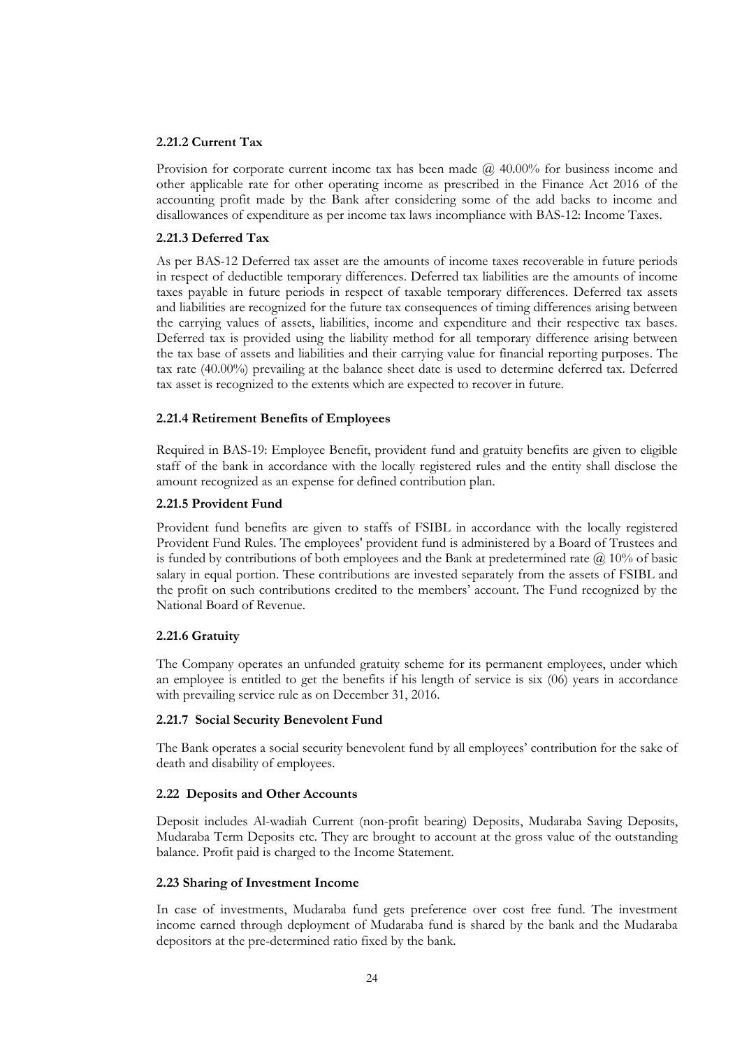#### 2.21.2 Current Tax

Provision for corporate current income tax has been made @ 40.00% for business income and other applicable rate for other operating income as prescribed in the Finance Act 2016 of the accounting profit made by the Bank after considering some of the add backs to income and disallowances of expenditure as per income tax laws incompliance with BAS-12: Income Taxes.

#### 2.21.3 Deferred Tax

As per BAS-12 Deferred tax asset are the amounts of income taxes recoverable in future periods in respect of deductible temporary differences. Deferred tax liabilities are the amounts of income taxes payable in future periods in respect of taxable temporary differences. Deferred tax assets and liabilities are recognized for the future tax consequences of timing differences arising between the carrying values of assets, liabilities, income and expenditure and their respective tax bases. Deferred tax is provided using the liability method for all temporary difference arising between the tax base of assets and liabilities and their carrying value for financial reporting purposes. The tax rate (40.00%) prevailing at the balance sheet date is used to determine deferred tax. Deferred tax asset is recognized to the extents which are expected to recover in future.

#### 2.21.4 Retirement Benefits of Employees

Required in BAS-19: Employee Benefit, provident fund and gratuity benefits are given to eligible staff of the bank in accordance with the locally registered rules and the entity shall disclose the amount recognized as an expense for defined contribution plan.

#### 2.21.5 Provident Fund

Provident fund benefits are given to staffs of FSIBL in accordance with the locally registered Provident Fund Rules. The employees' provident fund is administered by a Board of Trustees and is funded by contributions of both employees and the Bank at predetermined rate @ 10% of basic salary in equal portion. These contributions are invested separately from the assets of FSIBL and the profit on such contributions credited to the members' account. The Fund recognized by the National Board of Revenue.

#### 2.21.6 Gratuity

The Company operates an unfunded gratuity scheme for its permanent employees, under which an employee is entitled to get the benefits if his length of service is six (06) years in accordance with prevailing service rule as on December 31, 2016.

#### 2.21.7 Social Security Benevolent Fund

The Bank operates a social security benevolent fund by all employees' contribution for the sake of death and disability of employees.

### 2.22 Deposits and Other Accounts

Deposit includes Al-wadiah Current (non-profit bearing) Deposits, Mudaraba Saving Deposits, Mudaraba Term Deposits etc. They are brought to account at the gross value of the outstanding balance. Profit paid is charged to the Income Statement.

### 2.23 Sharing of Investment Income

In case of investments, Mudaraba fund gets preference over cost free fund. The investment income earned through deployment of Mudaraba fund is shared by the bank and the Mudaraba depositors at the pre-determined ratio fixed by the bank.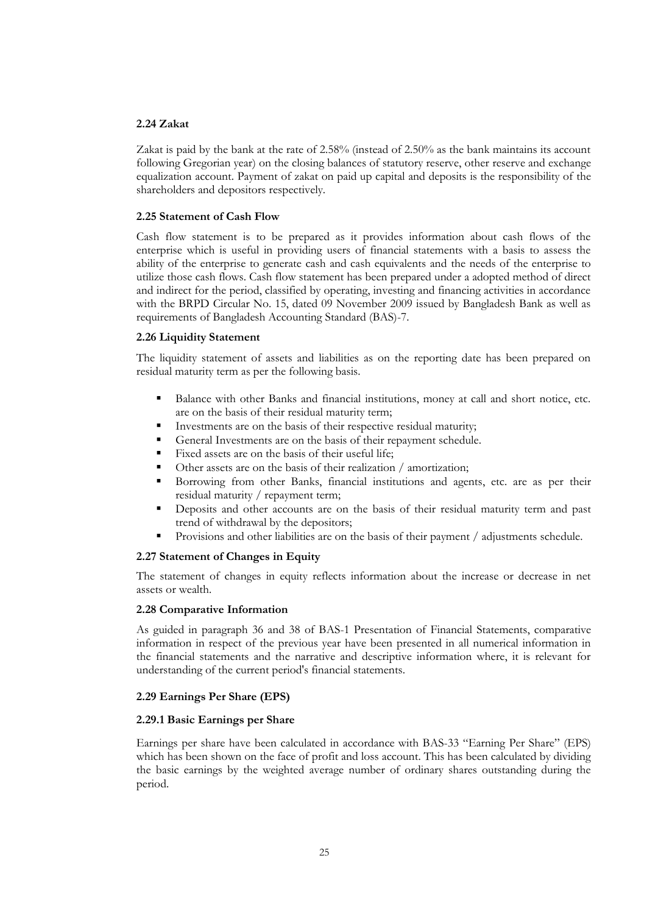### 2.24 Zakat

Zakat is paid by the bank at the rate of 2.58% (instead of 2.50% as the bank maintains its account following Gregorian year) on the closing balances of statutory reserve, other reserve and exchange equalization account. Payment of zakat on paid up capital and deposits is the responsibility of the shareholders and depositors respectively.

### 2.25 Statement of Cash Flow

Cash flow statement is to be prepared as it provides information about cash flows of the enterprise which is useful in providing users of financial statements with a basis to assess the ability of the enterprise to generate cash and cash equivalents and the needs of the enterprise to utilize those cash flows. Cash flow statement has been prepared under a adopted method of direct and indirect for the period, classified by operating, investing and financing activities in accordance with the BRPD Circular No. 15, dated 09 November 2009 issued by Bangladesh Bank as well as requirements of Bangladesh Accounting Standard (BAS)-7.

### 2.26 Liquidity Statement

The liquidity statement of assets and liabilities as on the reporting date has been prepared on residual maturity term as per the following basis.

- Balance with other Banks and financial institutions, money at call and short notice, etc. are on the basis of their residual maturity term;
- Investments are on the basis of their respective residual maturity;
- General Investments are on the basis of their repayment schedule.
- Fixed assets are on the basis of their useful life;
- Other assets are on the basis of their realization / amortization;
- Borrowing from other Banks, financial institutions and agents, etc. are as per their residual maturity / repayment term;
- Deposits and other accounts are on the basis of their residual maturity term and past trend of withdrawal by the depositors;
- Provisions and other liabilities are on the basis of their payment / adjustments schedule.

### 2.27 Statement of Changes in Equity

The statement of changes in equity reflects information about the increase or decrease in net assets or wealth.

### 2.28 Comparative Information

As guided in paragraph 36 and 38 of BAS-1 Presentation of Financial Statements, comparative information in respect of the previous year have been presented in all numerical information in the financial statements and the narrative and descriptive information where, it is relevant for understanding of the current period's financial statements.

### 2.29 Earnings Per Share (EPS)

#### 2.29.1 Basic Earnings per Share

Earnings per share have been calculated in accordance with BAS-33 "Earning Per Share" (EPS) which has been shown on the face of profit and loss account. This has been calculated by dividing the basic earnings by the weighted average number of ordinary shares outstanding during the period.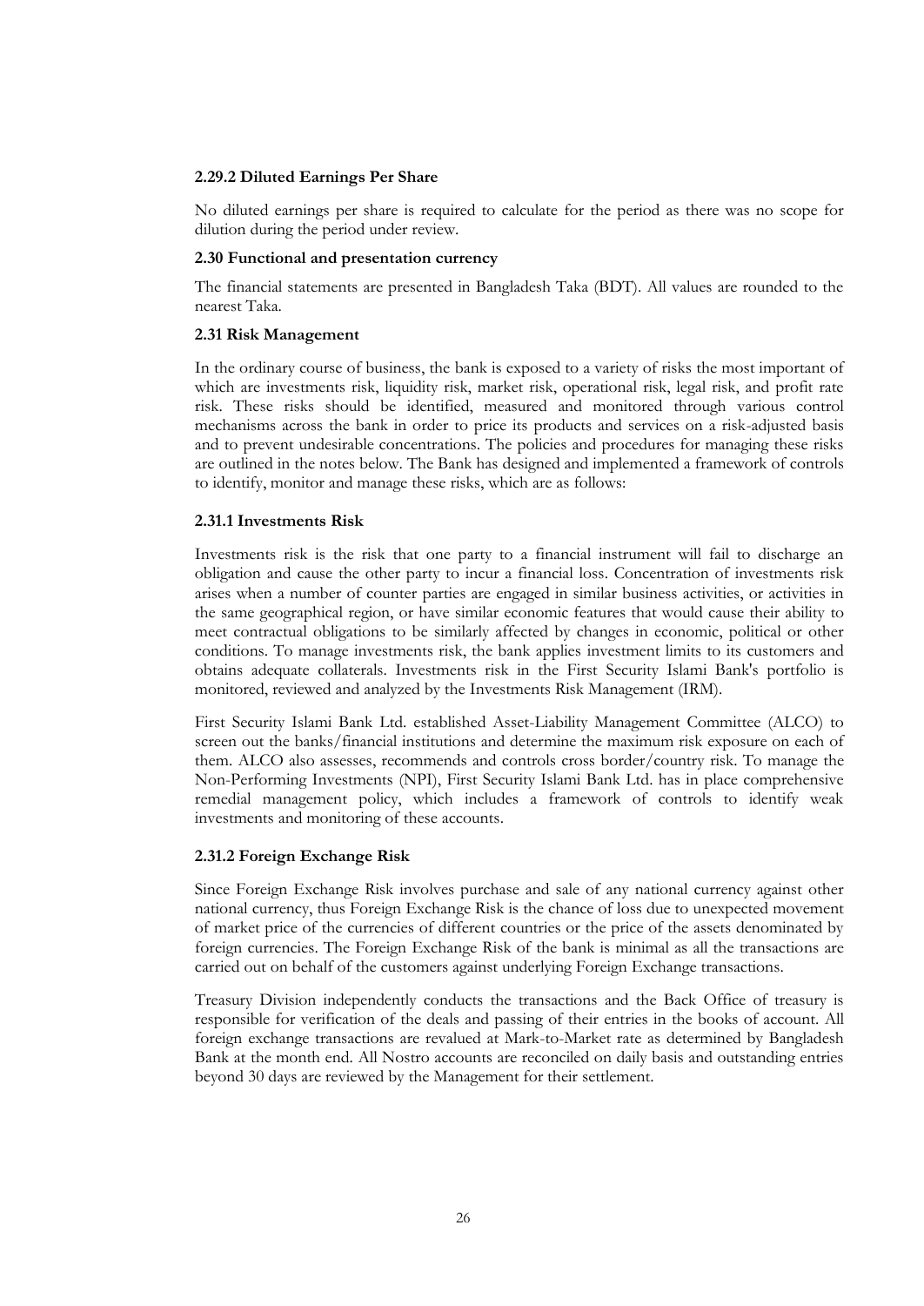### 2.29.2 Diluted Earnings Per Share

No diluted earnings per share is required to calculate for the period as there was no scope for dilution during the period under review.

### 2.30 Functional and presentation currency

The financial statements are presented in Bangladesh Taka (BDT). All values are rounded to the nearest Taka.

### 2.31 Risk Management

In the ordinary course of business, the bank is exposed to a variety of risks the most important of which are investments risk, liquidity risk, market risk, operational risk, legal risk, and profit rate risk. These risks should be identified, measured and monitored through various control mechanisms across the bank in order to price its products and services on a risk-adjusted basis and to prevent undesirable concentrations. The policies and procedures for managing these risks are outlined in the notes below. The Bank has designed and implemented a framework of controls to identify, monitor and manage these risks, which are as follows:

#### 2.31.1 Investments Risk

Investments risk is the risk that one party to a financial instrument will fail to discharge an obligation and cause the other party to incur a financial loss. Concentration of investments risk arises when a number of counter parties are engaged in similar business activities, or activities in the same geographical region, or have similar economic features that would cause their ability to meet contractual obligations to be similarly affected by changes in economic, political or other conditions. To manage investments risk, the bank applies investment limits to its customers and obtains adequate collaterals. Investments risk in the First Security Islami Bank's portfolio is monitored, reviewed and analyzed by the Investments Risk Management (IRM).

First Security Islami Bank Ltd. established Asset-Liability Management Committee (ALCO) to screen out the banks/financial institutions and determine the maximum risk exposure on each of them. ALCO also assesses, recommends and controls cross border/country risk. To manage the Non-Performing Investments (NPI), First Security Islami Bank Ltd. has in place comprehensive remedial management policy, which includes a framework of controls to identify weak investments and monitoring of these accounts.

#### 2.31.2 Foreign Exchange Risk

Since Foreign Exchange Risk involves purchase and sale of any national currency against other national currency, thus Foreign Exchange Risk is the chance of loss due to unexpected movement of market price of the currencies of different countries or the price of the assets denominated by foreign currencies. The Foreign Exchange Risk of the bank is minimal as all the transactions are carried out on behalf of the customers against underlying Foreign Exchange transactions.

Treasury Division independently conducts the transactions and the Back Office of treasury is responsible for verification of the deals and passing of their entries in the books of account. All foreign exchange transactions are revalued at Mark-to-Market rate as determined by Bangladesh Bank at the month end. All Nostro accounts are reconciled on daily basis and outstanding entries beyond 30 days are reviewed by the Management for their settlement.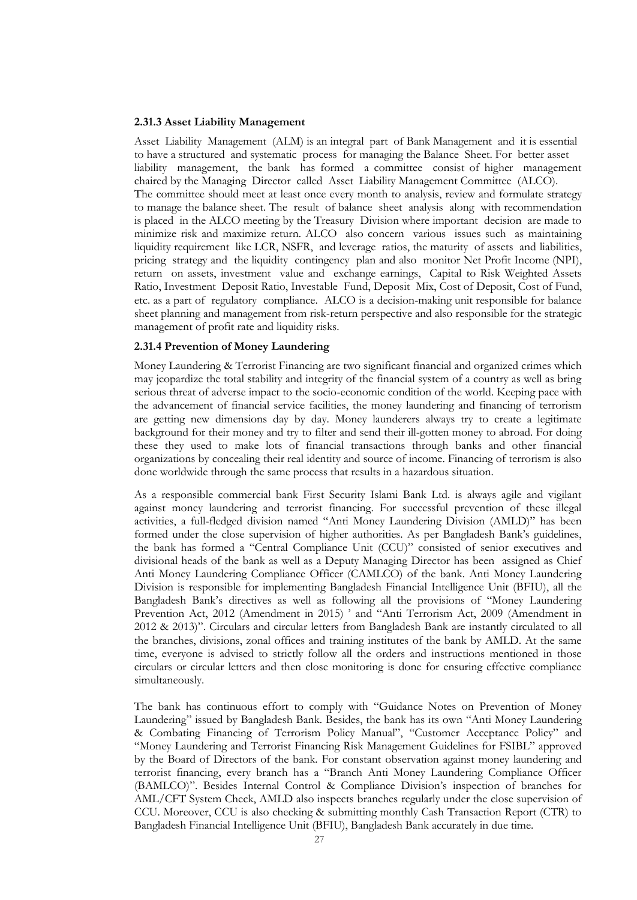#### 2.31.3 Asset Liability Management

Asset Liability Management (ALM) is an integral part of Bank Management and it is essential to have a structured and systematic process for managing the Balance Sheet. For better asset liability management, the bank has formed a committee consist of higher management chaired by the Managing Director called Asset Liability Management Committee (ALCO). The committee should meet at least once every month to analysis, review and formulate strategy to manage the balance sheet. The result of balance sheet analysis along with recommendation is placed in the ALCO meeting by the Treasury Division where important decision are made to minimize risk and maximize return. ALCO also concern various issues such as maintaining liquidity requirement like LCR, NSFR, and leverage ratios, the maturity of assets and liabilities, pricing strategy and the liquidity contingency plan and also monitor Net Profit Income (NPI), return on assets, investment value and exchange earnings, Capital to Risk Weighted Assets Ratio, Investment Deposit Ratio, Investable Fund, Deposit Mix, Cost of Deposit, Cost of Fund, etc. as a part of regulatory compliance. ALCO is a decision-making unit responsible for balance sheet planning and management from risk-return perspective and also responsible for the strategic management of profit rate and liquidity risks.

#### 2.31.4 Prevention of Money Laundering

Money Laundering & Terrorist Financing are two significant financial and organized crimes which may jeopardize the total stability and integrity of the financial system of a country as well as bring serious threat of adverse impact to the socio-economic condition of the world. Keeping pace with the advancement of financial service facilities, the money laundering and financing of terrorism are getting new dimensions day by day. Money launderers always try to create a legitimate background for their money and try to filter and send their ill-gotten money to abroad. For doing these they used to make lots of financial transactions through banks and other financial organizations by concealing their real identity and source of income. Financing of terrorism is also done worldwide through the same process that results in a hazardous situation.

As a responsible commercial bank First Security Islami Bank Ltd. is always agile and vigilant against money laundering and terrorist financing. For successful prevention of these illegal activities, a full-fledged division named "Anti Money Laundering Division (AMLD)" has been formed under the close supervision of higher authorities. As per Bangladesh Bank's guidelines, the bank has formed a "Central Compliance Unit (CCU)" consisted of senior executives and divisional heads of the bank as well as a Deputy Managing Director has been assigned as Chief Anti Money Laundering Compliance Officer (CAMLCO) of the bank. Anti Money Laundering Division is responsible for implementing Bangladesh Financial Intelligence Unit (BFIU), all the Bangladesh Bank's directives as well as following all the provisions of "Money Laundering Prevention Act, 2012 (Amendment in 2015) ' and "Anti Terrorism Act, 2009 (Amendment in 2012 & 2013)". Circulars and circular letters from Bangladesh Bank are instantly circulated to all the branches, divisions, zonal offices and training institutes of the bank by AMLD. At the same time, everyone is advised to strictly follow all the orders and instructions mentioned in those circulars or circular letters and then close monitoring is done for ensuring effective compliance simultaneously.

The bank has continuous effort to comply with "Guidance Notes on Prevention of Money Laundering" issued by Bangladesh Bank. Besides, the bank has its own "Anti Money Laundering & Combating Financing of Terrorism Policy Manual", "Customer Acceptance Policy" and "Money Laundering and Terrorist Financing Risk Management Guidelines for FSIBL" approved by the Board of Directors of the bank. For constant observation against money laundering and terrorist financing, every branch has a "Branch Anti Money Laundering Compliance Officer (BAMLCO)". Besides Internal Control & Compliance Division's inspection of branches for AML/CFT System Check, AMLD also inspects branches regularly under the close supervision of CCU. Moreover, CCU is also checking & submitting monthly Cash Transaction Report (CTR) to Bangladesh Financial Intelligence Unit (BFIU), Bangladesh Bank accurately in due time.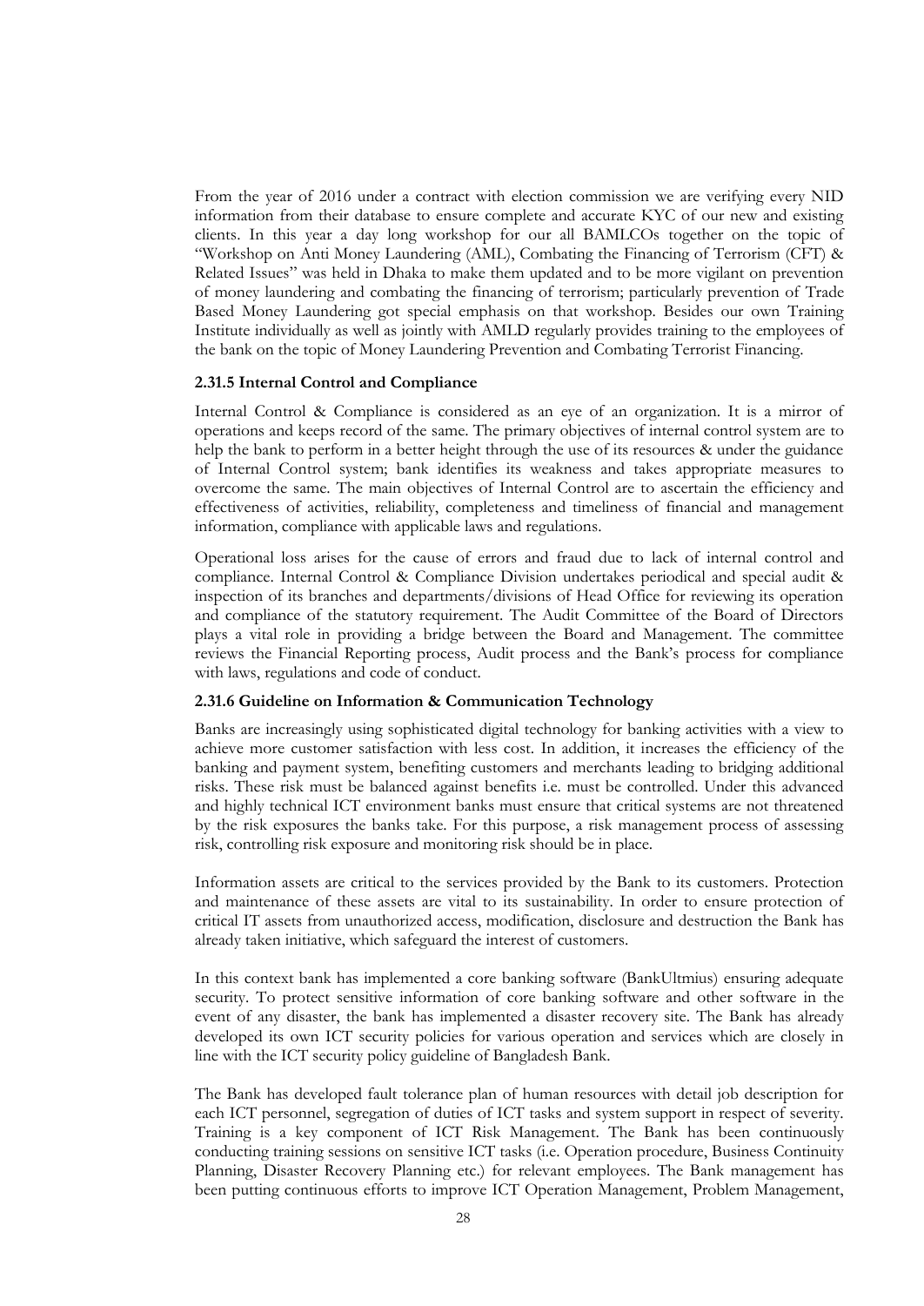From the year of 2016 under a contract with election commission we are verifying every NID information from their database to ensure complete and accurate KYC of our new and existing clients. In this year a day long workshop for our all BAMLCOs together on the topic of "Workshop on Anti Money Laundering (AML), Combating the Financing of Terrorism (CFT) & Related Issues" was held in Dhaka to make them updated and to be more vigilant on prevention of money laundering and combating the financing of terrorism; particularly prevention of Trade Based Money Laundering got special emphasis on that workshop. Besides our own Training Institute individually as well as jointly with AMLD regularly provides training to the employees of the bank on the topic of Money Laundering Prevention and Combating Terrorist Financing.

### 2.31.5 Internal Control and Compliance

Internal Control & Compliance is considered as an eye of an organization. It is a mirror of operations and keeps record of the same. The primary objectives of internal control system are to help the bank to perform in a better height through the use of its resources & under the guidance of Internal Control system; bank identifies its weakness and takes appropriate measures to overcome the same. The main objectives of Internal Control are to ascertain the efficiency and effectiveness of activities, reliability, completeness and timeliness of financial and management information, compliance with applicable laws and regulations.

Operational loss arises for the cause of errors and fraud due to lack of internal control and compliance. Internal Control & Compliance Division undertakes periodical and special audit & inspection of its branches and departments/divisions of Head Office for reviewing its operation and compliance of the statutory requirement. The Audit Committee of the Board of Directors plays a vital role in providing a bridge between the Board and Management. The committee reviews the Financial Reporting process, Audit process and the Bank's process for compliance with laws, regulations and code of conduct.

### 2.31.6 Guideline on Information & Communication Technology

Banks are increasingly using sophisticated digital technology for banking activities with a view to achieve more customer satisfaction with less cost. In addition, it increases the efficiency of the banking and payment system, benefiting customers and merchants leading to bridging additional risks. These risk must be balanced against benefits i.e. must be controlled. Under this advanced and highly technical ICT environment banks must ensure that critical systems are not threatened by the risk exposures the banks take. For this purpose, a risk management process of assessing risk, controlling risk exposure and monitoring risk should be in place.

Information assets are critical to the services provided by the Bank to its customers. Protection and maintenance of these assets are vital to its sustainability. In order to ensure protection of critical IT assets from unauthorized access, modification, disclosure and destruction the Bank has already taken initiative, which safeguard the interest of customers.

In this context bank has implemented a core banking software (BankUltmius) ensuring adequate security. To protect sensitive information of core banking software and other software in the event of any disaster, the bank has implemented a disaster recovery site. The Bank has already developed its own ICT security policies for various operation and services which are closely in line with the ICT security policy guideline of Bangladesh Bank.

The Bank has developed fault tolerance plan of human resources with detail job description for each ICT personnel, segregation of duties of ICT tasks and system support in respect of severity. Training is a key component of ICT Risk Management. The Bank has been continuously conducting training sessions on sensitive ICT tasks (i.e. Operation procedure, Business Continuity Planning, Disaster Recovery Planning etc.) for relevant employees. The Bank management has been putting continuous efforts to improve ICT Operation Management, Problem Management,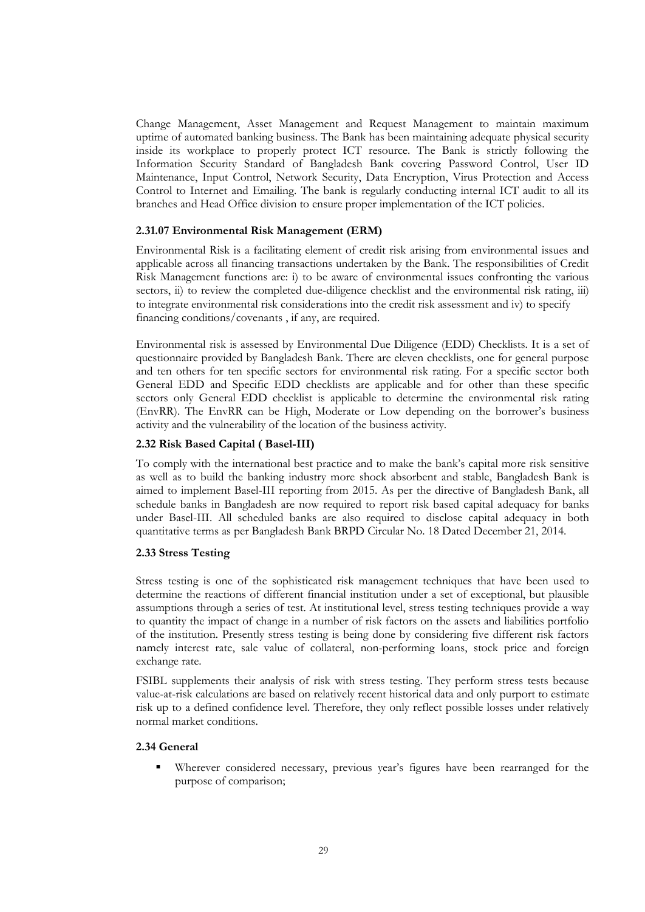Change Management, Asset Management and Request Management to maintain maximum uptime of automated banking business. The Bank has been maintaining adequate physical security inside its workplace to properly protect ICT resource. The Bank is strictly following the Information Security Standard of Bangladesh Bank covering Password Control, User ID Maintenance, Input Control, Network Security, Data Encryption, Virus Protection and Access Control to Internet and Emailing. The bank is regularly conducting internal ICT audit to all its branches and Head Office division to ensure proper implementation of the ICT policies.

### 2.31.07 Environmental Risk Management (ERM)

Environmental Risk is a facilitating element of credit risk arising from environmental issues and applicable across all financing transactions undertaken by the Bank. The responsibilities of Credit Risk Management functions are: i) to be aware of environmental issues confronting the various sectors, ii) to review the completed due-diligence checklist and the environmental risk rating, iii) to integrate environmental risk considerations into the credit risk assessment and iv) to specify financing conditions/covenants , if any, are required.

Environmental risk is assessed by Environmental Due Diligence (EDD) Checklists. It is a set of questionnaire provided by Bangladesh Bank. There are eleven checklists, one for general purpose and ten others for ten specific sectors for environmental risk rating. For a specific sector both General EDD and Specific EDD checklists are applicable and for other than these specific sectors only General EDD checklist is applicable to determine the environmental risk rating (EnvRR). The EnvRR can be High, Moderate or Low depending on the borrower's business activity and the vulnerability of the location of the business activity.

### 2.32 Risk Based Capital ( Basel-III)

To comply with the international best practice and to make the bank's capital more risk sensitive as well as to build the banking industry more shock absorbent and stable, Bangladesh Bank is aimed to implement Basel-III reporting from 2015. As per the directive of Bangladesh Bank, all schedule banks in Bangladesh are now required to report risk based capital adequacy for banks under Basel-III. All scheduled banks are also required to disclose capital adequacy in both quantitative terms as per Bangladesh Bank BRPD Circular No. 18 Dated December 21, 2014.

### 2.33 Stress Testing

Stress testing is one of the sophisticated risk management techniques that have been used to determine the reactions of different financial institution under a set of exceptional, but plausible assumptions through a series of test. At institutional level, stress testing techniques provide a way to quantity the impact of change in a number of risk factors on the assets and liabilities portfolio of the institution. Presently stress testing is being done by considering five different risk factors namely interest rate, sale value of collateral, non-performing loans, stock price and foreign exchange rate.

FSIBL supplements their analysis of risk with stress testing. They perform stress tests because value-at-risk calculations are based on relatively recent historical data and only purport to estimate risk up to a defined confidence level. Therefore, they only reflect possible losses under relatively normal market conditions.

### 2.34 General

- Wherever considered necessary, previous year's figures have been rearranged for the purpose of comparison;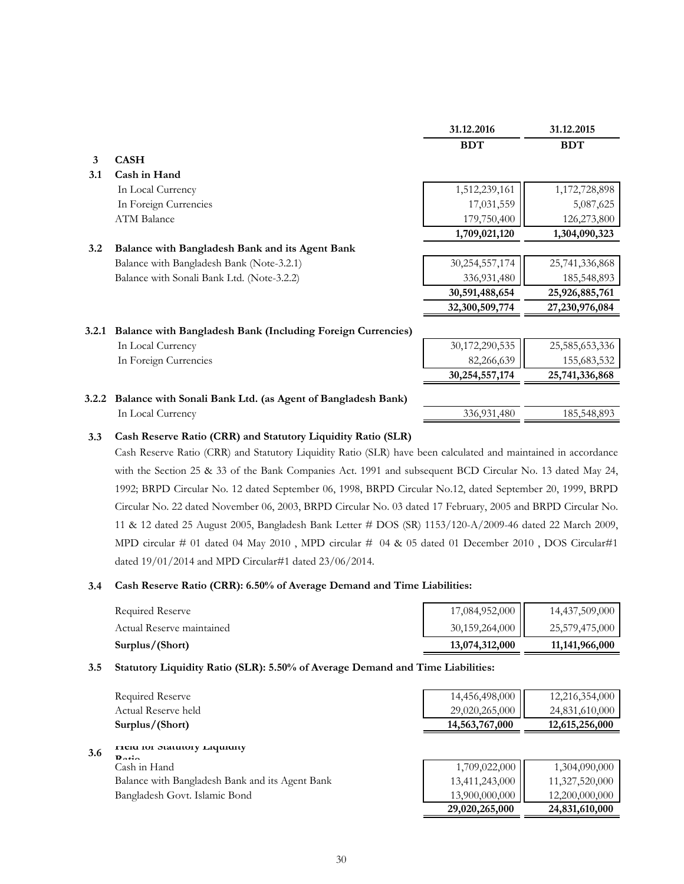| | | 31.12.2016 | 31.12.2015 |
|---|---|---|---|
| | | BDT | BDT |
| **3** | **CASH** | | |
| **3.1** | **Cash in Hand** | | |
| | In Local Currency | 1,512,239,161 | 1,172,728,898 |
| | In Foreign Currencies | 17,031,559 | 5,087,625 |
| | ATM Balance | 179,750,400 | 126,273,800 |
| | | **1,709,021,120** | **1,304,090,323** |
| **3.2** | **Balance with Bangladesh Bank and its Agent Bank** | | |
| | Balance with Bangladesh Bank (Note-3.2.1) | 30,254,557,174 | 25,741,336,868 |
| | Balance with Sonali Bank Ltd. (Note-3.2.2) | 336,931,480 | 185,548,893 |
| | | **30,591,488,654** | **25,926,885,761** |
| | | **32,300,509,774** | **27,230,976,084** |
| **3.2.1** | **Balance with Bangladesh Bank (Including Foreign Currencies)** | | |
| | In Local Currency | 30,172,290,535 | 25,585,653,336 |
| | In Foreign Currencies | 82,266,639 | 155,683,532 |
| | | **30,254,557,174** | **25,741,336,868** |
| **3.2.2** | **Balance with Sonali Bank Ltd. (as Agent of Bangladesh Bank)** | | |
| | In Local Currency | 336,931,480 | 185,548,893 |

**3.3 Cash Reserve Ratio (CRR) and Statutory Liquidity Ratio (SLR)**

Cash Reserve Ratio (CRR) and Statutory Liquidity Ratio (SLR) have been calculated and maintained in accordance with the Section 25 & 33 of the Bank Companies Act. 1991 and subsequent BCD Circular No. 13 dated May 24, 1992; BRPD Circular No. 12 dated September 06, 1998, BRPD Circular No.12, dated September 20, 1999, BRPD Circular No. 22 dated November 06, 2003, BRPD Circular No. 03 dated 17 February, 2005 and BRPD Circular No. 11 & 12 dated 25 August 2005, Bangladesh Bank Letter # DOS (SR) 1153/120-A/2009-46 dated 22 March 2009, MPD circular # 01 dated 04 May 2010 , MPD circular # 04 & 05 dated 01 December 2010 , DOS Circular#1 dated 19/01/2014 and MPD Circular#1 dated 23/06/2014.

**3.4 Cash Reserve Ratio (CRR): 6.50% of Average Demand and Time Liabilities:**

| | 31.12.2016 | 31.12.2015 |
|---|---|---|
| Required Reserve | 17,084,952,000 | 14,437,509,000 |
| Actual Reserve maintained | 30,159,264,000 | 25,579,475,000 |
| **Surplus/(Short)** | **13,074,312,000** | **11,141,966,000** |

**3.5 Statutory Liquidity Ratio (SLR): 5.50% of Average Demand and Time Liabilities:**

| | 31.12.2016 | 31.12.2015 |
|---|---|---|
| Required Reserve | 14,456,498,000 | 12,216,354,000 |
| Actual Reserve held | 29,020,265,000 | 24,831,610,000 |
| **Surplus/(Short)** | **14,563,767,000** | **12,615,256,000** |

**3.6 Held for Statutory Liquidity Ratio**

| | 31.12.2016 | 31.12.2015 |
|---|---|---|
| Cash in Hand | 1,709,022,000 | 1,304,090,000 |
| Balance with Bangladesh Bank and its Agent Bank | 13,411,243,000 | 11,327,520,000 |
| Bangladesh Govt. Islamic Bond | 13,900,000,000 | 12,200,000,000 |
| | **29,020,265,000** | **24,831,610,000** |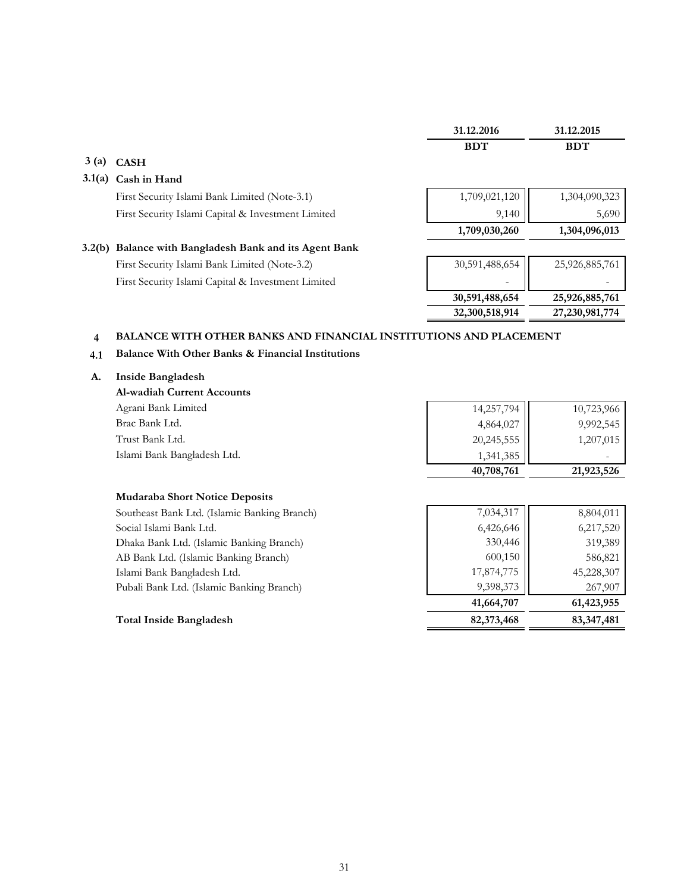| | | 31.12.2016 | 31.12.2015 |
|---|---|---|---|
| | | BDT | BDT |
| **3 (a)** | **CASH** | | |
| **3.1(a)** | **Cash in Hand** | | |
| | First Security Islami Bank Limited (Note-3.1) | 1,709,021,120 | 1,304,090,323 |
| | First Security Islami Capital & Investment Limited | 9,140 | 5,690 |
| | | **1,709,030,260** | **1,304,096,013** |
| **3.2(b)** | **Balance with Bangladesh Bank and its Agent Bank** | | |
| | First Security Islami Bank Limited (Note-3.2) | 30,591,488,654 | 25,926,885,761 |
| | First Security Islami Capital & Investment Limited | - | - |
| | | **30,591,488,654** | **25,926,885,761** |
| | | **32,300,518,914** | **27,230,981,774** |

## 4 BALANCE WITH OTHER BANKS AND FINANCIAL INSTITUTIONS AND PLACEMENT

### 4.1 Balance With Other Banks & Financial Institutions

| | | 31.12.2016 | 31.12.2015 |
|---|---|---|---|
| **A.** | **Inside Bangladesh** | | |
| | **Al-wadiah Current Accounts** | | |
| | Agrani Bank Limited | 14,257,794 | 10,723,966 |
| | Brac Bank Ltd. | 4,864,027 | 9,992,545 |
| | Trust Bank Ltd. | 20,245,555 | 1,207,015 |
| | Islami Bank Bangladesh Ltd. | 1,341,385 | - |
| | | **40,708,761** | **21,923,526** |
| | **Mudaraba Short Notice Deposits** | | |
| | Southeast Bank Ltd. (Islamic Banking Branch) | 7,034,317 | 8,804,011 |
| | Social Islami Bank Ltd. | 6,426,646 | 6,217,520 |
| | Dhaka Bank Ltd. (Islamic Banking Branch) | 330,446 | 319,389 |
| | AB Bank Ltd. (Islamic Banking Branch) | 600,150 | 586,821 |
| | Islami Bank Bangladesh Ltd. | 17,874,775 | 45,228,307 |
| | Pubali Bank Ltd. (Islamic Banking Branch) | 9,398,373 | 267,907 |
| | | **41,664,707** | **61,423,955** |
| | **Total Inside Bangladesh** | **82,373,468** | **83,347,481** |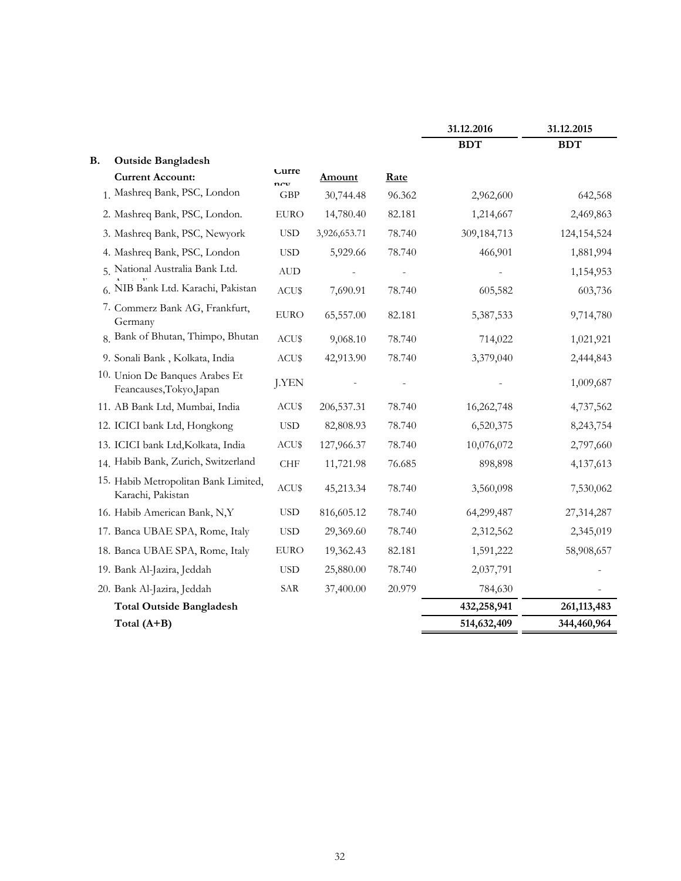| | | Currency | Amount | Rate | 31.12.2016 BDT | 31.12.2015 BDT |
|---|---|---|---|---|---|---|
| **B.** | **Outside Bangladesh** | | | | | |
| | **Current Account:** | | | | | |
| 1. | Mashreq Bank, PSC, London | GBP | 30,744.48 | 96.362 | 2,962,600 | 642,568 |
| 2. | Mashreq Bank, PSC, London. | EURO | 14,780.40 | 82.181 | 1,214,667 | 2,469,863 |
| 3. | Mashreq Bank, PSC, Newyork | USD | 3,926,653.71 | 78.740 | 309,184,713 | 124,154,524 |
| 4. | Mashreq Bank, PSC, London | USD | 5,929.66 | 78.740 | 466,901 | 1,881,994 |
| 5. | National Australia Bank Ltd. Australia | AUD | - | - | - | 1,154,953 |
| 6. | NIB Bank Ltd. Karachi, Pakistan | ACU$ | 7,690.91 | 78.740 | 605,582 | 603,736 |
| 7. | Commerz Bank AG, Frankfurt, Germany | EURO | 65,557.00 | 82.181 | 5,387,533 | 9,714,780 |
| 8. | Bank of Bhutan, Thimpo, Bhutan | ACU$ | 9,068.10 | 78.740 | 714,022 | 1,021,921 |
| 9. | Sonali Bank , Kolkata, India | ACU$ | 42,913.90 | 78.740 | 3,379,040 | 2,444,843 |
| 10. | Union De Banques Arabes Et Feancauses,Tokyo,Japan | J.YEN | - | - | - | 1,009,687 |
| 11. | AB Bank Ltd, Mumbai, India | ACU$ | 206,537.31 | 78.740 | 16,262,748 | 4,737,562 |
| 12. | ICICI bank Ltd, Hongkong | USD | 82,808.93 | 78.740 | 6,520,375 | 8,243,754 |
| 13. | ICICI bank Ltd,Kolkata, India | ACU$ | 127,966.37 | 78.740 | 10,076,072 | 2,797,660 |
| 14. | Habib Bank, Zurich, Switzerland | CHF | 11,721.98 | 76.685 | 898,898 | 4,137,613 |
| 15. | Habib Metropolitan Bank Limited, Karachi, Pakistan | ACU$ | 45,213.34 | 78.740 | 3,560,098 | 7,530,062 |
| 16. | Habib American Bank, N,Y | USD | 816,605.12 | 78.740 | 64,299,487 | 27,314,287 |
| 17. | Banca UBAE SPA, Rome, Italy | USD | 29,369.60 | 78.740 | 2,312,562 | 2,345,019 |
| 18. | Banca UBAE SPA, Rome, Italy | EURO | 19,362.43 | 82.181 | 1,591,222 | 58,908,657 |
| 19. | Bank Al-Jazira, Jeddah | USD | 25,880.00 | 78.740 | 2,037,791 | - |
| 20. | Bank Al-Jazira, Jeddah | SAR | 37,400.00 | 20.979 | 784,630 | - |
| | **Total Outside Bangladesh** | | | | **432,258,941** | **261,113,483** |
| | **Total (A+B)** | | | | **514,632,409** | **344,460,964** |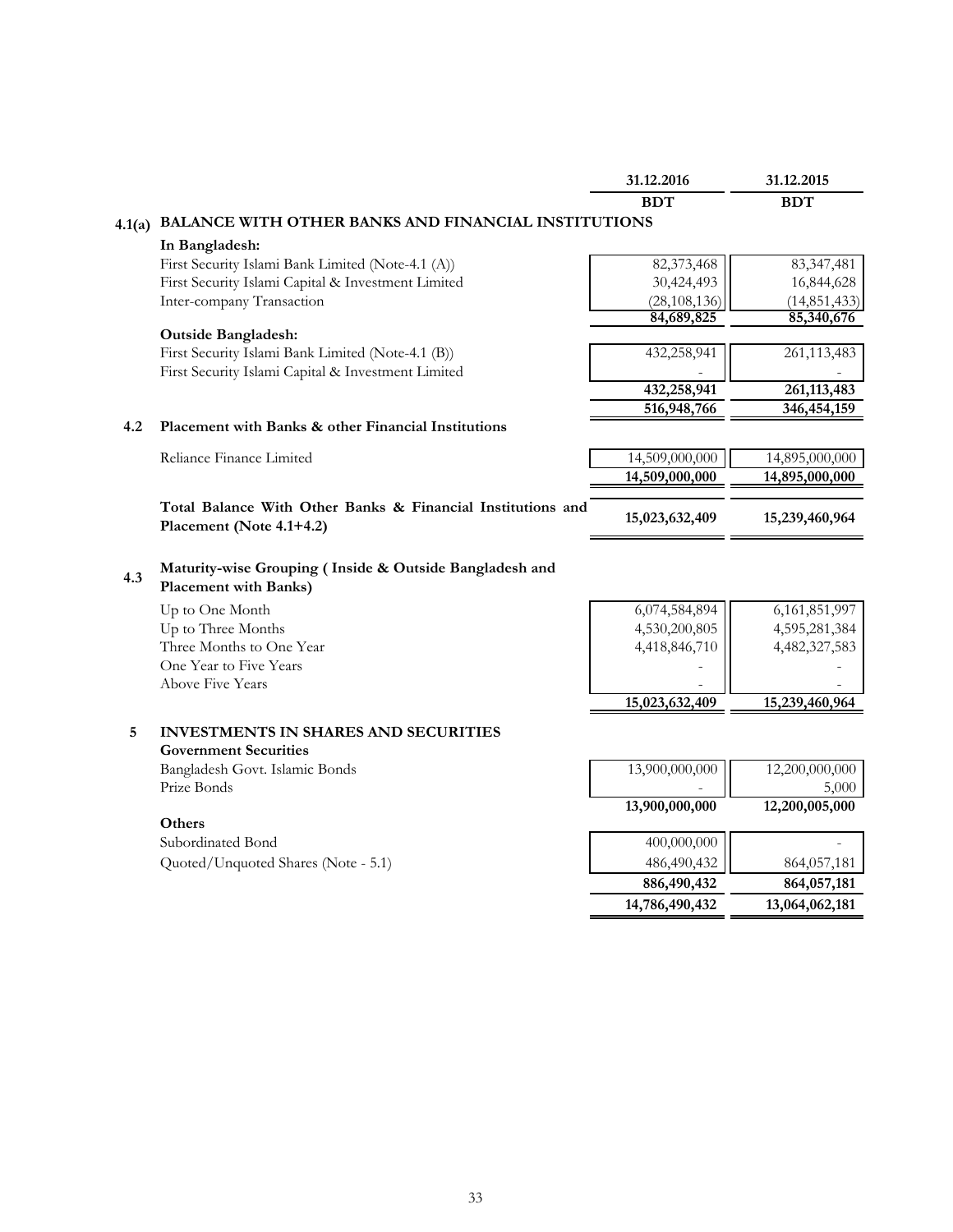| | | 31.12.2016 | 31.12.2015 |
|---|---|---|---|
| | | BDT | BDT |
| **4.1(a)** | **BALANCE WITH OTHER BANKS AND FINANCIAL INSTITUTIONS** | | |
| | **In Bangladesh:** | | |
| | First Security Islami Bank Limited (Note-4.1 (A)) | 82,373,468 | 83,347,481 |
| | First Security Islami Capital & Investment Limited | 30,424,493 | 16,844,628 |
| | Inter-company Transaction | (28,108,136) | (14,851,433) |
| | | **84,689,825** | **85,340,676** |
| | **Outside Bangladesh:** | | |
| | First Security Islami Bank Limited (Note-4.1 (B)) | 432,258,941 | 261,113,483 |
| | First Security Islami Capital & Investment Limited | - | - |
| | | **432,258,941** | **261,113,483** |
| | | **516,948,766** | **346,454,159** |
| **4.2** | **Placement with Banks & other Financial Institutions** | | |
| | Reliance Finance Limited | 14,509,000,000 | 14,895,000,000 |
| | | **14,509,000,000** | **14,895,000,000** |
| | **Total Balance With Other Banks & Financial Institutions and Placement (Note 4.1+4.2)** | **15,023,632,409** | **15,239,460,964** |
| **4.3** | **Maturity-wise Grouping ( Inside & Outside Bangladesh and Placement with Banks)** | | |
| | Up to One Month | 6,074,584,894 | 6,161,851,997 |
| | Up to Three Months | 4,530,200,805 | 4,595,281,384 |
| | Three Months to One Year | 4,418,846,710 | 4,482,327,583 |
| | One Year to Five Years | - | - |
| | Above Five Years | - | - |
| | | **15,023,632,409** | **15,239,460,964** |
| **5** | **INVESTMENTS IN SHARES AND SECURITIES** | | |
| | **Government Securities** | | |
| | Bangladesh Govt. Islamic Bonds | 13,900,000,000 | 12,200,000,000 |
| | Prize Bonds | - | 5,000 |
| | | **13,900,000,000** | **12,200,005,000** |
| | **Others** | | |
| | Subordinated Bond | 400,000,000 | - |
| | Quoted/Unquoted Shares (Note - 5.1) | 486,490,432 | 864,057,181 |
| | | **886,490,432** | **864,057,181** |
| | | **14,786,490,432** | **13,064,062,181** |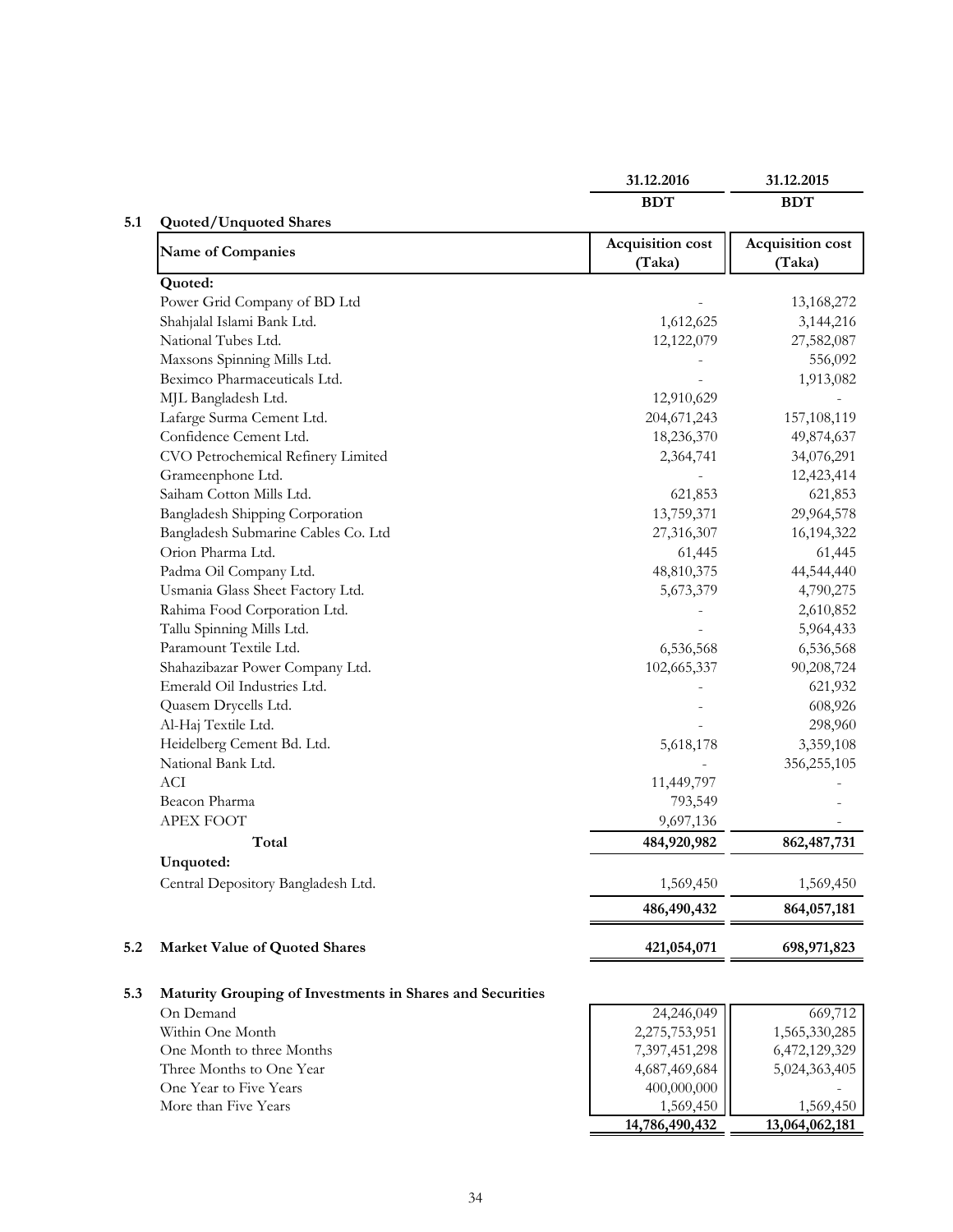| | 31.12.2016 | 31.12.2015 |
|---|---|---|
| | BDT | BDT |

**5.1 Quoted/Unquoted Shares**

| Name of Companies | Acquisition cost (Taka) 31.12.2016 | Acquisition cost (Taka) 31.12.2015 |
|---|---|---|
| **Quoted:** | | |
| Power Grid Company of BD Ltd | - | 13,168,272 |
| Shahjalal Islami Bank Ltd. | 1,612,625 | 3,144,216 |
| National Tubes Ltd. | 12,122,079 | 27,582,087 |
| Maxsons Spinning Mills Ltd. | - | 556,092 |
| Beximco Pharmaceuticals Ltd. | - | 1,913,082 |
| MJL Bangladesh Ltd. | 12,910,629 | - |
| Lafarge Surma Cement Ltd. | 204,671,243 | 157,108,119 |
| Confidence Cement Ltd. | 18,236,370 | 49,874,637 |
| CVO Petrochemical Refinery Limited | 2,364,741 | 34,076,291 |
| Grameenphone Ltd. | - | 12,423,414 |
| Saiham Cotton Mills Ltd. | 621,853 | 621,853 |
| Bangladesh Shipping Corporation | 13,759,371 | 29,964,578 |
| Bangladesh Submarine Cables Co. Ltd | 27,316,307 | 16,194,322 |
| Orion Pharma Ltd. | 61,445 | 61,445 |
| Padma Oil Company Ltd. | 48,810,375 | 44,544,440 |
| Usmania Glass Sheet Factory Ltd. | 5,673,379 | 4,790,275 |
| Rahima Food Corporation Ltd. | - | 2,610,852 |
| Tallu Spinning Mills Ltd. | - | 5,964,433 |
| Paramount Textile Ltd. | 6,536,568 | 6,536,568 |
| Shahazibazar Power Company Ltd. | 102,665,337 | 90,208,724 |
| Emerald Oil Industries Ltd. | - | 621,932 |
| Quasem Drycells Ltd. | - | 608,926 |
| Al-Haj Textile Ltd. | - | 298,960 |
| Heidelberg Cement Bd. Ltd. | 5,618,178 | 3,359,108 |
| National Bank Ltd. | - | 356,255,105 |
| ACI | 11,449,797 | - |
| Beacon Pharma | 793,549 | - |
| APEX FOOT | 9,697,136 | - |
| **Total** | **484,920,982** | **862,487,731** |
| **Unquoted:** | | |
| Central Depository Bangladesh Ltd. | 1,569,450 | 1,569,450 |
| | **486,490,432** | **864,057,181** |

| | 31.12.2016 | 31.12.2015 |
|---|---|---|
| **5.2 Market Value of Quoted Shares** | **421,054,071** | **698,971,823** |

**5.3 Maturity Grouping of Investments in Shares and Securities**

| | 31.12.2016 | 31.12.2015 |
|---|---|---|
| On Demand | 24,246,049 | 669,712 |
| Within One Month | 2,275,753,951 | 1,565,330,285 |
| One Month to three Months | 7,397,451,298 | 6,472,129,329 |
| Three Months to One Year | 4,687,469,684 | 5,024,363,405 |
| One Year to Five Years | 400,000,000 | - |
| More than Five Years | 1,569,450 | 1,569,450 |
| | **14,786,490,432** | **13,064,062,181** |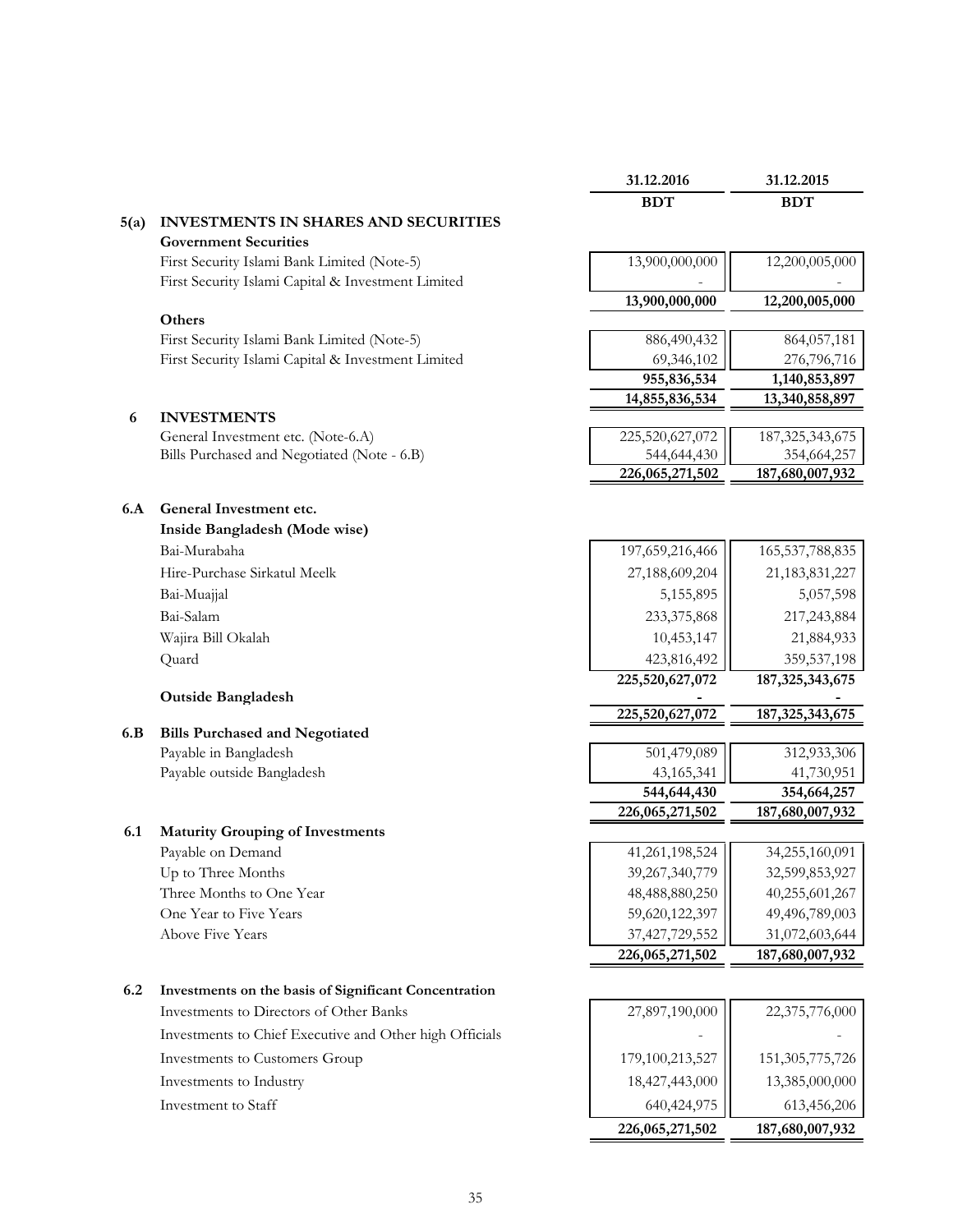| | | 31.12.2016 | 31.12.2015 |
|---|---|---|---|
| | | **BDT** | **BDT** |
| **5(a)** | **INVESTMENTS IN SHARES AND SECURITIES** | | |
| | **Government Securities** | | |
| | First Security Islami Bank Limited (Note-5) | 13,900,000,000 | 12,200,005,000 |
| | First Security Islami Capital & Investment Limited | - | - |
| | | **13,900,000,000** | **12,200,005,000** |
| | **Others** | | |
| | First Security Islami Bank Limited (Note-5) | 886,490,432 | 864,057,181 |
| | First Security Islami Capital & Investment Limited | 69,346,102 | 276,796,716 |
| | | **955,836,534** | **1,140,853,897** |
| | | **14,855,836,534** | **13,340,858,897** |
| **6** | **INVESTMENTS** | | |
| | General Investment etc. (Note-6.A) | 225,520,627,072 | 187,325,343,675 |
| | Bills Purchased and Negotiated (Note - 6.B) | 544,644,430 | 354,664,257 |
| | | **226,065,271,502** | **187,680,007,932** |
| **6.A** | **General Investment etc.** | | |
| | **Inside Bangladesh (Mode wise)** | | |
| | Bai-Murabaha | 197,659,216,466 | 165,537,788,835 |
| | Hire-Purchase Sirkatul Meelk | 27,188,609,204 | 21,183,831,227 |
| | Bai-Muajjal | 5,155,895 | 5,057,598 |
| | Bai-Salam | 233,375,868 | 217,243,884 |
| | Wajira Bill Okalah | 10,453,147 | 21,884,933 |
| | Quard | 423,816,492 | 359,537,198 |
| | | **225,520,627,072** | **187,325,343,675** |
| | **Outside Bangladesh** | **-** | **-** |
| | | **225,520,627,072** | **187,325,343,675** |
| **6.B** | **Bills Purchased and Negotiated** | | |
| | Payable in Bangladesh | 501,479,089 | 312,933,306 |
| | Payable outside Bangladesh | 43,165,341 | 41,730,951 |
| | | **544,644,430** | **354,664,257** |
| | | **226,065,271,502** | **187,680,007,932** |
| **6.1** | **Maturity Grouping of Investments** | | |
| | Payable on Demand | 41,261,198,524 | 34,255,160,091 |
| | Up to Three Months | 39,267,340,779 | 32,599,853,927 |
| | Three Months to One Year | 48,488,880,250 | 40,255,601,267 |
| | One Year to Five Years | 59,620,122,397 | 49,496,789,003 |
| | Above Five Years | 37,427,729,552 | 31,072,603,644 |
| | | **226,065,271,502** | **187,680,007,932** |
| **6.2** | **Investments on the basis of Significant Concentration** | | |
| | Investments to Directors of Other Banks | 27,897,190,000 | 22,375,776,000 |
| | Investments to Chief Executive and Other high Officials | - | - |
| | Investments to Customers Group | 179,100,213,527 | 151,305,775,726 |
| | Investments to Industry | 18,427,443,000 | 13,385,000,000 |
| | Investment to Staff | 640,424,975 | 613,456,206 |
| | | **226,065,271,502** | **187,680,007,932** |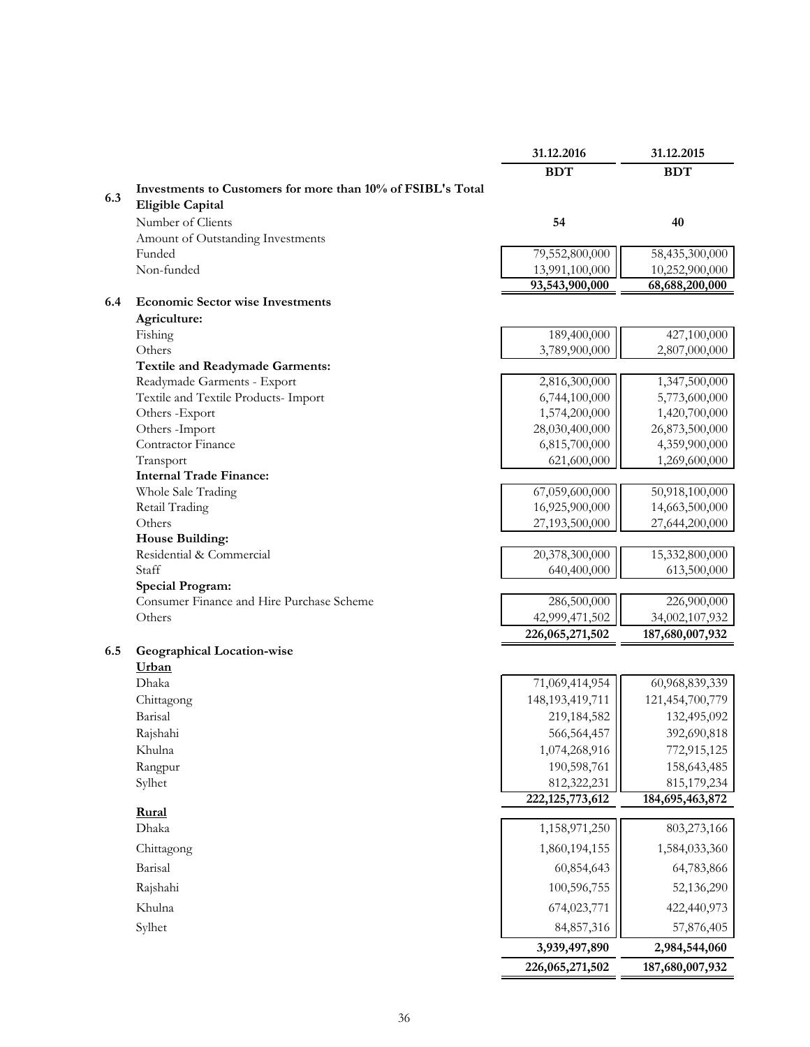| | | 31.12.2016 | 31.12.2015 |
|---|---|---|---|
| | | **BDT** | **BDT** |
| **6.3** | **Investments to Customers for more than 10% of FSIBL's Total Eligible Capital** | | |
| | Number of Clients | **54** | **40** |
| | Amount of Outstanding Investments | | |
| | Funded | 79,552,800,000 | 58,435,300,000 |
| | Non-funded | 13,991,100,000 | 10,252,900,000 |
| | | **93,543,900,000** | **68,688,200,000** |
| **6.4** | **Economic Sector wise Investments** | | |
| | **Agriculture:** | | |
| | Fishing | 189,400,000 | 427,100,000 |
| | Others | 3,789,900,000 | 2,807,000,000 |
| | **Textile and Readymade Garments:** | | |
| | Readymade Garments - Export | 2,816,300,000 | 1,347,500,000 |
| | Textile and Textile Products- Import | 6,744,100,000 | 5,773,600,000 |
| | Others -Export | 1,574,200,000 | 1,420,700,000 |
| | Others -Import | 28,030,400,000 | 26,873,500,000 |
| | Contractor Finance | 6,815,700,000 | 4,359,900,000 |
| | Transport | 621,600,000 | 1,269,600,000 |
| | **Internal Trade Finance:** | | |
| | Whole Sale Trading | 67,059,600,000 | 50,918,100,000 |
| | Retail Trading | 16,925,900,000 | 14,663,500,000 |
| | Others | 27,193,500,000 | 27,644,200,000 |
| | **House Building:** | | |
| | Residential & Commercial | 20,378,300,000 | 15,332,800,000 |
| | Staff | 640,400,000 | 613,500,000 |
| | **Special Program:** | | |
| | Consumer Finance and Hire Purchase Scheme | 286,500,000 | 226,900,000 |
| | Others | 42,999,471,502 | 34,002,107,932 |
| | | **226,065,271,502** | **187,680,007,932** |
| **6.5** | **Geographical Location-wise** | | |
| | **Urban** | | |
| | Dhaka | 71,069,414,954 | 60,968,839,339 |
| | Chittagong | 148,193,419,711 | 121,454,700,779 |
| | Barisal | 219,184,582 | 132,495,092 |
| | Rajshahi | 566,564,457 | 392,690,818 |
| | Khulna | 1,074,268,916 | 772,915,125 |
| | Rangpur | 190,598,761 | 158,643,485 |
| | Sylhet | 812,322,231 | 815,179,234 |
| | | **222,125,773,612** | **184,695,463,872** |
| | **Rural** | | |
| | Dhaka | 1,158,971,250 | 803,273,166 |
| | Chittagong | 1,860,194,155 | 1,584,033,360 |
| | Barisal | 60,854,643 | 64,783,866 |
| | Rajshahi | 100,596,755 | 52,136,290 |
| | Khulna | 674,023,771 | 422,440,973 |
| | Sylhet | 84,857,316 | 57,876,405 |
| | | **3,939,497,890** | **2,984,544,060** |
| | | **226,065,271,502** | **187,680,007,932** |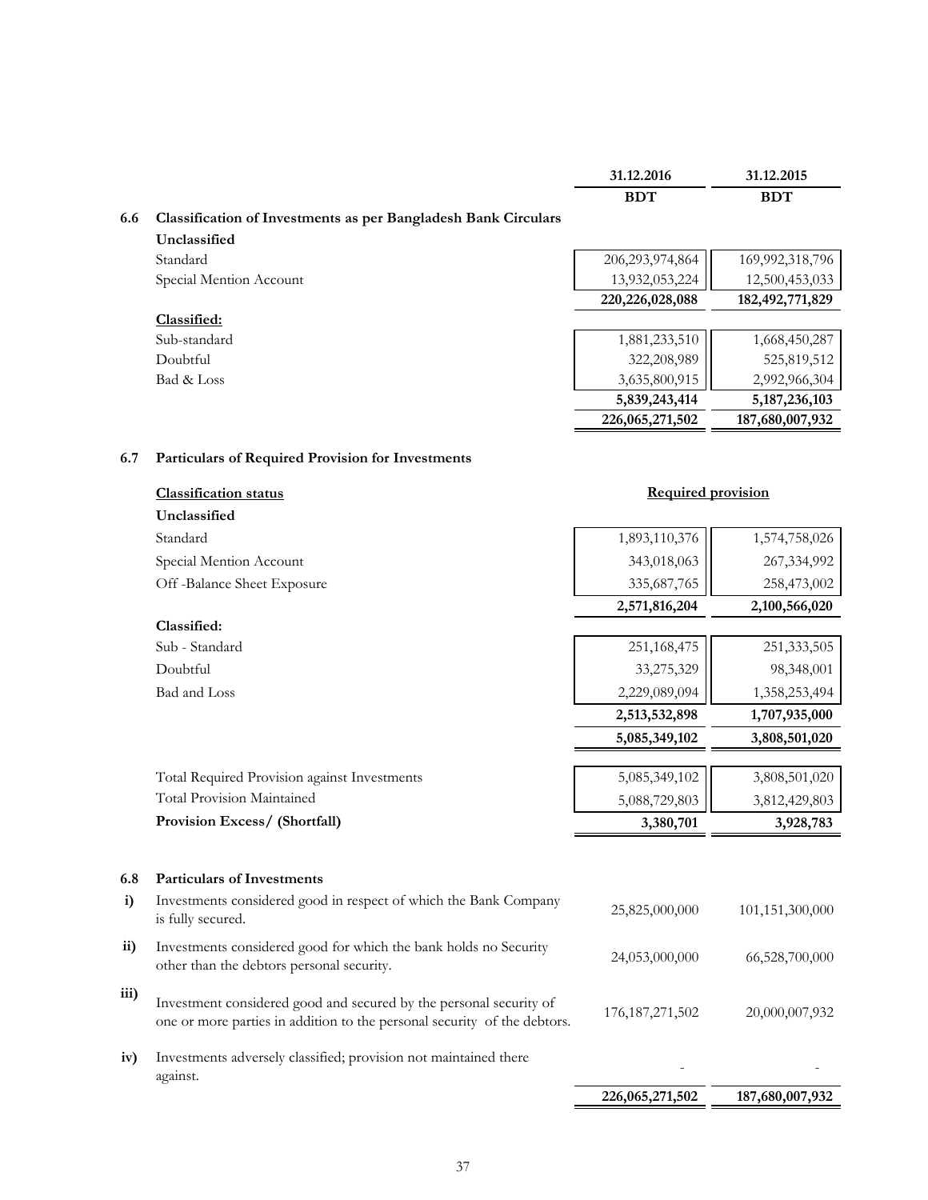| | 31.12.2016 | 31.12.2015 |
|---|---|---|
| | BDT | BDT |

### 6.6 Classification of Investments as per Bangladesh Bank Circulars

| | 31.12.2016 BDT | 31.12.2015 BDT |
|---|---|---|
| **Unclassified** | | |
| Standard | 206,293,974,864 | 169,992,318,796 |
| Special Mention Account | 13,932,053,224 | 12,500,453,033 |
| | **220,226,028,088** | **182,492,771,829** |
| **Classified:** | | |
| Sub-standard | 1,881,233,510 | 1,668,450,287 |
| Doubtful | 322,208,989 | 525,819,512 |
| Bad & Loss | 3,635,800,915 | 2,992,966,304 |
| | **5,839,243,414** | **5,187,236,103** |
| | **226,065,271,502** | **187,680,007,932** |

### 6.7 Particulars of Required Provision for Investments

| Classification status | Required provision | |
|---|---|---|
| **Unclassified** | | |
| Standard | 1,893,110,376 | 1,574,758,026 |
| Special Mention Account | 343,018,063 | 267,334,992 |
| Off -Balance Sheet Exposure | 335,687,765 | 258,473,002 |
| | **2,571,816,204** | **2,100,566,020** |
| **Classified:** | | |
| Sub - Standard | 251,168,475 | 251,333,505 |
| Doubtful | 33,275,329 | 98,348,001 |
| Bad and Loss | 2,229,089,094 | 1,358,253,494 |
| | **2,513,532,898** | **1,707,935,000** |
| | **5,085,349,102** | **3,808,501,020** |
| | | |
| Total Required Provision against Investments | 5,085,349,102 | 3,808,501,020 |
| Total Provision Maintained | 5,088,729,803 | 3,812,429,803 |
| **Provision Excess/ (Shortfall)** | **3,380,701** | **3,928,783** |

### 6.8 Particulars of Investments

| | | 31.12.2016 BDT | 31.12.2015 BDT |
|---|---|---|---|
| i) | Investments considered good in respect of which the Bank Company is fully secured. | 25,825,000,000 | 101,151,300,000 |
| ii) | Investments considered good for which the bank holds no Security other than the debtors personal security. | 24,053,000,000 | 66,528,700,000 |
| iii) | Investment considered good and secured by the personal security of one or more parties in addition to the personal security of the debtors. | 176,187,271,502 | 20,000,007,932 |
| iv) | Investments adversely classified; provision not maintained there against. | - | - |
| | | **226,065,271,502** | **187,680,007,932** |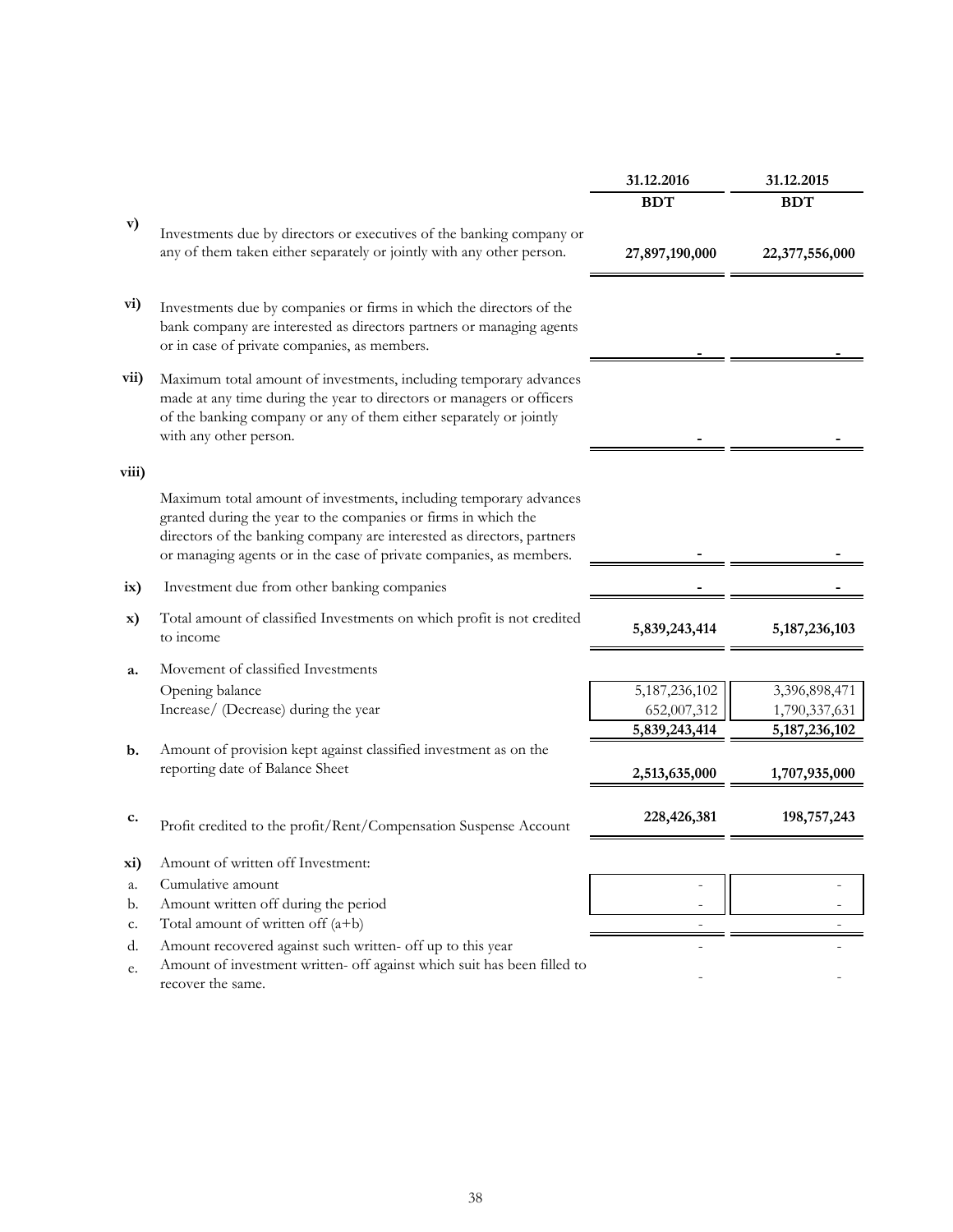| | | 31.12.2016 | 31.12.2015 |
|---|---|---|---|
| | | BDT | BDT |
| v) | Investments due by directors or executives of the banking company or any of them taken either separately or jointly with any other person. | **27,897,190,000** | **22,377,556,000** |
| vi) | Investments due by companies or firms in which the directors of the bank company are interested as directors partners or managing agents or in case of private companies, as members. | - | - |
| vii) | Maximum total amount of investments, including temporary advances made at any time during the year to directors or managers or officers of the banking company or any of them either separately or jointly with any other person. | - | - |
| viii) | Maximum total amount of investments, including temporary advances granted during the year to the companies or firms in which the directors of the banking company are interested as directors, partners or managing agents or in the case of private companies, as members. | - | - |
| ix) | Investment due from other banking companies | - | - |
| x) | Total amount of classified Investments on which profit is not credited to income | **5,839,243,414** | **5,187,236,103** |
| a. | Movement of classified Investments | | |
| | Opening balance | 5,187,236,102 | 3,396,898,471 |
| | Increase/ (Decrease) during the year | 652,007,312 | 1,790,337,631 |
| | | **5,839,243,414** | **5,187,236,102** |
| b. | Amount of provision kept against classified investment as on the reporting date of Balance Sheet | **2,513,635,000** | **1,707,935,000** |
| c. | Profit credited to the profit/Rent/Compensation Suspense Account | **228,426,381** | **198,757,243** |
| xi) | Amount of written off Investment: | | |
| a. | Cumulative amount | - | - |
| b. | Amount written off during the period | - | - |
| c. | Total amount of written off (a+b) | - | - |
| d. | Amount recovered against such written- off up to this year | - | - |
| e. | Amount of investment written- off against which suit has been filled to recover the same. | - | - |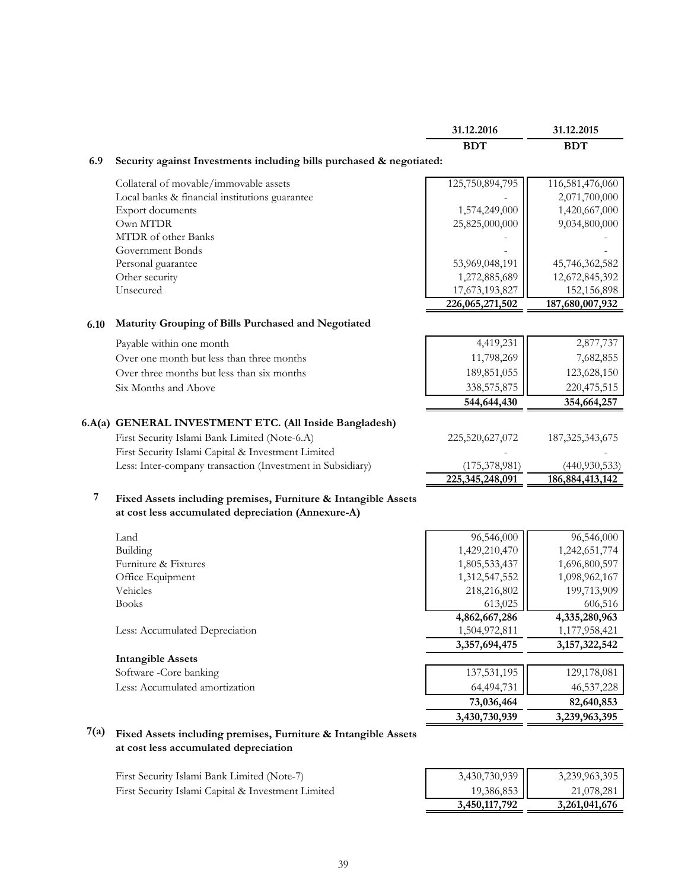| | 31.12.2016 | 31.12.2015 |
|---|---|---|
| | BDT | BDT |

### 6.9 Security against Investments including bills purchased & negotiated:

| | 31.12.2016 BDT | 31.12.2015 BDT |
|---|---|---|
| Collateral of movable/immovable assets | 125,750,894,795 | 116,581,476,060 |
| Local banks & financial institutions guarantee | - | 2,071,700,000 |
| Export documents | 1,574,249,000 | 1,420,667,000 |
| Own MTDR | 25,825,000,000 | 9,034,800,000 |
| MTDR of other Banks | - | - |
| Government Bonds | - | - |
| Personal guarantee | 53,969,048,191 | 45,746,362,582 |
| Other security | 1,272,885,689 | 12,672,845,392 |
| Unsecured | 17,673,193,827 | 152,156,898 |
| | **226,065,271,502** | **187,680,007,932** |

### 6.10 Maturity Grouping of Bills Purchased and Negotiated

| | 31.12.2016 BDT | 31.12.2015 BDT |
|---|---|---|
| Payable within one month | 4,419,231 | 2,877,737 |
| Over one month but less than three months | 11,798,269 | 7,682,855 |
| Over three months but less than six months | 189,851,055 | 123,628,150 |
| Six Months and Above | 338,575,875 | 220,475,515 |
| | **544,644,430** | **354,664,257** |

### 6.A(a) GENERAL INVESTMENT ETC. (All Inside Bangladesh)

| | 31.12.2016 BDT | 31.12.2015 BDT |
|---|---|---|
| First Security Islami Bank Limited (Note-6.A) | 225,520,627,072 | 187,325,343,675 |
| First Security Islami Capital & Investment Limited | - | - |
| Less: Inter-company transaction (Investment in Subsidiary) | (175,378,981) | (440,930,533) |
| | **225,345,248,091** | **186,884,413,142** |

### 7 Fixed Assets including premises, Furniture & Intangible Assets at cost less accumulated depreciation (Annexure-A)

| | 31.12.2016 BDT | 31.12.2015 BDT |
|---|---|---|
| Land | 96,546,000 | 96,546,000 |
| Building | 1,429,210,470 | 1,242,651,774 |
| Furniture & Fixtures | 1,805,533,437 | 1,696,800,597 |
| Office Equipment | 1,312,547,552 | 1,098,962,167 |
| Vehicles | 218,216,802 | 199,713,909 |
| Books | 613,025 | 606,516 |
| | **4,862,667,286** | **4,335,280,963** |
| Less: Accumulated Depreciation | 1,504,972,811 | 1,177,958,421 |
| | **3,357,694,475** | **3,157,322,542** |
| **Intangible Assets** | | |
| Software -Core banking | 137,531,195 | 129,178,081 |
| Less: Accumulated amortization | 64,494,731 | 46,537,228 |
| | **73,036,464** | **82,640,853** |
| | **3,430,730,939** | **3,239,963,395** |

### 7(a) Fixed Assets including premises, Furniture & Intangible Assets at cost less accumulated depreciation

| | 31.12.2016 BDT | 31.12.2015 BDT |
|---|---|---|
| First Security Islami Bank Limited (Note-7) | 3,430,730,939 | 3,239,963,395 |
| First Security Islami Capital & Investment Limited | 19,386,853 | 21,078,281 |
| | **3,450,117,792** | **3,261,041,676** |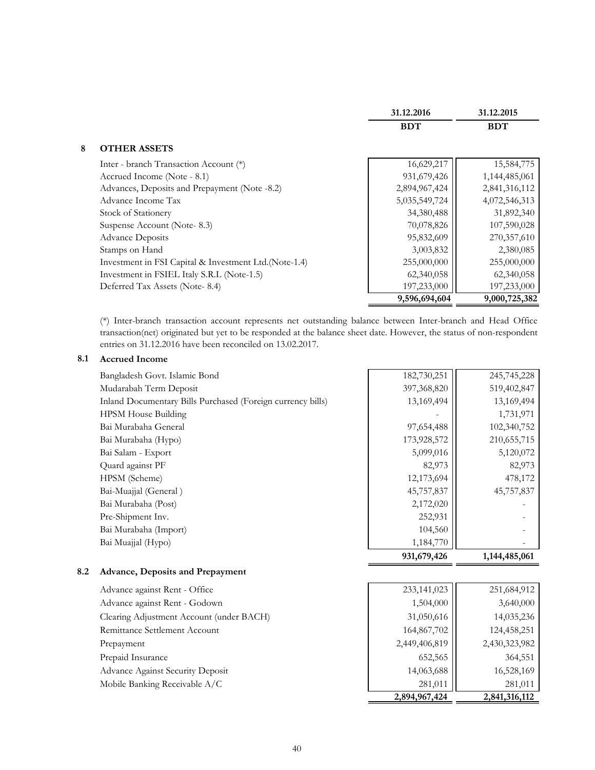| | 31.12.2016 | 31.12.2015 |
|---|---|---|
| | BDT | BDT |

## 8 OTHER ASSETS

| | 31.12.2016 BDT | 31.12.2015 BDT |
|---|---|---|
| Inter - branch Transaction Account (*) | 16,629,217 | 15,584,775 |
| Accrued Income (Note - 8.1) | 931,679,426 | 1,144,485,061 |
| Advances, Deposits and Prepayment (Note -8.2) | 2,894,967,424 | 2,841,316,112 |
| Advance Income Tax | 5,035,549,724 | 4,072,546,313 |
| Stock of Stationery | 34,380,488 | 31,892,340 |
| Suspense Account (Note- 8.3) | 70,078,826 | 107,590,028 |
| Advance Deposits | 95,832,609 | 270,357,610 |
| Stamps on Hand | 3,003,832 | 2,380,085 |
| Investment in FSI Capital & Investment Ltd.(Note-1.4) | 255,000,000 | 255,000,000 |
| Investment in FSIEL Italy S.R.L (Note-1.5) | 62,340,058 | 62,340,058 |
| Deferred Tax Assets (Note- 8.4) | 197,233,000 | 197,233,000 |
| | **9,596,694,604** | **9,000,725,382** |

(*) Inter-branch transaction account represents net outstanding balance between Inter-branch and Head Office transaction(net) originated but yet to be responded at the balance sheet date. However, the status of non-respondent entries on 31.12.2016 have been reconciled on 13.02.2017.

### 8.1 Accrued Income

| | 31.12.2016 BDT | 31.12.2015 BDT |
|---|---|---|
| Bangladesh Govt. Islamic Bond | 182,730,251 | 245,745,228 |
| Mudarabah Term Deposit | 397,368,820 | 519,402,847 |
| Inland Documentary Bills Purchased (Foreign currency bills) | 13,169,494 | 13,169,494 |
| HPSM House Building | - | 1,731,971 |
| Bai Murabaha General | 97,654,488 | 102,340,752 |
| Bai Murabaha (Hypo) | 173,928,572 | 210,655,715 |
| Bai Salam - Export | 5,099,016 | 5,120,072 |
| Quard against PF | 82,973 | 82,973 |
| HPSM (Scheme) | 12,173,694 | 478,172 |
| Bai-Muajjal (General ) | 45,757,837 | 45,757,837 |
| Bai Murabaha (Post) | 2,172,020 | - |
| Pre-Shipment Inv. | 252,931 | - |
| Bai Murabaha (Import) | 104,560 | - |
| Bai Muajjal (Hypo) | 1,184,770 | - |
| | **931,679,426** | **1,144,485,061** |

### 8.2 Advance, Deposits and Prepayment

| | 31.12.2016 BDT | 31.12.2015 BDT |
|---|---|---|
| Advance against Rent - Office | 233,141,023 | 251,684,912 |
| Advance against Rent - Godown | 1,504,000 | 3,640,000 |
| Clearing Adjustment Account (under BACH) | 31,050,616 | 14,035,236 |
| Remittance Settlement Account | 164,867,702 | 124,458,251 |
| Prepayment | 2,449,406,819 | 2,430,323,982 |
| Prepaid Insurance | 652,565 | 364,551 |
| Advance Against Security Deposit | 14,063,688 | 16,528,169 |
| Mobile Banking Receivable A/C | 281,011 | 281,011 |
| | **2,894,967,424** | **2,841,316,112** |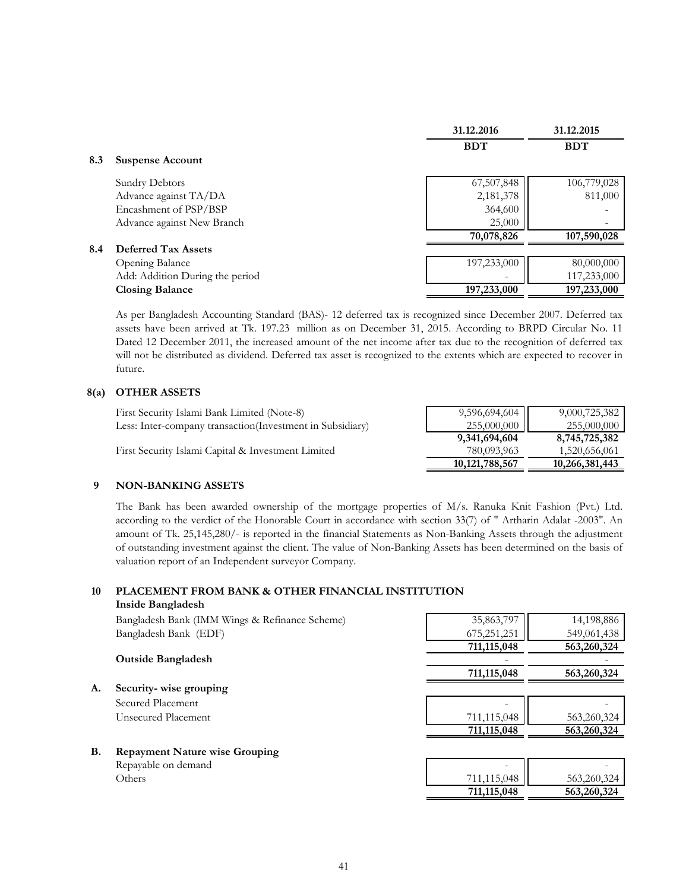| | | 31.12.2016 | 31.12.2015 |
|---|---|---|---|
| | | BDT | BDT |
| **8.3** | **Suspense Account** | | |
| | Sundry Debtors | 67,507,848 | 106,779,028 |
| | Advance against TA/DA | 2,181,378 | 811,000 |
| | Encashment of PSP/BSP | 364,600 | - |
| | Advance against New Branch | 25,000 | - |
| | | **70,078,826** | **107,590,028** |
| **8.4** | **Deferred Tax Assets** | | |
| | Opening Balance | 197,233,000 | 80,000,000 |
| | Add: Addition During the period | - | 117,233,000 |
| | **Closing Balance** | **197,233,000** | **197,233,000** |

As per Bangladesh Accounting Standard (BAS)- 12 deferred tax is recognized since December 2007. Deferred tax assets have been arrived at Tk. 197.23 million as on December 31, 2015. According to BRPD Circular No. 11 Dated 12 December 2011, the increased amount of the net income after tax due to the recognition of deferred tax will not be distributed as dividend. Deferred tax asset is recognized to the extents which are expected to recover in future.

## 8(a) OTHER ASSETS

| | 31.12.2016 | 31.12.2015 |
|---|---|---|
| First Security Islami Bank Limited (Note-8) | 9,596,694,604 | 9,000,725,382 |
| Less: Inter-company transaction(Investment in Subsidiary) | 255,000,000 | 255,000,000 |
| | **9,341,694,604** | **8,745,725,382** |
| First Security Islami Capital & Investment Limited | 780,093,963 | 1,520,656,061 |
| | **10,121,788,567** | **10,266,381,443** |

## 9 NON-BANKING ASSETS

The Bank has been awarded ownership of the mortgage properties of M/s. Ranuka Knit Fashion (Pvt.) Ltd. according to the verdict of the Honorable Court in accordance with section 33(7) of " Artharin Adalat -2003". An amount of Tk. 25,145,280/- is reported in the financial Statements as Non-Banking Assets through the adjustment of outstanding investment against the client. The value of Non-Banking Assets has been determined on the basis of valuation report of an Independent surveyor Company.

## 10 PLACEMENT FROM BANK & OTHER FINANCIAL INSTITUTION

| | | 31.12.2016 | 31.12.2015 |
|---|---|---|---|
| | **Inside Bangladesh** | | |
| | Bangladesh Bank (IMM Wings & Refinance Scheme) | 35,863,797 | 14,198,886 |
| | Bangladesh Bank (EDF) | 675,251,251 | 549,061,438 |
| | | **711,115,048** | **563,260,324** |
| | **Outside Bangladesh** | - | - |
| | | **711,115,048** | **563,260,324** |
| **A.** | **Security- wise grouping** | | |
| | Secured Placement | - | - |
| | Unsecured Placement | 711,115,048 | 563,260,324 |
| | | **711,115,048** | **563,260,324** |
| **B.** | **Repayment Nature wise Grouping** | | |
| | Repayable on demand | - | - |
| | Others | 711,115,048 | 563,260,324 |
| | | **711,115,048** | **563,260,324** |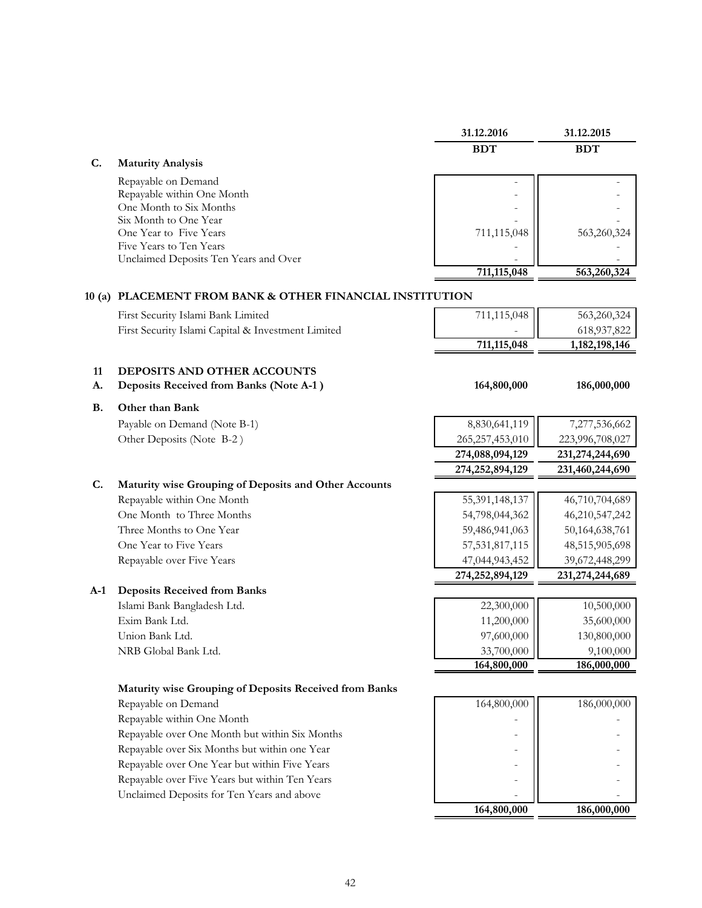| | 31.12.2016 | 31.12.2015 |
|---|---|---|
| | **BDT** | **BDT** |

**C. Maturity Analysis**

| | 31.12.2016 BDT | 31.12.2015 BDT |
|---|---|---|
| Repayable on Demand | - | - |
| Repayable within One Month | - | - |
| One Month to Six Months | - | - |
| Six Month to One Year | - | - |
| One Year to Five Years | 711,115,048 | 563,260,324 |
| Five Years to Ten Years | - | - |
| Unclaimed Deposits Ten Years and Over | - | - |
| | **711,115,048** | **563,260,324** |

## 10 (a) PLACEMENT FROM BANK & OTHER FINANCIAL INSTITUTION

| | 31.12.2016 BDT | 31.12.2015 BDT |
|---|---|---|
| First Security Islami Bank Limited | 711,115,048 | 563,260,324 |
| First Security Islami Capital & Investment Limited | - | 618,937,822 |
| | **711,115,048** | **1,182,198,146** |

## 11 DEPOSITS AND OTHER ACCOUNTS

| | 31.12.2016 BDT | 31.12.2015 BDT |
|---|---|---|
| **A. Deposits Received from Banks (Note A-1 )** | **164,800,000** | **186,000,000** |
| **B. Other than Bank** | | |
| Payable on Demand (Note B-1) | 8,830,641,119 | 7,277,536,662 |
| Other Deposits (Note B-2 ) | 265,257,453,010 | 223,996,708,027 |
| | **274,088,094,129** | **231,274,244,690** |
| | **274,252,894,129** | **231,460,244,690** |

**C. Maturity wise Grouping of Deposits and Other Accounts**

| | 31.12.2016 BDT | 31.12.2015 BDT |
|---|---|---|
| Repayable within One Month | 55,391,148,137 | 46,710,704,689 |
| One Month to Three Months | 54,798,044,362 | 46,210,547,242 |
| Three Months to One Year | 59,486,941,063 | 50,164,638,761 |
| One Year to Five Years | 57,531,817,115 | 48,515,905,698 |
| Repayable over Five Years | 47,044,943,452 | 39,672,448,299 |
| | **274,252,894,129** | **231,274,244,689** |

**A-1 Deposits Received from Banks**

| | 31.12.2016 BDT | 31.12.2015 BDT |
|---|---|---|
| Islami Bank Bangladesh Ltd. | 22,300,000 | 10,500,000 |
| Exim Bank Ltd. | 11,200,000 | 35,600,000 |
| Union Bank Ltd. | 97,600,000 | 130,800,000 |
| NRB Global Bank Ltd. | 33,700,000 | 9,100,000 |
| | **164,800,000** | **186,000,000** |

**Maturity wise Grouping of Deposits Received from Banks**

| | 31.12.2016 BDT | 31.12.2015 BDT |
|---|---|---|
| Repayable on Demand | 164,800,000 | 186,000,000 |
| Repayable within One Month | - | - |
| Repayable over One Month but within Six Months | - | - |
| Repayable over Six Months but within one Year | - | - |
| Repayable over One Year but within Five Years | - | - |
| Repayable over Five Years but within Ten Years | - | - |
| Unclaimed Deposits for Ten Years and above | - | - |
| | **164,800,000** | **186,000,000** |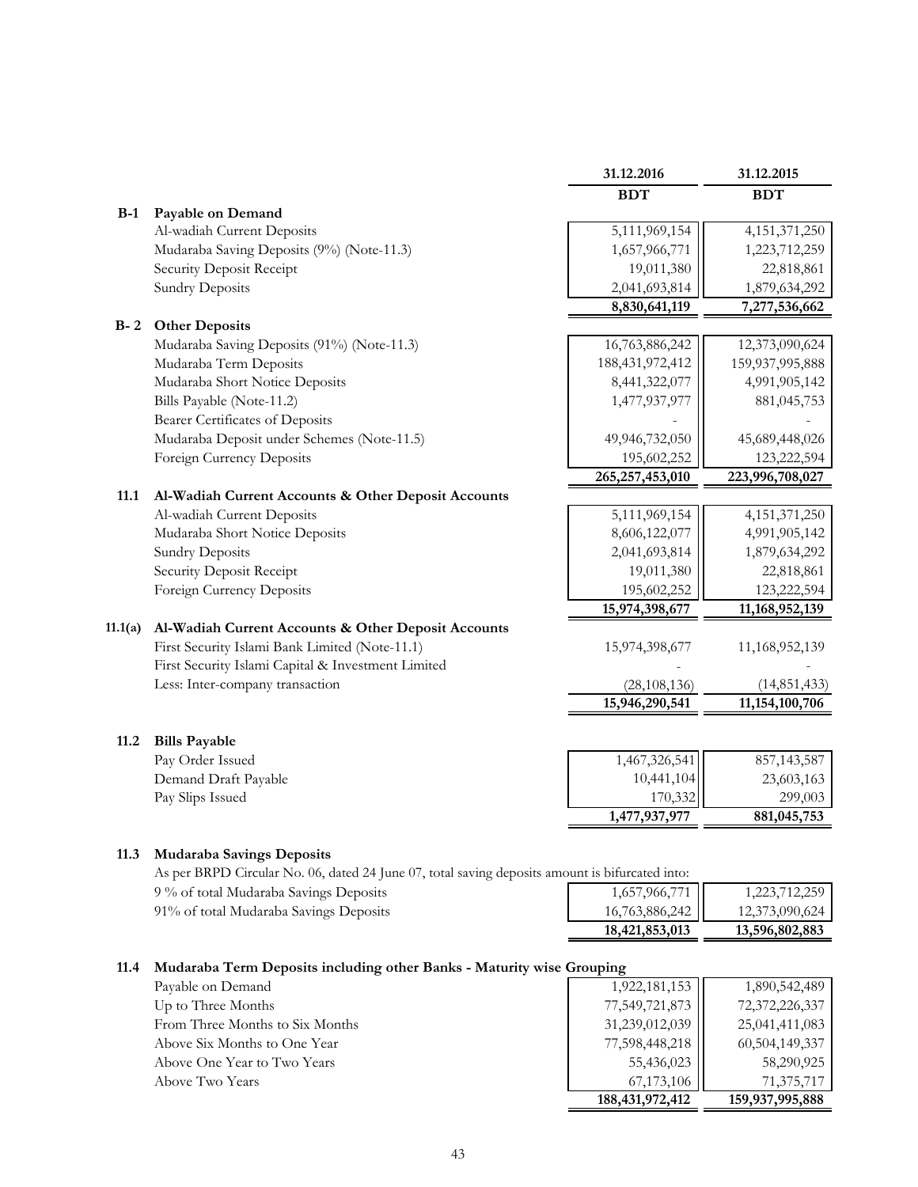| | | 31.12.2016 | 31.12.2015 |
|---|---|---|---|
| | | BDT | BDT |
| **B-1** | **Payable on Demand** | | |
| | Al-wadiah Current Deposits | 5,111,969,154 | 4,151,371,250 |
| | Mudaraba Saving Deposits (9%) (Note-11.3) | 1,657,966,771 | 1,223,712,259 |
| | Security Deposit Receipt | 19,011,380 | 22,818,861 |
| | Sundry Deposits | 2,041,693,814 | 1,879,634,292 |
| | | **8,830,641,119** | **7,277,536,662** |
| **B- 2** | **Other Deposits** | | |
| | Mudaraba Saving Deposits (91%) (Note-11.3) | 16,763,886,242 | 12,373,090,624 |
| | Mudaraba Term Deposits | 188,431,972,412 | 159,937,995,888 |
| | Mudaraba Short Notice Deposits | 8,441,322,077 | 4,991,905,142 |
| | Bills Payable (Note-11.2) | 1,477,937,977 | 881,045,753 |
| | Bearer Certificates of Deposits | - | - |
| | Mudaraba Deposit under Schemes (Note-11.5) | 49,946,732,050 | 45,689,448,026 |
| | Foreign Currency Deposits | 195,602,252 | 123,222,594 |
| | | **265,257,453,010** | **223,996,708,027** |

**11.1 Al-Wadiah Current Accounts & Other Deposit Accounts**

| | 31.12.2016 | 31.12.2015 |
|---|---|---|
| Al-wadiah Current Deposits | 5,111,969,154 | 4,151,371,250 |
| Mudaraba Short Notice Deposits | 8,606,122,077 | 4,991,905,142 |
| Sundry Deposits | 2,041,693,814 | 1,879,634,292 |
| Security Deposit Receipt | 19,011,380 | 22,818,861 |
| Foreign Currency Deposits | 195,602,252 | 123,222,594 |
| | **15,974,398,677** | **11,168,952,139** |

**11.1(a) Al-Wadiah Current Accounts & Other Deposit Accounts**

| | 31.12.2016 | 31.12.2015 |
|---|---|---|
| First Security Islami Bank Limited (Note-11.1) | 15,974,398,677 | 11,168,952,139 |
| First Security Islami Capital & Investment Limited | - | - |
| Less: Inter-company transaction | (28,108,136) | (14,851,433) |
| | **15,946,290,541** | **11,154,100,706** |

**11.2 Bills Payable**

| | 31.12.2016 | 31.12.2015 |
|---|---|---|
| Pay Order Issued | 1,467,326,541 | 857,143,587 |
| Demand Draft Payable | 10,441,104 | 23,603,163 |
| Pay Slips Issued | 170,332 | 299,003 |
| | **1,477,937,977** | **881,045,753** |

**11.3 Mudaraba Savings Deposits**

As per BRPD Circular No. 06, dated 24 June 07, total saving deposits amount is bifurcated into:

| | 31.12.2016 | 31.12.2015 |
|---|---|---|
| 9 % of total Mudaraba Savings Deposits | 1,657,966,771 | 1,223,712,259 |
| 91% of total Mudaraba Savings Deposits | 16,763,886,242 | 12,373,090,624 |
| | **18,421,853,013** | **13,596,802,883** |

**11.4 Mudaraba Term Deposits including other Banks - Maturity wise Grouping**

| | 31.12.2016 | 31.12.2015 |
|---|---|---|
| Payable on Demand | 1,922,181,153 | 1,890,542,489 |
| Up to Three Months | 77,549,721,873 | 72,372,226,337 |
| From Three Months to Six Months | 31,239,012,039 | 25,041,411,083 |
| Above Six Months to One Year | 77,598,448,218 | 60,504,149,337 |
| Above One Year to Two Years | 55,436,023 | 58,290,925 |
| Above Two Years | 67,173,106 | 71,375,717 |
| | **188,431,972,412** | **159,937,995,888** |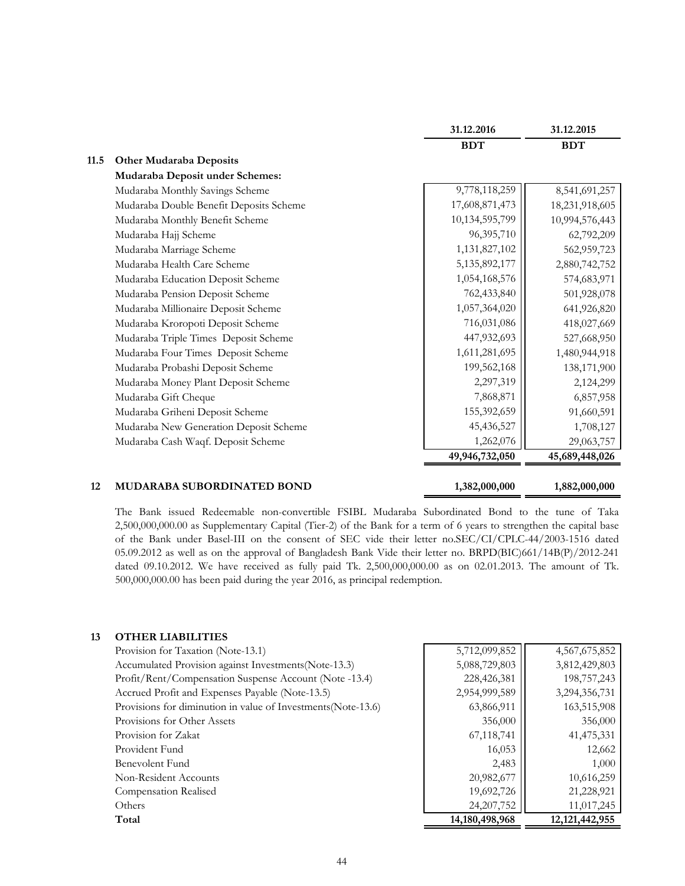| | | 31.12.2016 | 31.12.2015 |
|---|---|---|---|
| | | **BDT** | **BDT** |
| **11.5** | **Other Mudaraba Deposits** | | |
| | **Mudaraba Deposit under Schemes:** | | |
| | Mudaraba Monthly Savings Scheme | 9,778,118,259 | 8,541,691,257 |
| | Mudaraba Double Benefit Deposits Scheme | 17,608,871,473 | 18,231,918,605 |
| | Mudaraba Monthly Benefit Scheme | 10,134,595,799 | 10,994,576,443 |
| | Mudaraba Hajj Scheme | 96,395,710 | 62,792,209 |
| | Mudaraba Marriage Scheme | 1,131,827,102 | 562,959,723 |
| | Mudaraba Health Care Scheme | 5,135,892,177 | 2,880,742,752 |
| | Mudaraba Education Deposit Scheme | 1,054,168,576 | 574,683,971 |
| | Mudaraba Pension Deposit Scheme | 762,433,840 | 501,928,078 |
| | Mudaraba Millionaire Deposit Scheme | 1,057,364,020 | 641,926,820 |
| | Mudaraba Kroropoti Deposit Scheme | 716,031,086 | 418,027,669 |
| | Mudaraba Triple Times Deposit Scheme | 447,932,693 | 527,668,950 |
| | Mudaraba Four Times Deposit Scheme | 1,611,281,695 | 1,480,944,918 |
| | Mudaraba Probashi Deposit Scheme | 199,562,168 | 138,171,900 |
| | Mudaraba Money Plant Deposit Scheme | 2,297,319 | 2,124,299 |
| | Mudaraba Gift Cheque | 7,868,871 | 6,857,958 |
| | Mudaraba Griheni Deposit Scheme | 155,392,659 | 91,660,591 |
| | Mudaraba New Generation Deposit Scheme | 45,436,527 | 1,708,127 |
| | Mudaraba Cash Waqf. Deposit Scheme | 1,262,076 | 29,063,757 |
| | | **49,946,732,050** | **45,689,448,026** |
| | | | |
| **12** | **MUDARABA SUBORDINATED BOND** | **1,382,000,000** | **1,882,000,000** |

The Bank issued Redeemable non-convertible FSIBL Mudaraba Subordinated Bond to the tune of Taka 2,500,000,000.00 as Supplementary Capital (Tier-2) of the Bank for a term of 6 years to strengthen the capital base of the Bank under Basel-III on the consent of SEC vide their letter no.SEC/CI/CPLC-44/2003-1516 dated 05.09.2012 as well as on the approval of Bangladesh Bank Vide their letter no. BRPD(BIC)661/14B(P)/2012-241 dated 09.10.2012. We have received as fully paid Tk. 2,500,000,000.00 as on 02.01.2013. The amount of Tk. 500,000,000.00 has been paid during the year 2016, as principal redemption.

| | | 31.12.2016 | 31.12.2015 |
|---|---|---|---|
| **13** | **OTHER LIABILITIES** | | |
| | Provision for Taxation (Note-13.1) | 5,712,099,852 | 4,567,675,852 |
| | Accumulated Provision against Investments(Note-13.3) | 5,088,729,803 | 3,812,429,803 |
| | Profit/Rent/Compensation Suspense Account (Note -13.4) | 228,426,381 | 198,757,243 |
| | Accrued Profit and Expenses Payable (Note-13.5) | 2,954,999,589 | 3,294,356,731 |
| | Provisions for diminution in value of Investments(Note-13.6) | 63,866,911 | 163,515,908 |
| | Provisions for Other Assets | 356,000 | 356,000 |
| | Provision for Zakat | 67,118,741 | 41,475,331 |
| | Provident Fund | 16,053 | 12,662 |
| | Benevolent Fund | 2,483 | 1,000 |
| | Non-Resident Accounts | 20,982,677 | 10,616,259 |
| | Compensation Realised | 19,692,726 | 21,228,921 |
| | Others | 24,207,752 | 11,017,245 |
| | **Total** | **14,180,498,968** | **12,121,442,955** |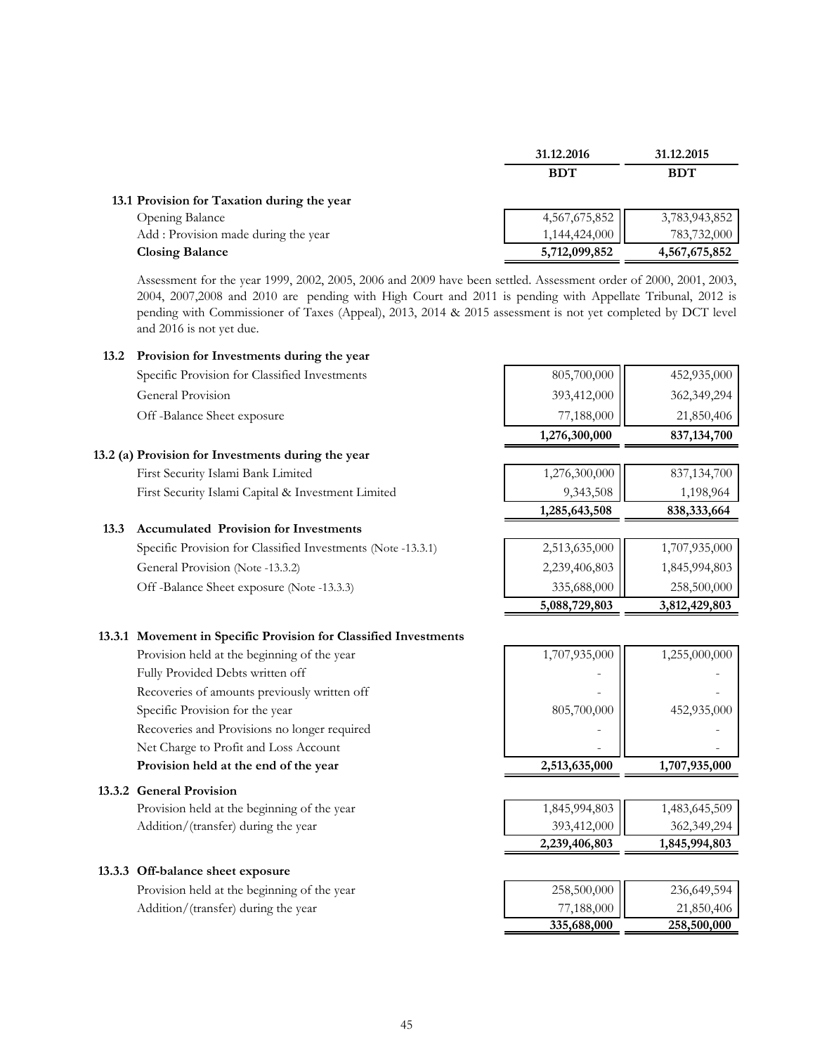| | 31.12.2016 | 31.12.2015 |
|---|---|---|
| | **BDT** | **BDT** |

**13.1 Provision for Taxation during the year**

| | 31.12.2016 BDT | 31.12.2015 BDT |
|---|---|---|
| Opening Balance | 4,567,675,852 | 3,783,943,852 |
| Add : Provision made during the year | 1,144,424,000 | 783,732,000 |
| **Closing Balance** | **5,712,099,852** | **4,567,675,852** |

Assessment for the year 1999, 2002, 2005, 2006 and 2009 have been settled. Assessment order of 2000, 2001, 2003, 2004, 2007,2008 and 2010 are pending with High Court and 2011 is pending with Appellate Tribunal, 2012 is pending with Commissioner of Taxes (Appeal), 2013, 2014 & 2015 assessment is not yet completed by DCT level and 2016 is not yet due.

**13.2 Provision for Investments during the year**

| | 31.12.2016 BDT | 31.12.2015 BDT |
|---|---|---|
| Specific Provision for Classified Investments | 805,700,000 | 452,935,000 |
| General Provision | 393,412,000 | 362,349,294 |
| Off -Balance Sheet exposure | 77,188,000 | 21,850,406 |
| | **1,276,300,000** | **837,134,700** |

**13.2 (a) Provision for Investments during the year**

| | 31.12.2016 BDT | 31.12.2015 BDT |
|---|---|---|
| First Security Islami Bank Limited | 1,276,300,000 | 837,134,700 |
| First Security Islami Capital & Investment Limited | 9,343,508 | 1,198,964 |
| | **1,285,643,508** | **838,333,664** |

**13.3 Accumulated Provision for Investments**

| | 31.12.2016 BDT | 31.12.2015 BDT |
|---|---|---|
| Specific Provision for Classified Investments (Note -13.3.1) | 2,513,635,000 | 1,707,935,000 |
| General Provision (Note -13.3.2) | 2,239,406,803 | 1,845,994,803 |
| Off -Balance Sheet exposure (Note -13.3.3) | 335,688,000 | 258,500,000 |
| | **5,088,729,803** | **3,812,429,803** |

**13.3.1 Movement in Specific Provision for Classified Investments**

| | 31.12.2016 BDT | 31.12.2015 BDT |
|---|---|---|
| Provision held at the beginning of the year | 1,707,935,000 | 1,255,000,000 |
| Fully Provided Debts written off | - | - |
| Recoveries of amounts previously written off | - | - |
| Specific Provision for the year | 805,700,000 | 452,935,000 |
| Recoveries and Provisions no longer required | - | - |
| Net Charge to Profit and Loss Account | - | - |
| **Provision held at the end of the year** | **2,513,635,000** | **1,707,935,000** |

**13.3.2 General Provision**

| | 31.12.2016 BDT | 31.12.2015 BDT |
|---|---|---|
| Provision held at the beginning of the year | 1,845,994,803 | 1,483,645,509 |
| Addition/(transfer) during the year | 393,412,000 | 362,349,294 |
| | **2,239,406,803** | **1,845,994,803** |

**13.3.3 Off-balance sheet exposure**

| | 31.12.2016 BDT | 31.12.2015 BDT |
|---|---|---|
| Provision held at the beginning of the year | 258,500,000 | 236,649,594 |
| Addition/(transfer) during the year | 77,188,000 | 21,850,406 |
| | **335,688,000** | **258,500,000** |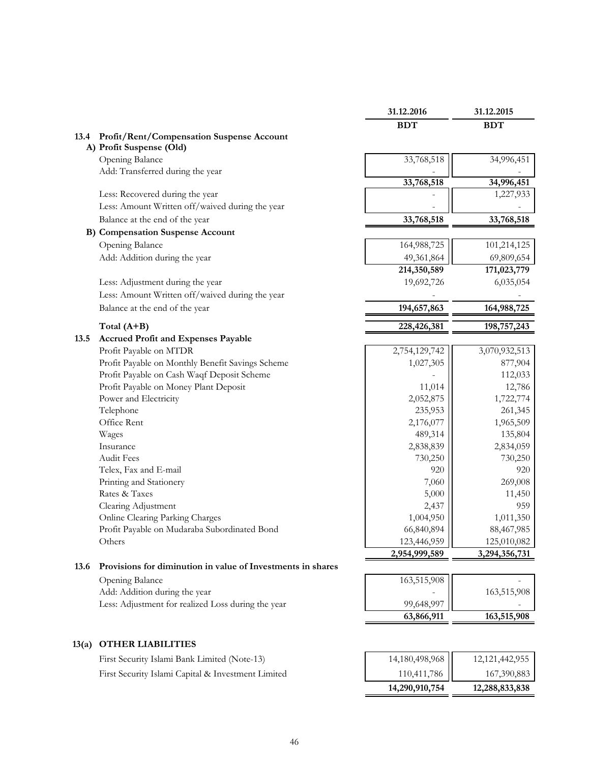| | 31.12.2016 | 31.12.2015 |
|---|---|---|
| | **BDT** | **BDT** |
| **13.4 Profit/Rent/Compensation Suspense Account** | | |
| **A) Profit Suspense (Old)** | | |
| Opening Balance | 33,768,518 | 34,996,451 |
| Add: Transferred during the year | - | - |
| | **33,768,518** | **34,996,451** |
| Less: Recovered during the year | - | 1,227,933 |
| Less: Amount Written off/waived during the year | - | - |
| Balance at the end of the year | **33,768,518** | **33,768,518** |
| **B) Compensation Suspense Account** | | |
| Opening Balance | 164,988,725 | 101,214,125 |
| Add: Addition during the year | 49,361,864 | 69,809,654 |
| | **214,350,589** | **171,023,779** |
| Less: Adjustment during the year | 19,692,726 | 6,035,054 |
| Less: Amount Written off/waived during the year | - | - |
| Balance at the end of the year | **194,657,863** | **164,988,725** |
| **Total (A+B)** | **228,426,381** | **198,757,243** |
| **13.5 Accrued Profit and Expenses Payable** | | |
| Profit Payable on MTDR | 2,754,129,742 | 3,070,932,513 |
| Profit Payable on Monthly Benefit Savings Scheme | 1,027,305 | 877,904 |
| Profit Payable on Cash Waqf Deposit Scheme | - | 112,033 |
| Profit Payable on Money Plant Deposit | 11,014 | 12,786 |
| Power and Electricity | 2,052,875 | 1,722,774 |
| Telephone | 235,953 | 261,345 |
| Office Rent | 2,176,077 | 1,965,509 |
| Wages | 489,314 | 135,804 |
| Insurance | 2,838,839 | 2,834,059 |
| Audit Fees | 730,250 | 730,250 |
| Telex, Fax and E-mail | 920 | 920 |
| Printing and Stationery | 7,060 | 269,008 |
| Rates & Taxes | 5,000 | 11,450 |
| Clearing Adjustment | 2,437 | 959 |
| Online Clearing Parking Charges | 1,004,950 | 1,011,350 |
| Profit Payable on Mudaraba Subordinated Bond | 66,840,894 | 88,467,985 |
| Others | 123,446,959 | 125,010,082 |
| | **2,954,999,589** | **3,294,356,731** |
| **13.6 Provisions for diminution in value of Investments in shares** | | |
| Opening Balance | 163,515,908 | - |
| Add: Addition during the year | - | 163,515,908 |
| Less: Adjustment for realized Loss during the year | 99,648,997 | - |
| | **63,866,911** | **163,515,908** |

## 13(a) OTHER LIABILITIES

| | 31.12.2016 | 31.12.2015 |
|---|---|---|
| First Security Islami Bank Limited (Note-13) | 14,180,498,968 | 12,121,442,955 |
| First Security Islami Capital & Investment Limited | 110,411,786 | 167,390,883 |
| | **14,290,910,754** | **12,288,833,838** |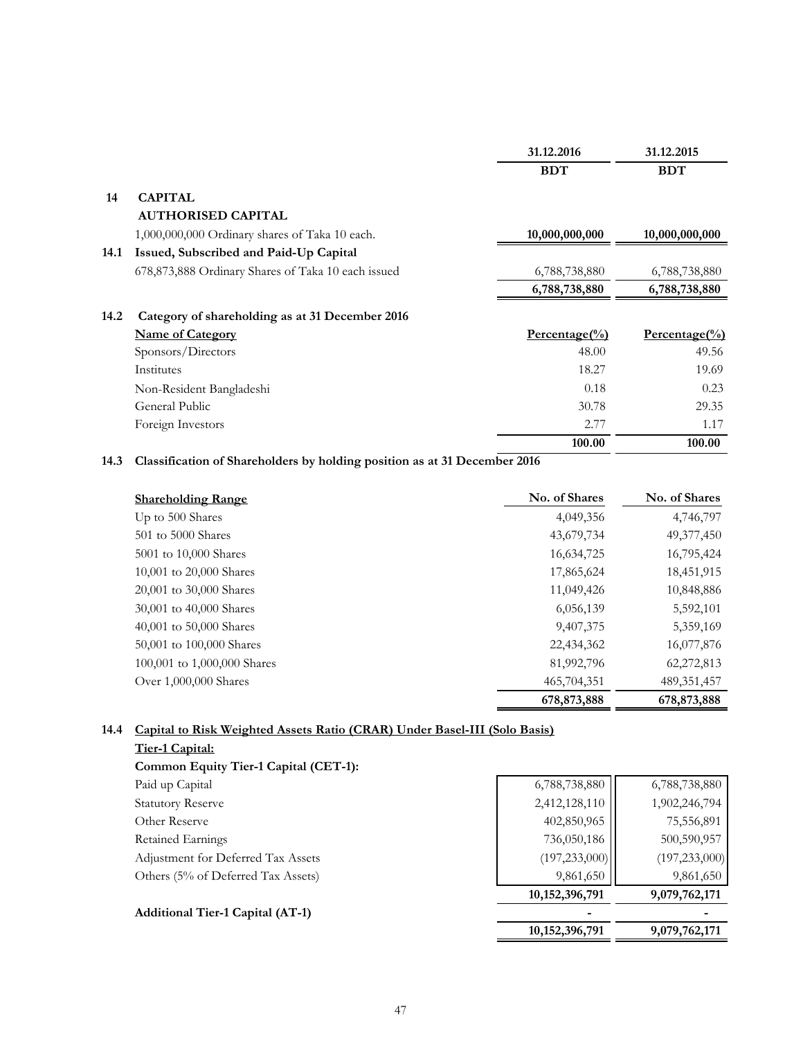| | 31.12.2016 | 31.12.2015 |
|---|---|---|
| | **BDT** | **BDT** |

## 14 CAPITAL

### AUTHORISED CAPITAL

| | 31.12.2016 BDT | 31.12.2015 BDT |
|---|---|---|
| 1,000,000,000 Ordinary shares of Taka 10 each. | **10,000,000,000** | **10,000,000,000** |

### 14.1 Issued, Subscribed and Paid-Up Capital

| | 31.12.2016 BDT | 31.12.2015 BDT |
|---|---|---|
| 678,873,888 Ordinary Shares of Taka 10 each issued | 6,788,738,880 | 6,788,738,880 |
| | **6,788,738,880** | **6,788,738,880** |

### 14.2 Category of shareholding as at 31 December 2016

| **Name of Category** | **Percentage(%)** | **Percentage(%)** |
|---|---|---|
| Sponsors/Directors | 48.00 | 49.56 |
| Institutes | 18.27 | 19.69 |
| Non-Resident Bangladeshi | 0.18 | 0.23 |
| General Public | 30.78 | 29.35 |
| Foreign Investors | 2.77 | 1.17 |
| | **100.00** | **100.00** |

### 14.3 Classification of Shareholders by holding position as at 31 December 2016

| **Shareholding Range** | No. of Shares | No. of Shares |
|---|---|---|
| Up to 500 Shares | 4,049,356 | 4,746,797 |
| 501 to 5000 Shares | 43,679,734 | 49,377,450 |
| 5001 to 10,000 Shares | 16,634,725 | 16,795,424 |
| 10,001 to 20,000 Shares | 17,865,624 | 18,451,915 |
| 20,001 to 30,000 Shares | 11,049,426 | 10,848,886 |
| 30,001 to 40,000 Shares | 6,056,139 | 5,592,101 |
| 40,001 to 50,000 Shares | 9,407,375 | 5,359,169 |
| 50,001 to 100,000 Shares | 22,434,362 | 16,077,876 |
| 100,001 to 1,000,000 Shares | 81,992,796 | 62,272,813 |
| Over 1,000,000 Shares | 465,704,351 | 489,351,457 |
| | **678,873,888** | **678,873,888** |

### 14.4 Capital to Risk Weighted Assets Ratio (CRAR) Under Basel-III (Solo Basis)

**Tier-1 Capital:**

**Common Equity Tier-1 Capital (CET-1):**

| | 31.12.2016 BDT | 31.12.2015 BDT |
|---|---|---|
| Paid up Capital | 6,788,738,880 | 6,788,738,880 |
| Statutory Reserve | 2,412,128,110 | 1,902,246,794 |
| Other Reserve | 402,850,965 | 75,556,891 |
| Retained Earnings | 736,050,186 | 500,590,957 |
| Adjustment for Deferred Tax Assets | (197,233,000) | (197,233,000) |
| Others (5% of Deferred Tax Assets) | 9,861,650 | 9,861,650 |
| | **10,152,396,791** | **9,079,762,171** |
| **Additional Tier-1 Capital (AT-1)** | **-** | **-** |
| | **10,152,396,791** | **9,079,762,171** |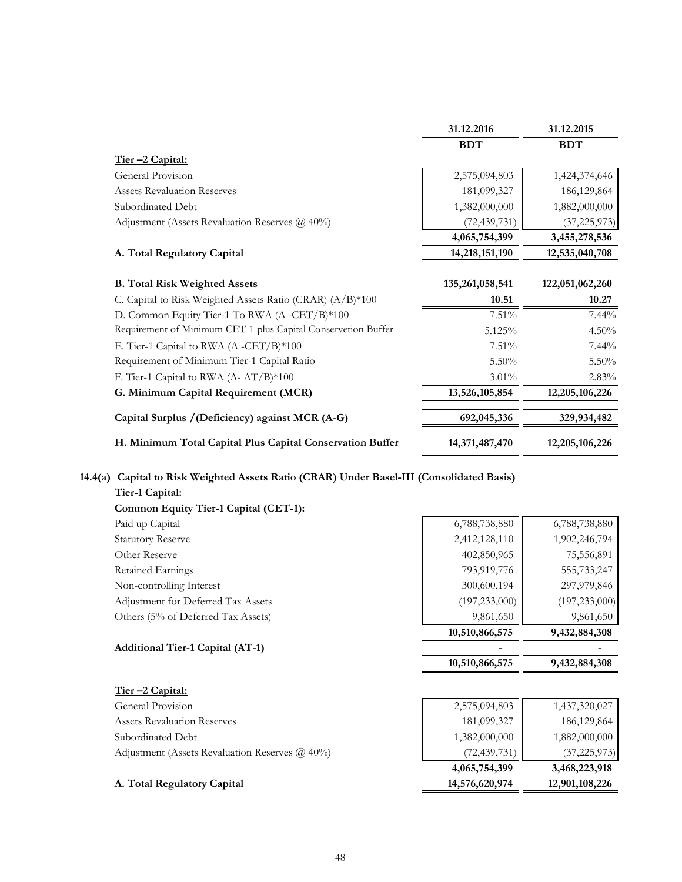| | 31.12.2016 | 31.12.2015 |
|---|---|---|
| | BDT | BDT |
| **Tier –2 Capital:** | | |
| General Provision | 2,575,094,803 | 1,424,374,646 |
| Assets Revaluation Reserves | 181,099,327 | 186,129,864 |
| Subordinated Debt | 1,382,000,000 | 1,882,000,000 |
| Adjustment (Assets Revaluation Reserves @ 40%) | (72,439,731) | (37,225,973) |
| | 4,065,754,399 | 3,455,278,536 |
| **A. Total Regulatory Capital** | **14,218,151,190** | **12,535,040,708** |
| **B. Total Risk Weighted Assets** | **135,261,058,541** | **122,051,062,260** |
| C. Capital to Risk Weighted Assets Ratio (CRAR) (A/B)*100 | 10.51 | 10.27 |
| D. Common Equity Tier-1 To RWA (A -CET/B)*100 | 7.51% | 7.44% |
| Requirement of Minimum CET-1 plus Capital Conservetion Buffer | 5.125% | 4.50% |
| E. Tier-1 Capital to RWA (A -CET/B)*100 | 7.51% | 7.44% |
| Requirement of Minimum Tier-1 Capital Ratio | 5.50% | 5.50% |
| F. Tier-1 Capital to RWA (A- AT/B)*100 | 3.01% | 2.83% |
| **G. Minimum Capital Requirement (MCR)** | **13,526,105,854** | **12,205,106,226** |
| **Capital Surplus /(Deficiency) against MCR (A-G)** | **692,045,336** | **329,934,482** |
| **H. Minimum Total Capital Plus Capital Conservation Buffer** | **14,371,487,470** | **12,205,106,226** |

**14.4(a) Capital to Risk Weighted Assets Ratio (CRAR) Under Basel-III (Consolidated Basis)**

| | 31.12.2016 | 31.12.2015 |
|---|---|---|
| **Tier-1 Capital:** | | |
| **Common Equity Tier-1 Capital (CET-1):** | | |
| Paid up Capital | 6,788,738,880 | 6,788,738,880 |
| Statutory Reserve | 2,412,128,110 | 1,902,246,794 |
| Other Reserve | 402,850,965 | 75,556,891 |
| Retained Earnings | 793,919,776 | 555,733,247 |
| Non-controlling Interest | 300,600,194 | 297,979,846 |
| Adjustment for Deferred Tax Assets | (197,233,000) | (197,233,000) |
| Others (5% of Deferred Tax Assets) | 9,861,650 | 9,861,650 |
| | 10,510,866,575 | 9,432,884,308 |
| **Additional Tier-1 Capital (AT-1)** | - | - |
| | 10,510,866,575 | 9,432,884,308 |
| **Tier –2 Capital:** | | |
| General Provision | 2,575,094,803 | 1,437,320,027 |
| Assets Revaluation Reserves | 181,099,327 | 186,129,864 |
| Subordinated Debt | 1,382,000,000 | 1,882,000,000 |
| Adjustment (Assets Revaluation Reserves @ 40%) | (72,439,731) | (37,225,973) |
| | 4,065,754,399 | 3,468,223,918 |
| **A. Total Regulatory Capital** | **14,576,620,974** | **12,901,108,226** |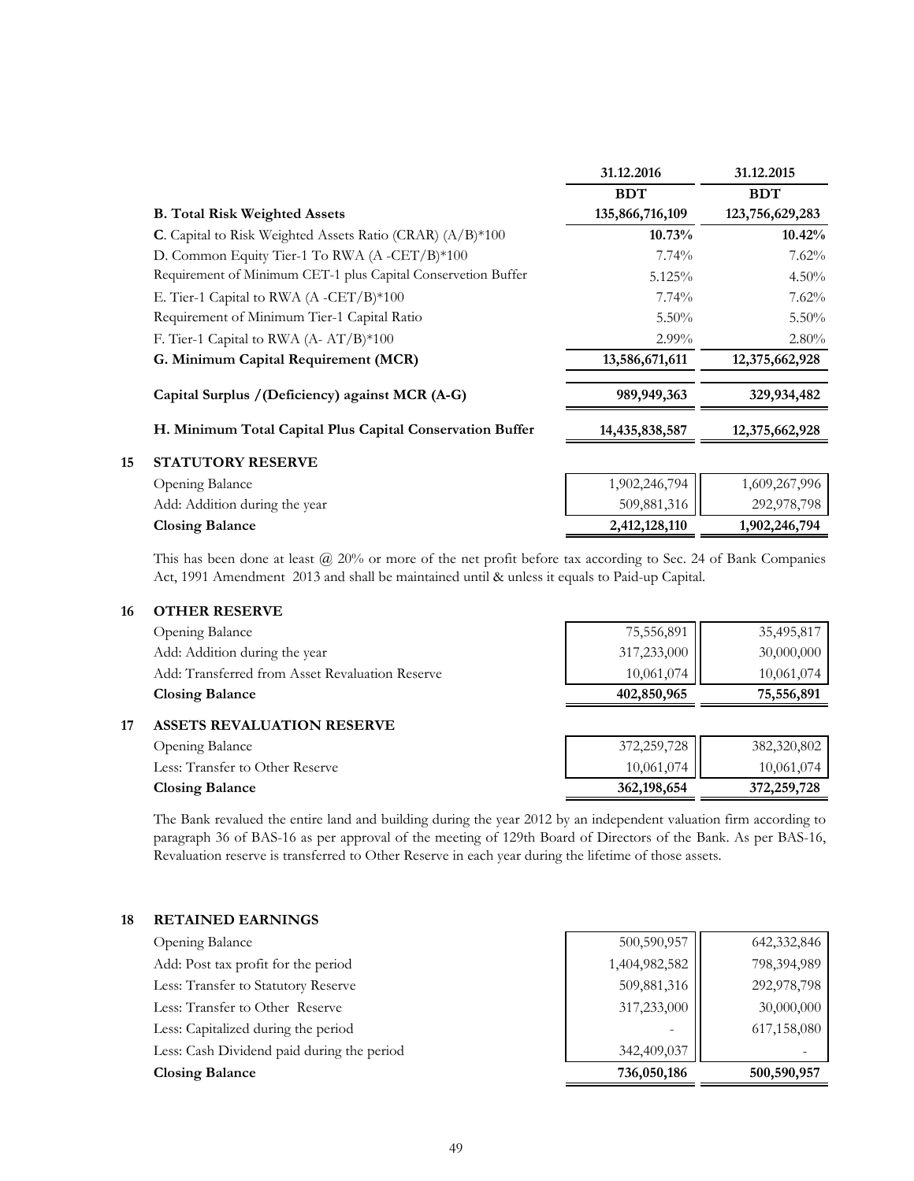| | 31.12.2016 | 31.12.2015 |
|---|---|---|
| | BDT | BDT |
| **B. Total Risk Weighted Assets** | **135,866,716,109** | **123,756,629,283** |
| **C**. Capital to Risk Weighted Assets Ratio (CRAR) (A/B)*100 | **10.73%** | **10.42%** |
| D. Common Equity Tier-1 To RWA (A -CET/B)*100 | 7.74% | 7.62% |
| Requirement of Minimum CET-1 plus Capital Conservetion Buffer | 5.125% | 4.50% |
| E. Tier-1 Capital to RWA (A -CET/B)*100 | 7.74% | 7.62% |
| Requirement of Minimum Tier-1 Capital Ratio | 5.50% | 5.50% |
| F. Tier-1 Capital to RWA (A- AT/B)*100 | 2.99% | 2.80% |
| **G. Minimum Capital Requirement (MCR)** | **13,586,671,611** | **12,375,662,928** |
| **Capital Surplus /(Deficiency) against MCR (A-G)** | **989,949,363** | **329,934,482** |
| **H. Minimum Total Capital Plus Capital Conservation Buffer** | **14,435,838,587** | **12,375,662,928** |

## 15 STATUTORY RESERVE

| | 31.12.2016 | 31.12.2015 |
|---|---|---|
| Opening Balance | 1,902,246,794 | 1,609,267,996 |
| Add: Addition during the year | 509,881,316 | 292,978,798 |
| **Closing Balance** | **2,412,128,110** | **1,902,246,794** |

This has been done at least @ 20% or more of the net profit before tax according to Sec. 24 of Bank Companies Act, 1991 Amendment 2013 and shall be maintained until & unless it equals to Paid-up Capital.

## 16 OTHER RESERVE

| | 31.12.2016 | 31.12.2015 |
|---|---|---|
| Opening Balance | 75,556,891 | 35,495,817 |
| Add: Addition during the year | 317,233,000 | 30,000,000 |
| Add: Transferred from Asset Revaluation Reserve | 10,061,074 | 10,061,074 |
| **Closing Balance** | **402,850,965** | **75,556,891** |

## 17 ASSETS REVALUATION RESERVE

| | 31.12.2016 | 31.12.2015 |
|---|---|---|
| Opening Balance | 372,259,728 | 382,320,802 |
| Less: Transfer to Other Reserve | 10,061,074 | 10,061,074 |
| **Closing Balance** | **362,198,654** | **372,259,728** |

The Bank revalued the entire land and building during the year 2012 by an independent valuation firm according to paragraph 36 of BAS-16 as per approval of the meeting of 129th Board of Directors of the Bank. As per BAS-16, Revaluation reserve is transferred to Other Reserve in each year during the lifetime of those assets.

## 18 RETAINED EARNINGS

| | 31.12.2016 | 31.12.2015 |
|---|---|---|
| Opening Balance | 500,590,957 | 642,332,846 |
| Add: Post tax profit for the period | 1,404,982,582 | 798,394,989 |
| Less: Transfer to Statutory Reserve | 509,881,316 | 292,978,798 |
| Less: Transfer to Other Reserve | 317,233,000 | 30,000,000 |
| Less: Capitalized during the period | - | 617,158,080 |
| Less: Cash Dividend paid during the period | 342,409,037 | - |
| **Closing Balance** | **736,050,186** | **500,590,957** |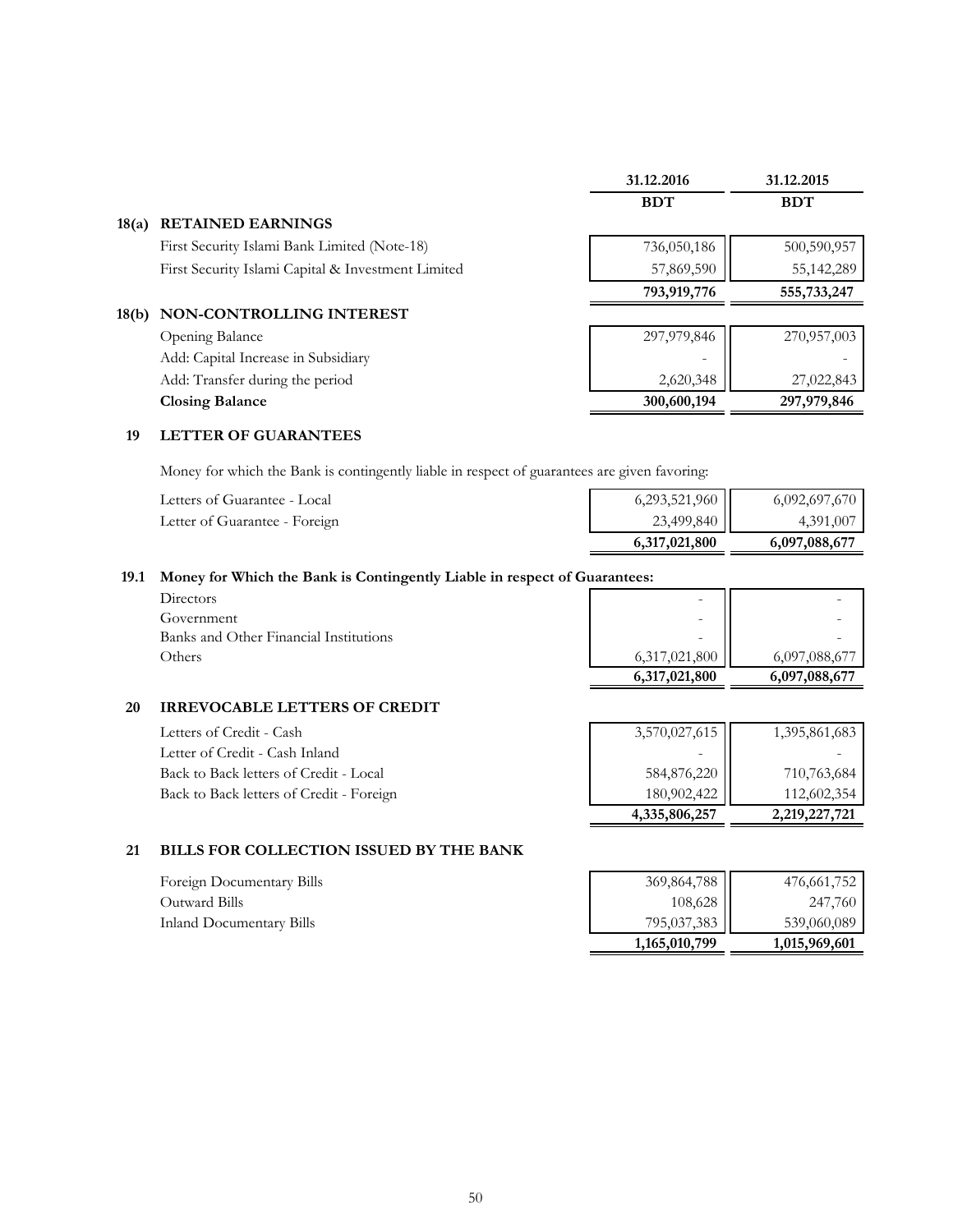| | | 31.12.2016 | 31.12.2015 |
|---|---|---|---|
| | | **BDT** | **BDT** |
| **18(a)** | **RETAINED EARNINGS** | | |
| | First Security Islami Bank Limited (Note-18) | 736,050,186 | 500,590,957 |
| | First Security Islami Capital & Investment Limited | 57,869,590 | 55,142,289 |
| | | **793,919,776** | **555,733,247** |
| **18(b)** | **NON-CONTROLLING INTEREST** | | |
| | Opening Balance | 297,979,846 | 270,957,003 |
| | Add: Capital Increase in Subsidiary | - | - |
| | Add: Transfer during the period | 2,620,348 | 27,022,843 |
| | **Closing Balance** | **300,600,194** | **297,979,846** |

## 19 LETTER OF GUARANTEES

Money for which the Bank is contingently liable in respect of guarantees are given favoring:

| | 31.12.2016 BDT | 31.12.2015 BDT |
|---|---|---|
| Letters of Guarantee - Local | 6,293,521,960 | 6,092,697,670 |
| Letter of Guarantee - Foreign | 23,499,840 | 4,391,007 |
| | **6,317,021,800** | **6,097,088,677** |

## 19.1 Money for Which the Bank is Contingently Liable in respect of Guarantees:

| | 31.12.2016 BDT | 31.12.2015 BDT |
|---|---|---|
| Directors | - | - |
| Government | - | - |
| Banks and Other Financial Institutions | - | - |
| Others | 6,317,021,800 | 6,097,088,677 |
| | **6,317,021,800** | **6,097,088,677** |

## 20 IRREVOCABLE LETTERS OF CREDIT

| | 31.12.2016 BDT | 31.12.2015 BDT |
|---|---|---|
| Letters of Credit - Cash | 3,570,027,615 | 1,395,861,683 |
| Letter of Credit - Cash Inland | - | - |
| Back to Back letters of Credit - Local | 584,876,220 | 710,763,684 |
| Back to Back letters of Credit - Foreign | 180,902,422 | 112,602,354 |
| | **4,335,806,257** | **2,219,227,721** |

## 21 BILLS FOR COLLECTION ISSUED BY THE BANK

| | 31.12.2016 BDT | 31.12.2015 BDT |
|---|---|---|
| Foreign Documentary Bills | 369,864,788 | 476,661,752 |
| Outward Bills | 108,628 | 247,760 |
| Inland Documentary Bills | 795,037,383 | 539,060,089 |
| | **1,165,010,799** | **1,015,969,601** |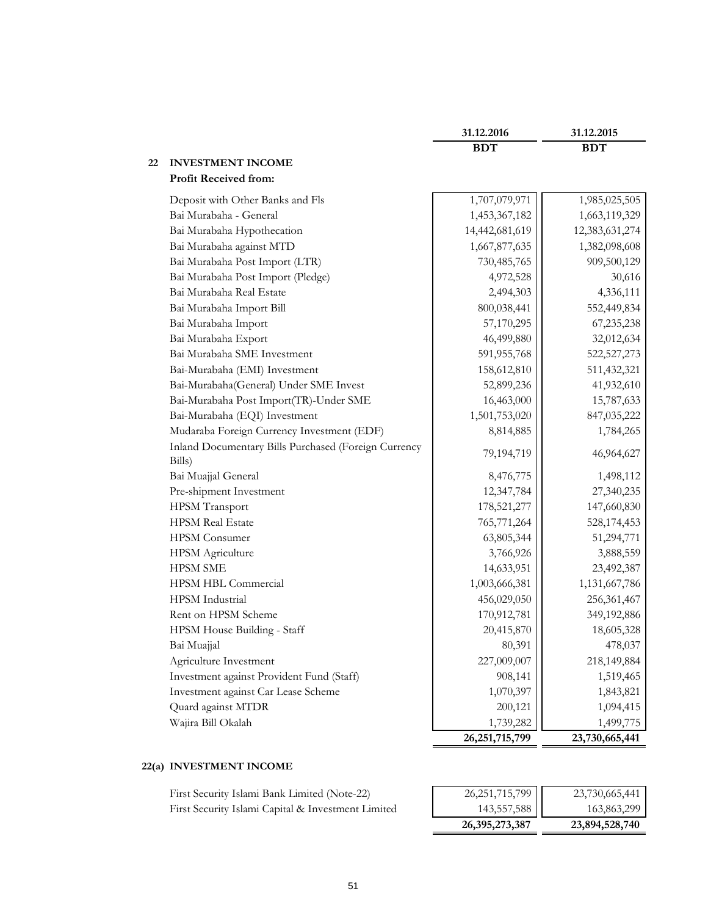| | 31.12.2016 | 31.12.2015 |
|---|---|---|
| | BDT | BDT |

## 22 INVESTMENT INCOME

**Profit Received from:**

| | 31.12.2016 BDT | 31.12.2015 BDT |
|---|---|---|
| Deposit with Other Banks and FIs | 1,707,079,971 | 1,985,025,505 |
| Bai Murabaha - General | 1,453,367,182 | 1,663,119,329 |
| Bai Murabaha Hypothecation | 14,442,681,619 | 12,383,631,274 |
| Bai Murabaha against MTD | 1,667,877,635 | 1,382,098,608 |
| Bai Murabaha Post Import (LTR) | 730,485,765 | 909,500,129 |
| Bai Murabaha Post Import (Pledge) | 4,972,528 | 30,616 |
| Bai Murabaha Real Estate | 2,494,303 | 4,336,111 |
| Bai Murabaha Import Bill | 800,038,441 | 552,449,834 |
| Bai Murabaha Import | 57,170,295 | 67,235,238 |
| Bai Murabaha Export | 46,499,880 | 32,012,634 |
| Bai Murabaha SME Investment | 591,955,768 | 522,527,273 |
| Bai-Murabaha (EMI) Investment | 158,612,810 | 511,432,321 |
| Bai-Murabaha(General) Under SME Invest | 52,899,236 | 41,932,610 |
| Bai-Murabaha Post Import(TR)-Under SME | 16,463,000 | 15,787,633 |
| Bai-Murabaha (EQI) Investment | 1,501,753,020 | 847,035,222 |
| Mudaraba Foreign Currency Investment (EDF) | 8,814,885 | 1,784,265 |
| Inland Documentary Bills Purchased (Foreign Currency Bills) | 79,194,719 | 46,964,627 |
| Bai Muajjal General | 8,476,775 | 1,498,112 |
| Pre-shipment Investment | 12,347,784 | 27,340,235 |
| HPSM Transport | 178,521,277 | 147,660,830 |
| HPSM Real Estate | 765,771,264 | 528,174,453 |
| HPSM Consumer | 63,805,344 | 51,294,771 |
| HPSM Agriculture | 3,766,926 | 3,888,559 |
| HPSM SME | 14,633,951 | 23,492,387 |
| HPSM HBL Commercial | 1,003,666,381 | 1,131,667,786 |
| HPSM Industrial | 456,029,050 | 256,361,467 |
| Rent on HPSM Scheme | 170,912,781 | 349,192,886 |
| HPSM House Building - Staff | 20,415,870 | 18,605,328 |
| Bai Muajjal | 80,391 | 478,037 |
| Agriculture Investment | 227,009,007 | 218,149,884 |
| Investment against Provident Fund (Staff) | 908,141 | 1,519,465 |
| Investment against Car Lease Scheme | 1,070,397 | 1,843,821 |
| Quard against MTDR | 200,121 | 1,094,415 |
| Wajira Bill Okalah | 1,739,282 | 1,499,775 |
| | **26,251,715,799** | **23,730,665,441** |

## 22(a) INVESTMENT INCOME

| | 31.12.2016 BDT | 31.12.2015 BDT |
|---|---|---|
| First Security Islami Bank Limited (Note-22) | 26,251,715,799 | 23,730,665,441 |
| First Security Islami Capital & Investment Limited | 143,557,588 | 163,863,299 |
| | **26,395,273,387** | **23,894,528,740** |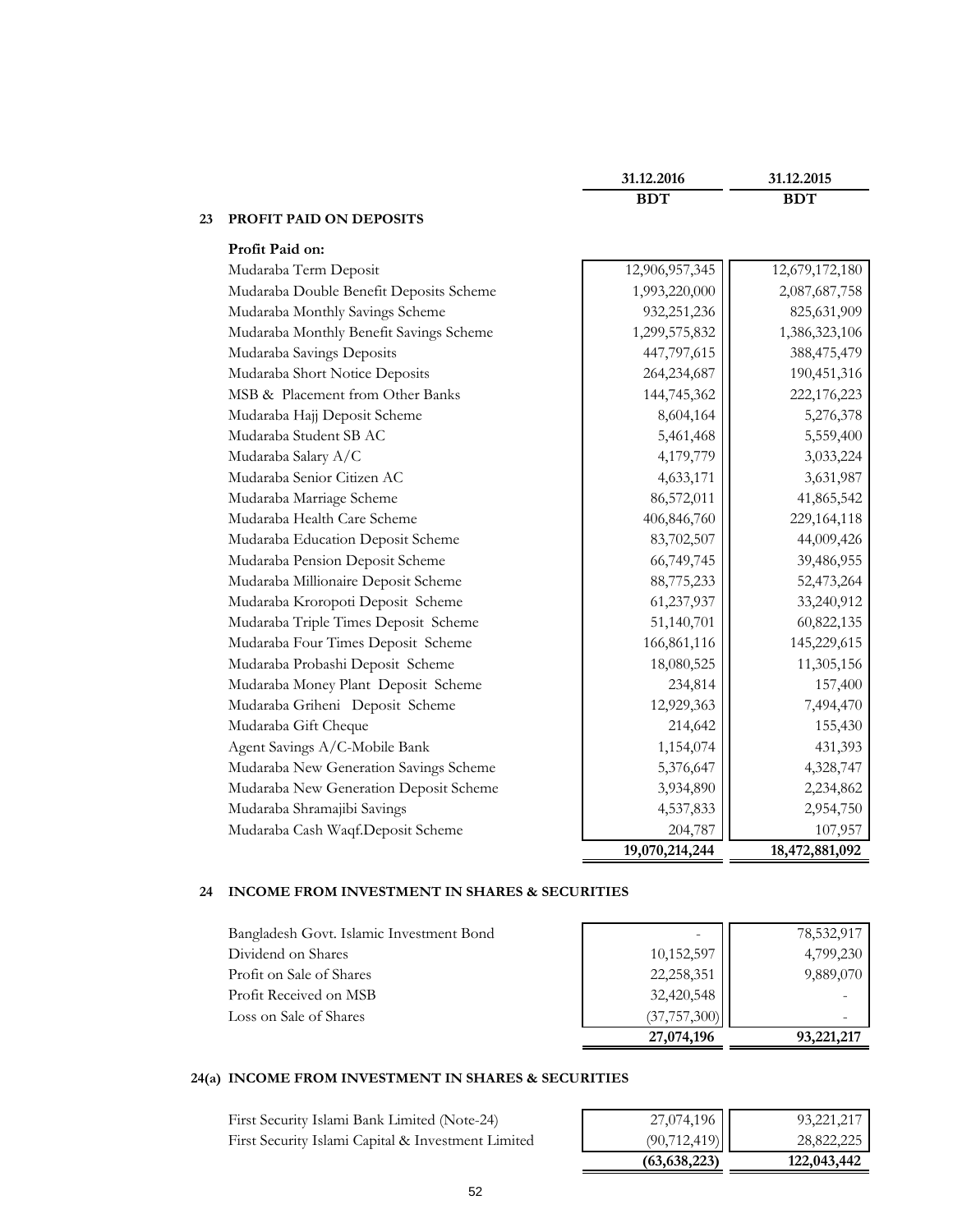| | 31.12.2016 | 31.12.2015 |
|---|---|---|
| | BDT | BDT |

## 23 PROFIT PAID ON DEPOSITS

**Profit Paid on:**

| | 31.12.2016 BDT | 31.12.2015 BDT |
|---|---|---|
| Mudaraba Term Deposit | 12,906,957,345 | 12,679,172,180 |
| Mudaraba Double Benefit Deposits Scheme | 1,993,220,000 | 2,087,687,758 |
| Mudaraba Monthly Savings Scheme | 932,251,236 | 825,631,909 |
| Mudaraba Monthly Benefit Savings Scheme | 1,299,575,832 | 1,386,323,106 |
| Mudaraba Savings Deposits | 447,797,615 | 388,475,479 |
| Mudaraba Short Notice Deposits | 264,234,687 | 190,451,316 |
| MSB & Placement from Other Banks | 144,745,362 | 222,176,223 |
| Mudaraba Hajj Deposit Scheme | 8,604,164 | 5,276,378 |
| Mudaraba Student SB AC | 5,461,468 | 5,559,400 |
| Mudaraba Salary A/C | 4,179,779 | 3,033,224 |
| Mudaraba Senior Citizen AC | 4,633,171 | 3,631,987 |
| Mudaraba Marriage Scheme | 86,572,011 | 41,865,542 |
| Mudaraba Health Care Scheme | 406,846,760 | 229,164,118 |
| Mudaraba Education Deposit Scheme | 83,702,507 | 44,009,426 |
| Mudaraba Pension Deposit Scheme | 66,749,745 | 39,486,955 |
| Mudaraba Millionaire Deposit Scheme | 88,775,233 | 52,473,264 |
| Mudaraba Kroropoti Deposit Scheme | 61,237,937 | 33,240,912 |
| Mudaraba Triple Times Deposit Scheme | 51,140,701 | 60,822,135 |
| Mudaraba Four Times Deposit Scheme | 166,861,116 | 145,229,615 |
| Mudaraba Probashi Deposit Scheme | 18,080,525 | 11,305,156 |
| Mudaraba Money Plant Deposit Scheme | 234,814 | 157,400 |
| Mudaraba Griheni Deposit Scheme | 12,929,363 | 7,494,470 |
| Mudaraba Gift Cheque | 214,642 | 155,430 |
| Agent Savings A/C-Mobile Bank | 1,154,074 | 431,393 |
| Mudaraba New Generation Savings Scheme | 5,376,647 | 4,328,747 |
| Mudaraba New Generation Deposit Scheme | 3,934,890 | 2,234,862 |
| Mudaraba Shramajibi Savings | 4,537,833 | 2,954,750 |
| Mudaraba Cash Waqf.Deposit Scheme | 204,787 | 107,957 |
| | **19,070,214,244** | **18,472,881,092** |

## 24 INCOME FROM INVESTMENT IN SHARES & SECURITIES

| | 31.12.2016 BDT | 31.12.2015 BDT |
|---|---|---|
| Bangladesh Govt. Islamic Investment Bond | - | 78,532,917 |
| Dividend on Shares | 10,152,597 | 4,799,230 |
| Profit on Sale of Shares | 22,258,351 | 9,889,070 |
| Profit Received on MSB | 32,420,548 | - |
| Loss on Sale of Shares | (37,757,300) | - |
| | **27,074,196** | **93,221,217** |

## 24(a) INCOME FROM INVESTMENT IN SHARES & SECURITIES

| | 31.12.2016 BDT | 31.12.2015 BDT |
|---|---|---|
| First Security Islami Bank Limited (Note-24) | 27,074,196 | 93,221,217 |
| First Security Islami Capital & Investment Limited | (90,712,419) | 28,822,225 |
| | **(63,638,223)** | **122,043,442** |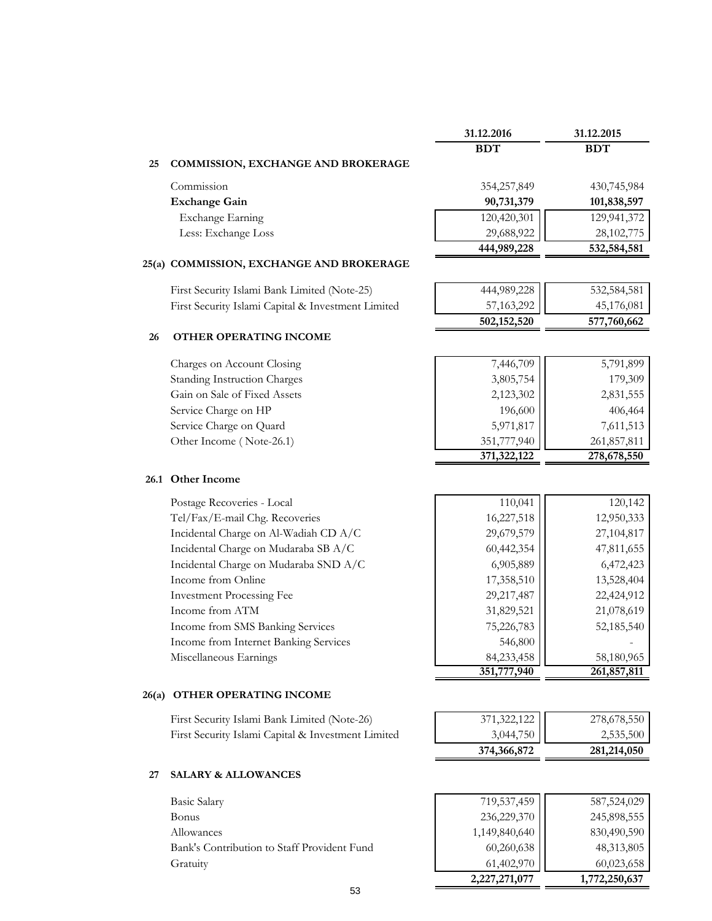| | | 31.12.2016 | 31.12.2015 |
|---|---|---|---|
| | | BDT | BDT |
| **25** | **COMMISSION, EXCHANGE AND BROKERAGE** | | |
| | Commission | 354,257,849 | 430,745,984 |
| | **Exchange Gain** | **90,731,379** | **101,838,597** |
| | Exchange Earning | 120,420,301 | 129,941,372 |
| | Less: Exchange Loss | 29,688,922 | 28,102,775 |
| | | **444,989,228** | **532,584,581** |
| **25(a)** | **COMMISSION, EXCHANGE AND BROKERAGE** | | |
| | First Security Islami Bank Limited (Note-25) | 444,989,228 | 532,584,581 |
| | First Security Islami Capital & Investment Limited | 57,163,292 | 45,176,081 |
| | | **502,152,520** | **577,760,662** |
| **26** | **OTHER OPERATING INCOME** | | |
| | Charges on Account Closing | 7,446,709 | 5,791,899 |
| | Standing Instruction Charges | 3,805,754 | 179,309 |
| | Gain on Sale of Fixed Assets | 2,123,302 | 2,831,555 |
| | Service Charge on HP | 196,600 | 406,464 |
| | Service Charge on Quard | 5,971,817 | 7,611,513 |
| | Other Income ( Note-26.1) | 351,777,940 | 261,857,811 |
| | | **371,322,122** | **278,678,550** |
| **26.1** | **Other Income** | | |
| | Postage Recoveries - Local | 110,041 | 120,142 |
| | Tel/Fax/E-mail Chg. Recoveries | 16,227,518 | 12,950,333 |
| | Incidental Charge on Al-Wadiah CD A/C | 29,679,579 | 27,104,817 |
| | Incidental Charge on Mudaraba SB A/C | 60,442,354 | 47,811,655 |
| | Incidental Charge on Mudaraba SND A/C | 6,905,889 | 6,472,423 |
| | Income from Online | 17,358,510 | 13,528,404 |
| | Investment Processing Fee | 29,217,487 | 22,424,912 |
| | Income from ATM | 31,829,521 | 21,078,619 |
| | Income from SMS Banking Services | 75,226,783 | 52,185,540 |
| | Income from Internet Banking Services | 546,800 | - |
| | Miscellaneous Earnings | 84,233,458 | 58,180,965 |
| | | **351,777,940** | **261,857,811** |
| **26(a)** | **OTHER OPERATING INCOME** | | |
| | First Security Islami Bank Limited (Note-26) | 371,322,122 | 278,678,550 |
| | First Security Islami Capital & Investment Limited | 3,044,750 | 2,535,500 |
| | | **374,366,872** | **281,214,050** |
| **27** | **SALARY & ALLOWANCES** | | |
| | Basic Salary | 719,537,459 | 587,524,029 |
| | Bonus | 236,229,370 | 245,898,555 |
| | Allowances | 1,149,840,640 | 830,490,590 |
| | Bank's Contribution to Staff Provident Fund | 60,260,638 | 48,313,805 |
| | Gratuity | 61,402,970 | 60,023,658 |
| | | **2,227,271,077** | **1,772,250,637** |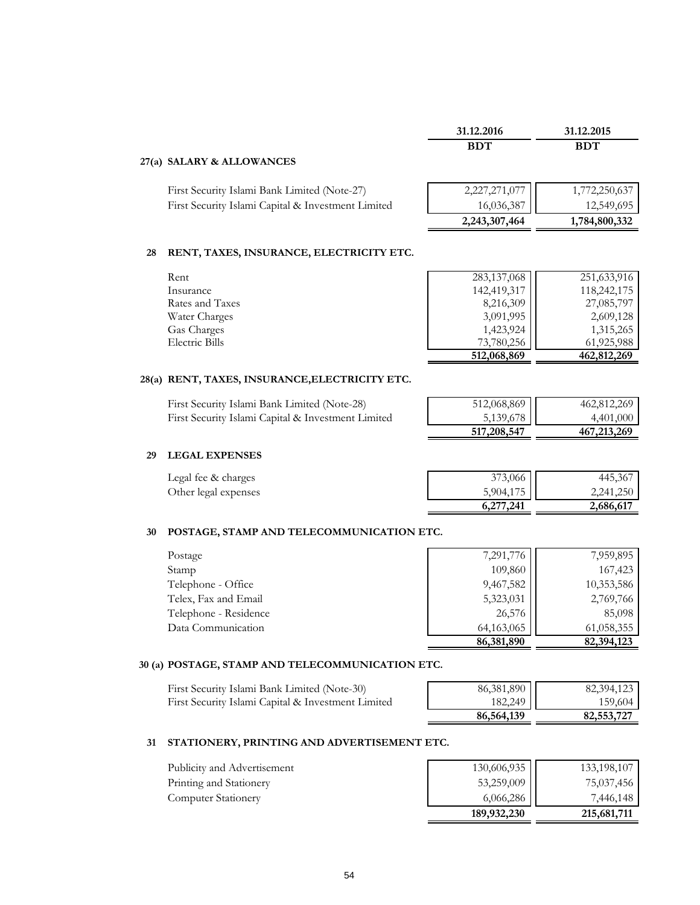| | 31.12.2016 | 31.12.2015 |
|---|---|---|
| | BDT | BDT |

**27(a) SALARY & ALLOWANCES**

| | 31.12.2016 BDT | 31.12.2015 BDT |
|---|---|---|
| First Security Islami Bank Limited (Note-27) | 2,227,271,077 | 1,772,250,637 |
| First Security Islami Capital & Investment Limited | 16,036,387 | 12,549,695 |
| | **2,243,307,464** | **1,784,800,332** |

**28 RENT, TAXES, INSURANCE, ELECTRICITY ETC.**

| | 31.12.2016 BDT | 31.12.2015 BDT |
|---|---|---|
| Rent | 283,137,068 | 251,633,916 |
| Insurance | 142,419,317 | 118,242,175 |
| Rates and Taxes | 8,216,309 | 27,085,797 |
| Water Charges | 3,091,995 | 2,609,128 |
| Gas Charges | 1,423,924 | 1,315,265 |
| Electric Bills | 73,780,256 | 61,925,988 |
| | **512,068,869** | **462,812,269** |

**28(a) RENT, TAXES, INSURANCE,ELECTRICITY ETC.**

| | 31.12.2016 BDT | 31.12.2015 BDT |
|---|---|---|
| First Security Islami Bank Limited (Note-28) | 512,068,869 | 462,812,269 |
| First Security Islami Capital & Investment Limited | 5,139,678 | 4,401,000 |
| | **517,208,547** | **467,213,269** |

**29 LEGAL EXPENSES**

| | 31.12.2016 BDT | 31.12.2015 BDT |
|---|---|---|
| Legal fee & charges | 373,066 | 445,367 |
| Other legal expenses | 5,904,175 | 2,241,250 |
| | **6,277,241** | **2,686,617** |

**30 POSTAGE, STAMP AND TELECOMMUNICATION ETC.**

| | 31.12.2016 BDT | 31.12.2015 BDT |
|---|---|---|
| Postage | 7,291,776 | 7,959,895 |
| Stamp | 109,860 | 167,423 |
| Telephone - Office | 9,467,582 | 10,353,586 |
| Telex, Fax and Email | 5,323,031 | 2,769,766 |
| Telephone - Residence | 26,576 | 85,098 |
| Data Communication | 64,163,065 | 61,058,355 |
| | **86,381,890** | **82,394,123** |

**30 (a) POSTAGE, STAMP AND TELECOMMUNICATION ETC.**

| | 31.12.2016 BDT | 31.12.2015 BDT |
|---|---|---|
| First Security Islami Bank Limited (Note-30) | 86,381,890 | 82,394,123 |
| First Security Islami Capital & Investment Limited | 182,249 | 159,604 |
| | **86,564,139** | **82,553,727** |

**31 STATIONERY, PRINTING AND ADVERTISEMENT ETC.**

| | 31.12.2016 BDT | 31.12.2015 BDT |
|---|---|---|
| Publicity and Advertisement | 130,606,935 | 133,198,107 |
| Printing and Stationery | 53,259,009 | 75,037,456 |
| Computer Stationery | 6,066,286 | 7,446,148 |
| | **189,932,230** | **215,681,711** |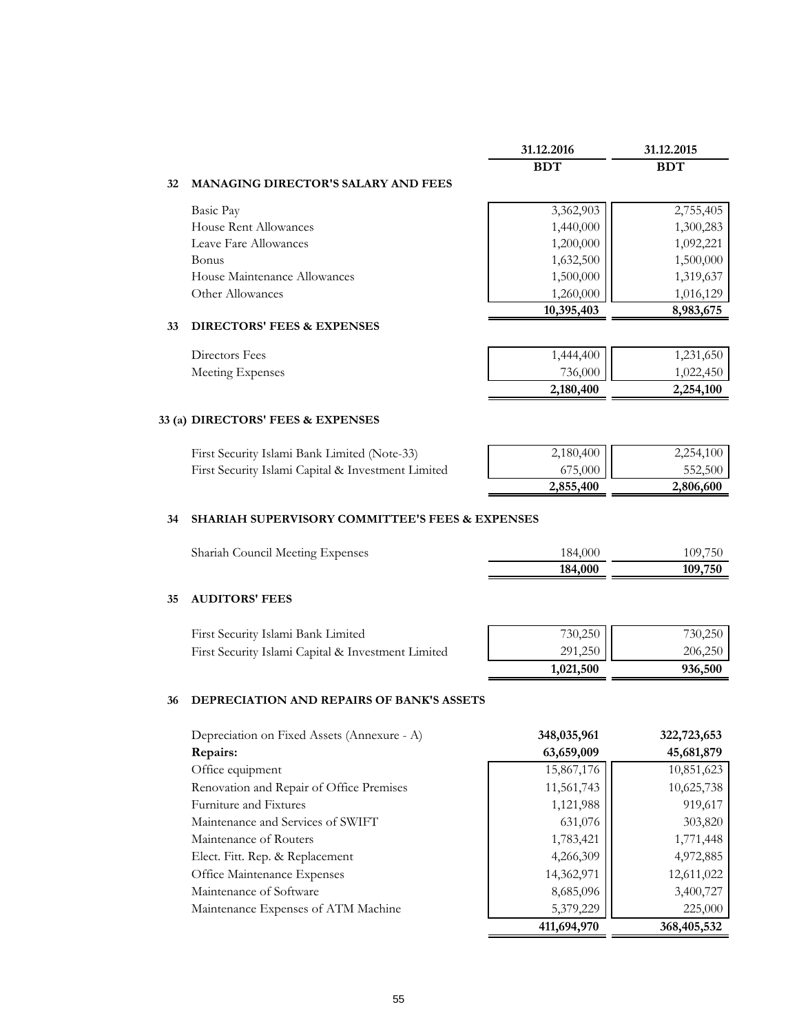| | 31.12.2016 | 31.12.2015 |
|---|---|---|
| | BDT | BDT |

## 32 MANAGING DIRECTOR'S SALARY AND FEES

| | 31.12.2016 BDT | 31.12.2015 BDT |
|---|---|---|
| Basic Pay | 3,362,903 | 2,755,405 |
| House Rent Allowances | 1,440,000 | 1,300,283 |
| Leave Fare Allowances | 1,200,000 | 1,092,221 |
| Bonus | 1,632,500 | 1,500,000 |
| House Maintenance Allowances | 1,500,000 | 1,319,637 |
| Other Allowances | 1,260,000 | 1,016,129 |
| | **10,395,403** | **8,983,675** |

## 33 DIRECTORS' FEES & EXPENSES

| | 31.12.2016 BDT | 31.12.2015 BDT |
|---|---|---|
| Directors Fees | 1,444,400 | 1,231,650 |
| Meeting Expenses | 736,000 | 1,022,450 |
| | **2,180,400** | **2,254,100** |

## 33 (a) DIRECTORS' FEES & EXPENSES

| | 31.12.2016 BDT | 31.12.2015 BDT |
|---|---|---|
| First Security Islami Bank Limited (Note-33) | 2,180,400 | 2,254,100 |
| First Security Islami Capital & Investment Limited | 675,000 | 552,500 |
| | **2,855,400** | **2,806,600** |

## 34 SHARIAH SUPERVISORY COMMITTEE'S FEES & EXPENSES

| | 31.12.2016 BDT | 31.12.2015 BDT |
|---|---|---|
| Shariah Council Meeting Expenses | 184,000 | 109,750 |
| | **184,000** | **109,750** |

## 35 AUDITORS' FEES

| | 31.12.2016 BDT | 31.12.2015 BDT |
|---|---|---|
| First Security Islami Bank Limited | 730,250 | 730,250 |
| First Security Islami Capital & Investment Limited | 291,250 | 206,250 |
| | **1,021,500** | **936,500** |

## 36 DEPRECIATION AND REPAIRS OF BANK'S ASSETS

| | 31.12.2016 BDT | 31.12.2015 BDT |
|---|---|---|
| Depreciation on Fixed Assets (Annexure - A) | **348,035,961** | **322,723,653** |
| **Repairs:** | **63,659,009** | **45,681,879** |
| Office equipment | 15,867,176 | 10,851,623 |
| Renovation and Repair of Office Premises | 11,561,743 | 10,625,738 |
| Furniture and Fixtures | 1,121,988 | 919,617 |
| Maintenance and Services of SWIFT | 631,076 | 303,820 |
| Maintenance of Routers | 1,783,421 | 1,771,448 |
| Elect. Fitt. Rep. & Replacement | 4,266,309 | 4,972,885 |
| Office Maintenance Expenses | 14,362,971 | 12,611,022 |
| Maintenance of Software | 8,685,096 | 3,400,727 |
| Maintenance Expenses of ATM Machine | 5,379,229 | 225,000 |
| | **411,694,970** | **368,405,532** |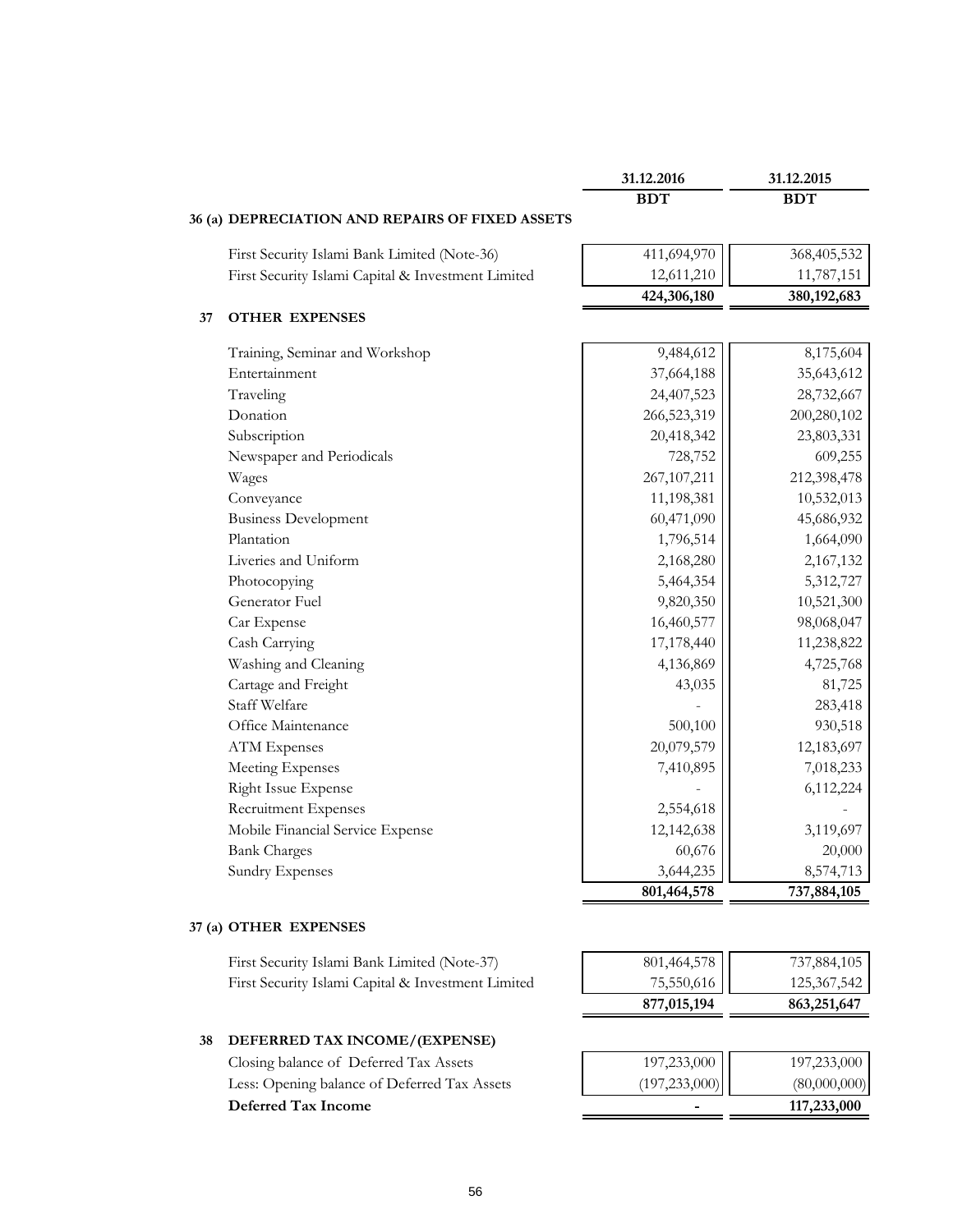| | 31.12.2016 | 31.12.2015 |
|---|---|---|
| | BDT | BDT |

### 36 (a) DEPRECIATION AND REPAIRS OF FIXED ASSETS

| | 31.12.2016 BDT | 31.12.2015 BDT |
|---|---|---|
| First Security Islami Bank Limited (Note-36) | 411,694,970 | 368,405,532 |
| First Security Islami Capital & Investment Limited | 12,611,210 | 11,787,151 |
| | **424,306,180** | **380,192,683** |

### 37 OTHER EXPENSES

| | 31.12.2016 BDT | 31.12.2015 BDT |
|---|---|---|
| Training, Seminar and Workshop | 9,484,612 | 8,175,604 |
| Entertainment | 37,664,188 | 35,643,612 |
| Traveling | 24,407,523 | 28,732,667 |
| Donation | 266,523,319 | 200,280,102 |
| Subscription | 20,418,342 | 23,803,331 |
| Newspaper and Periodicals | 728,752 | 609,255 |
| Wages | 267,107,211 | 212,398,478 |
| Conveyance | 11,198,381 | 10,532,013 |
| Business Development | 60,471,090 | 45,686,932 |
| Plantation | 1,796,514 | 1,664,090 |
| Liveries and Uniform | 2,168,280 | 2,167,132 |
| Photocopying | 5,464,354 | 5,312,727 |
| Generator Fuel | 9,820,350 | 10,521,300 |
| Car Expense | 16,460,577 | 98,068,047 |
| Cash Carrying | 17,178,440 | 11,238,822 |
| Washing and Cleaning | 4,136,869 | 4,725,768 |
| Cartage and Freight | 43,035 | 81,725 |
| Staff Welfare | - | 283,418 |
| Office Maintenance | 500,100 | 930,518 |
| ATM Expenses | 20,079,579 | 12,183,697 |
| Meeting Expenses | 7,410,895 | 7,018,233 |
| Right Issue Expense | - | 6,112,224 |
| Recruitment Expenses | 2,554,618 | - |
| Mobile Financial Service Expense | 12,142,638 | 3,119,697 |
| Bank Charges | 60,676 | 20,000 |
| Sundry Expenses | 3,644,235 | 8,574,713 |
| | **801,464,578** | **737,884,105** |

### 37 (a) OTHER EXPENSES

| | 31.12.2016 BDT | 31.12.2015 BDT |
|---|---|---|
| First Security Islami Bank Limited (Note-37) | 801,464,578 | 737,884,105 |
| First Security Islami Capital & Investment Limited | 75,550,616 | 125,367,542 |
| | **877,015,194** | **863,251,647** |

### 38 DEFERRED TAX INCOME/(EXPENSE)

| | 31.12.2016 BDT | 31.12.2015 BDT |
|---|---|---|
| Closing balance of Deferred Tax Assets | 197,233,000 | 197,233,000 |
| Less: Opening balance of Deferred Tax Assets | (197,233,000) | (80,000,000) |
| **Deferred Tax Income** | **-** | **117,233,000** |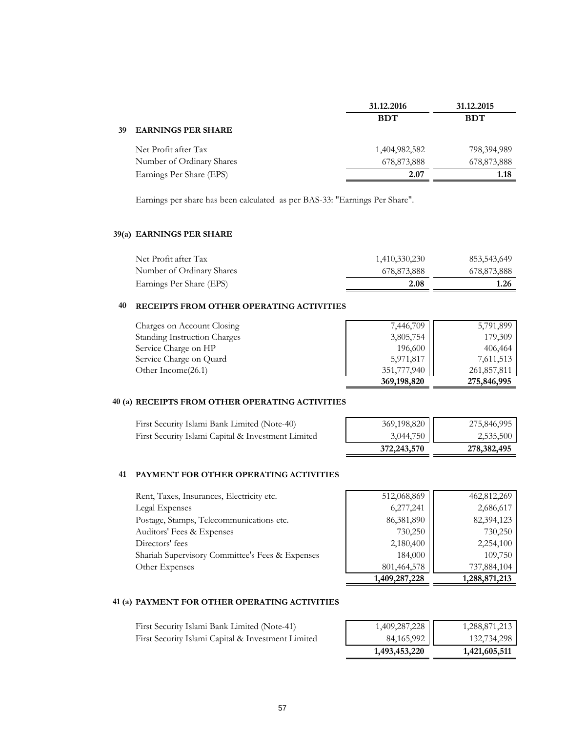| | 31.12.2016 | 31.12.2015 |
|---|---|---|
| | BDT | BDT |

## 39 EARNINGS PER SHARE

| | 31.12.2016 BDT | 31.12.2015 BDT |
|---|---|---|
| Net Profit after Tax | 1,404,982,582 | 798,394,989 |
| Number of Ordinary Shares | 678,873,888 | 678,873,888 |
| Earnings Per Share (EPS) | **2.07** | **1.18** |

Earnings per share has been calculated as per BAS-33: "Earnings Per Share".

## 39(a) EARNINGS PER SHARE

| | 31.12.2016 BDT | 31.12.2015 BDT |
|---|---|---|
| Net Profit after Tax | 1,410,330,230 | 853,543,649 |
| Number of Ordinary Shares | 678,873,888 | 678,873,888 |
| Earnings Per Share (EPS) | **2.08** | **1.26** |

## 40 RECEIPTS FROM OTHER OPERATING ACTIVITIES

| | 31.12.2016 BDT | 31.12.2015 BDT |
|---|---|---|
| Charges on Account Closing | 7,446,709 | 5,791,899 |
| Standing Instruction Charges | 3,805,754 | 179,309 |
| Service Charge on HP | 196,600 | 406,464 |
| Service Charge on Quard | 5,971,817 | 7,611,513 |
| Other Income(26.1) | 351,777,940 | 261,857,811 |
| | **369,198,820** | **275,846,995** |

## 40 (a) RECEIPTS FROM OTHER OPERATING ACTIVITIES

| | 31.12.2016 BDT | 31.12.2015 BDT |
|---|---|---|
| First Security Islami Bank Limited (Note-40) | 369,198,820 | 275,846,995 |
| First Security Islami Capital & Investment Limited | 3,044,750 | 2,535,500 |
| | **372,243,570** | **278,382,495** |

## 41 PAYMENT FOR OTHER OPERATING ACTIVITIES

| | 31.12.2016 BDT | 31.12.2015 BDT |
|---|---|---|
| Rent, Taxes, Insurances, Electricity etc. | 512,068,869 | 462,812,269 |
| Legal Expenses | 6,277,241 | 2,686,617 |
| Postage, Stamps, Telecommunications etc. | 86,381,890 | 82,394,123 |
| Auditors' Fees & Expenses | 730,250 | 730,250 |
| Directors' fees | 2,180,400 | 2,254,100 |
| Shariah Supervisory Committee's Fees & Expenses | 184,000 | 109,750 |
| Other Expenses | 801,464,578 | 737,884,104 |
| | **1,409,287,228** | **1,288,871,213** |

## 41 (a) PAYMENT FOR OTHER OPERATING ACTIVITIES

| | 31.12.2016 BDT | 31.12.2015 BDT |
|---|---|---|
| First Security Islami Bank Limited (Note-41) | 1,409,287,228 | 1,288,871,213 |
| First Security Islami Capital & Investment Limited | 84,165,992 | 132,734,298 |
| | **1,493,453,220** | **1,421,605,511** |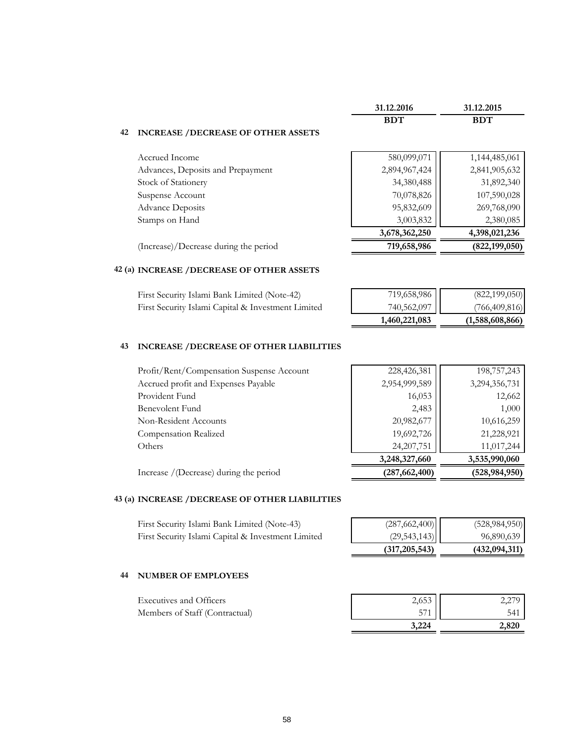| | 31.12.2016 | 31.12.2015 |
|---|---|---|
| | BDT | BDT |

## 42 INCREASE /DECREASE OF OTHER ASSETS

| | 31.12.2016 BDT | 31.12.2015 BDT |
|---|---|---|
| Accrued Income | 580,099,071 | 1,144,485,061 |
| Advances, Deposits and Prepayment | 2,894,967,424 | 2,841,905,632 |
| Stock of Stationery | 34,380,488 | 31,892,340 |
| Suspense Account | 70,078,826 | 107,590,028 |
| Advance Deposits | 95,832,609 | 269,768,090 |
| Stamps on Hand | 3,003,832 | 2,380,085 |
| | **3,678,362,250** | **4,398,021,236** |
| (Increase)/Decrease during the period | **719,658,986** | **(822,199,050)** |

## 42 (a) INCREASE /DECREASE OF OTHER ASSETS

| | 31.12.2016 BDT | 31.12.2015 BDT |
|---|---|---|
| First Security Islami Bank Limited (Note-42) | 719,658,986 | (822,199,050) |
| First Security Islami Capital & Investment Limited | 740,562,097 | (766,409,816) |
| | **1,460,221,083** | **(1,588,608,866)** |

## 43 INCREASE /DECREASE OF OTHER LIABILITIES

| | 31.12.2016 BDT | 31.12.2015 BDT |
|---|---|---|
| Profit/Rent/Compensation Suspense Account | 228,426,381 | 198,757,243 |
| Accrued profit and Expenses Payable | 2,954,999,589 | 3,294,356,731 |
| Provident Fund | 16,053 | 12,662 |
| Benevolent Fund | 2,483 | 1,000 |
| Non-Resident Accounts | 20,982,677 | 10,616,259 |
| Compensation Realized | 19,692,726 | 21,228,921 |
| Others | 24,207,751 | 11,017,244 |
| | **3,248,327,660** | **3,535,990,060** |
| Increase /(Decrease) during the period | **(287,662,400)** | **(528,984,950)** |

## 43 (a) INCREASE /DECREASE OF OTHER LIABILITIES

| | 31.12.2016 BDT | 31.12.2015 BDT |
|---|---|---|
| First Security Islami Bank Limited (Note-43) | (287,662,400) | (528,984,950) |
| First Security Islami Capital & Investment Limited | (29,543,143) | 96,890,639 |
| | **(317,205,543)** | **(432,094,311)** |

## 44 NUMBER OF EMPLOYEES

| | 31.12.2016 | 31.12.2015 |
|---|---|---|
| Executives and Officers | 2,653 | 2,279 |
| Members of Staff (Contractual) | 571 | 541 |
| | **3,224** | **2,820** |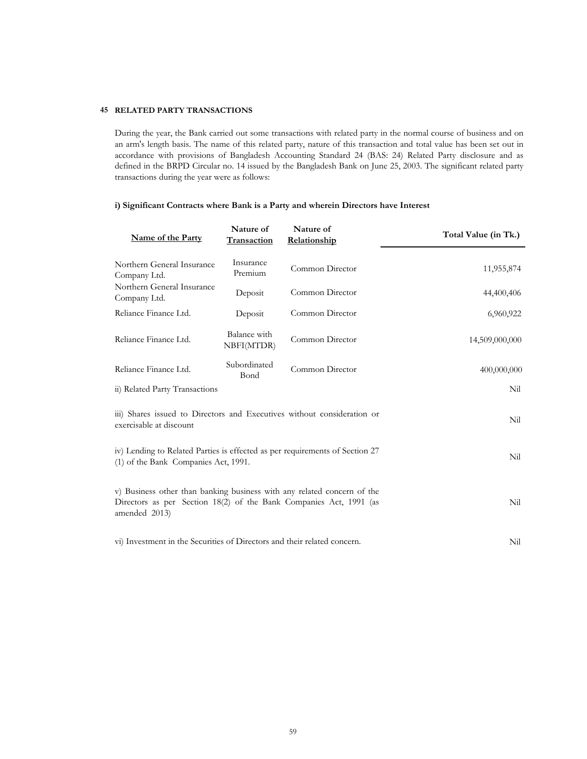## 45 RELATED PARTY TRANSACTIONS

During the year, the Bank carried out some transactions with related party in the normal course of business and on an arm's length basis. The name of this related party, nature of this transaction and total value has been set out in accordance with provisions of Bangladesh Accounting Standard 24 (BAS: 24) Related Party disclosure and as defined in the BRPD Circular no. 14 issued by the Bangladesh Bank on June 25, 2003. The significant related party transactions during the year were as follows:

### i) Significant Contracts where Bank is a Party and wherein Directors have Interest

| Name of the Party | Nature of Transaction | Nature of Relationship | Total Value (in Tk.) |
|---|---|---|---|
| Northern General Insurance Company Ltd. | Insurance Premium | Common Director | 11,955,874 |
| Northern General Insurance Company Ltd. | Deposit | Common Director | 44,400,406 |
| Reliance Finance Ltd. | Deposit | Common Director | 6,960,922 |
| Reliance Finance Ltd. | Balance with NBFI(MTDR) | Common Director | 14,509,000,000 |
| Reliance Finance Ltd. | Subordinated Bond | Common Director | 400,000,000 |
| ii) Related Party Transactions | | | Nil |
| iii) Shares issued to Directors and Executives without consideration or exercisable at discount | | | Nil |
| iv) Lending to Related Parties is effected as per requirements of Section 27 (1) of the Bank Companies Act, 1991. | | | Nil |
| v) Business other than banking business with any related concern of the Directors as per Section 18(2) of the Bank Companies Act, 1991 (as amended 2013) | | | Nil |
| vi) Investment in the Securities of Directors and their related concern. | | | Nil |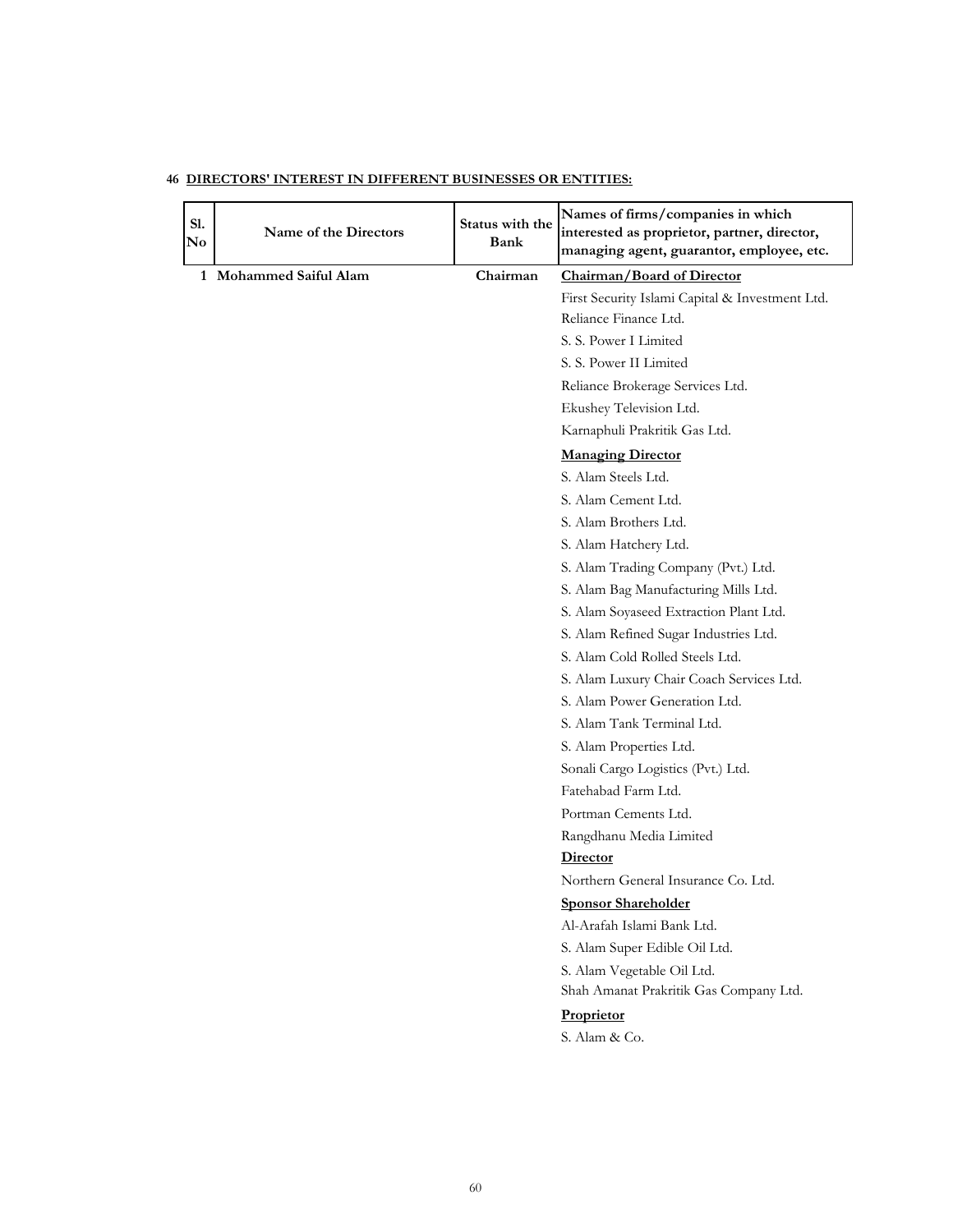**46 DIRECTORS' INTEREST IN DIFFERENT BUSINESSES OR ENTITIES:**

| Sl. No | Name of the Directors | Status with the Bank | Names of firms/companies in which interested as proprietor, partner, director, managing agent, guarantor, employee, etc. |
|---|---|---|---|
| 1 | **Mohammed Saiful Alam** | **Chairman** | **Chairman/Board of Director** |
| | | | First Security Islami Capital & Investment Ltd. |
| | | | Reliance Finance Ltd. |
| | | | S. S. Power I Limited |
| | | | S. S. Power II Limited |
| | | | Reliance Brokerage Services Ltd. |
| | | | Ekushey Television Ltd. |
| | | | Karnaphuli Prakritik Gas Ltd. |
| | | | **Managing Director** |
| | | | S. Alam Steels Ltd. |
| | | | S. Alam Cement Ltd. |
| | | | S. Alam Brothers Ltd. |
| | | | S. Alam Hatchery Ltd. |
| | | | S. Alam Trading Company (Pvt.) Ltd. |
| | | | S. Alam Bag Manufacturing Mills Ltd. |
| | | | S. Alam Soyaseed Extraction Plant Ltd. |
| | | | S. Alam Refined Sugar Industries Ltd. |
| | | | S. Alam Cold Rolled Steels Ltd. |
| | | | S. Alam Luxury Chair Coach Services Ltd. |
| | | | S. Alam Power Generation Ltd. |
| | | | S. Alam Tank Terminal Ltd. |
| | | | S. Alam Properties Ltd. |
| | | | Sonali Cargo Logistics (Pvt.) Ltd. |
| | | | Fatehabad Farm Ltd. |
| | | | Portman Cements Ltd. |
| | | | Rangdhanu Media Limited |
| | | | **Director** |
| | | | Northern General Insurance Co. Ltd. |
| | | | **Sponsor Shareholder** |
| | | | Al-Arafah Islami Bank Ltd. |
| | | | S. Alam Super Edible Oil Ltd. |
| | | | S. Alam Vegetable Oil Ltd. |
| | | | Shah Amanat Prakritik Gas Company Ltd. |
| | | | **Proprietor** |
| | | | S. Alam & Co. |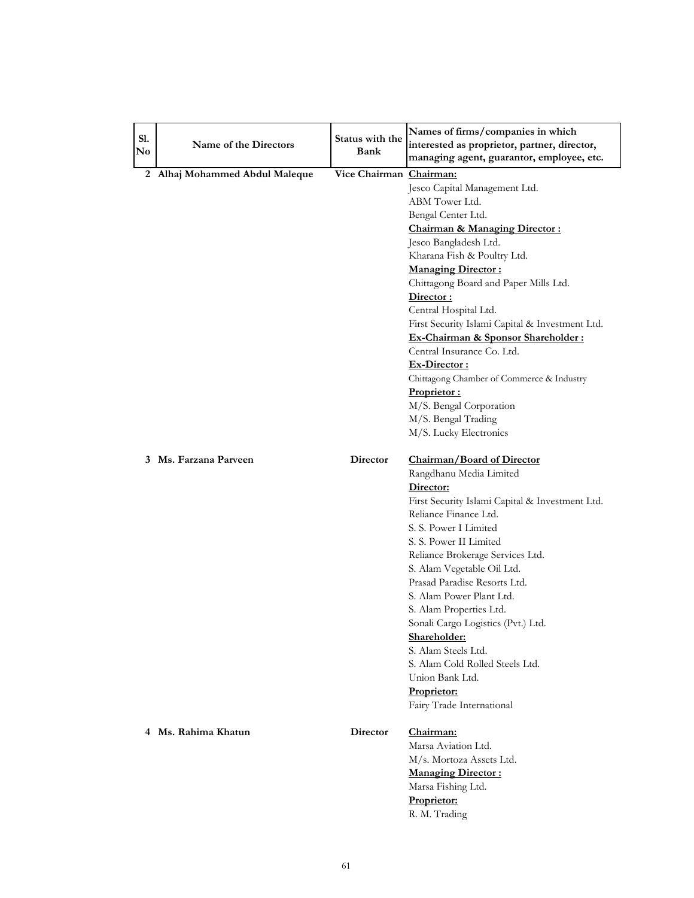| Sl. No | Name of the Directors | Status with the Bank | Names of firms/companies in which interested as proprietor, partner, director, managing agent, guarantor, employee, etc. |
|---|---|---|---|
| 2 | Alhaj Mohammed Abdul Maleque | Vice Chairman | **Chairman:**<br>Jesco Capital Management Ltd.<br>ABM Tower Ltd.<br>Bengal Center Ltd.<br>**Chairman & Managing Director :**<br>Jesco Bangladesh Ltd.<br>Kharana Fish & Poultry Ltd.<br>**Managing Director :**<br>Chittagong Board and Paper Mills Ltd.<br>**Director :**<br>Central Hospital Ltd.<br>First Security Islami Capital & Investment Ltd.<br>**Ex-Chairman & Sponsor Shareholder :**<br>Central Insurance Co. Ltd.<br>**Ex-Director :**<br>Chittagong Chamber of Commerce & Industry<br>**Proprietor :**<br>M/S. Bengal Corporation<br>M/S. Bengal Trading<br>M/S. Lucky Electronics |
| 3 | Ms. Farzana Parveen | Director | **Chairman/Board of Director**<br>Rangdhanu Media Limited<br>**Director:**<br>First Security Islami Capital & Investment Ltd.<br>Reliance Finance Ltd.<br>S. S. Power I Limited<br>S. S. Power II Limited<br>Reliance Brokerage Services Ltd.<br>S. Alam Vegetable Oil Ltd.<br>Prasad Paradise Resorts Ltd.<br>S. Alam Power Plant Ltd.<br>S. Alam Properties Ltd.<br>Sonali Cargo Logistics (Pvt.) Ltd.<br>**Shareholder:**<br>S. Alam Steels Ltd.<br>S. Alam Cold Rolled Steels Ltd.<br>Union Bank Ltd.<br>**Proprietor:**<br>Fairy Trade International |
| 4 | Ms. Rahima Khatun | Director | **Chairman:**<br>Marsa Aviation Ltd.<br>M/s. Mortoza Assets Ltd.<br>**Managing Director :**<br>Marsa Fishing Ltd.<br>**Proprietor:**<br>R. M. Trading |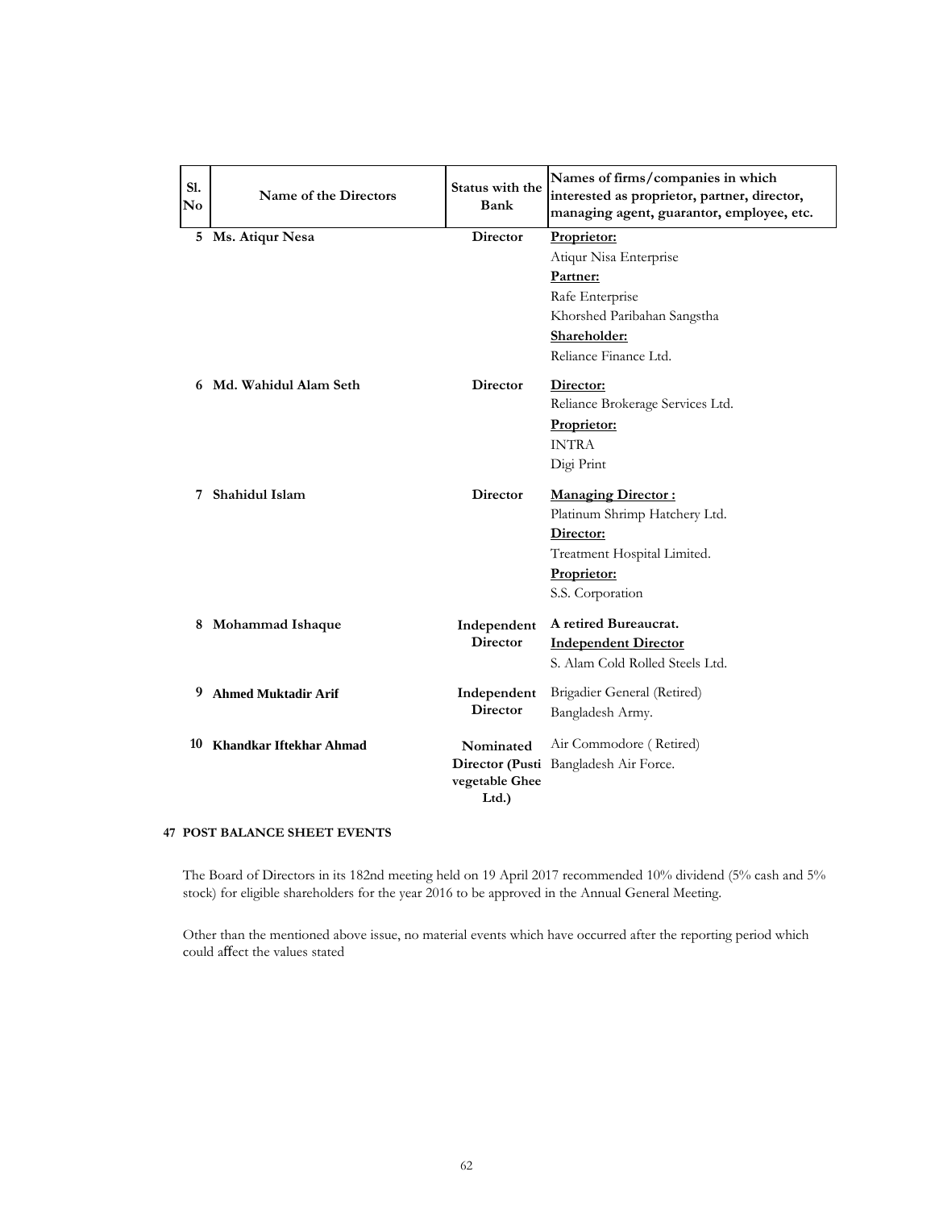| Sl. No | Name of the Directors | Status with the Bank | Names of firms/companies in which interested as proprietor, partner, director, managing agent, guarantor, employee, etc. |
|---|---|---|---|
| 5 | Ms. Atiqur Nesa | Director | **Proprietor:**<br>Atiqur Nisa Enterprise<br>**Partner:**<br>Rafe Enterprise<br>Khorshed Paribahan Sangstha<br>**Shareholder:**<br>Reliance Finance Ltd. |
| 6 | Md. Wahidul Alam Seth | Director | **Director:**<br>Reliance Brokerage Services Ltd.<br>**Proprietor:**<br>INTRA<br>Digi Print |
| 7 | Shahidul Islam | Director | **Managing Director :**<br>Platinum Shrimp Hatchery Ltd.<br>**Director:**<br>Treatment Hospital Limited.<br>**Proprietor:**<br>S.S. Corporation |
| 8 | Mohammad Ishaque | Independent Director | **A retired Bureaucrat.**<br>**Independent Director**<br>S. Alam Cold Rolled Steels Ltd. |
| 9 | Ahmed Muktadir Arif | Independent Director | Brigadier General (Retired)<br>Bangladesh Army. |
| 10 | Khandkar Iftekhar Ahmad | Nominated Director (Pusti vegetable Ghee Ltd.) | Air Commodore ( Retired)<br>Bangladesh Air Force. |

## 47 POST BALANCE SHEET EVENTS

The Board of Directors in its 182nd meeting held on 19 April 2017 recommended 10% dividend (5% cash and 5% stock) for eligible shareholders for the year 2016 to be approved in the Annual General Meeting.

Other than the mentioned above issue, no material events which have occurred after the reporting period which could affect the values stated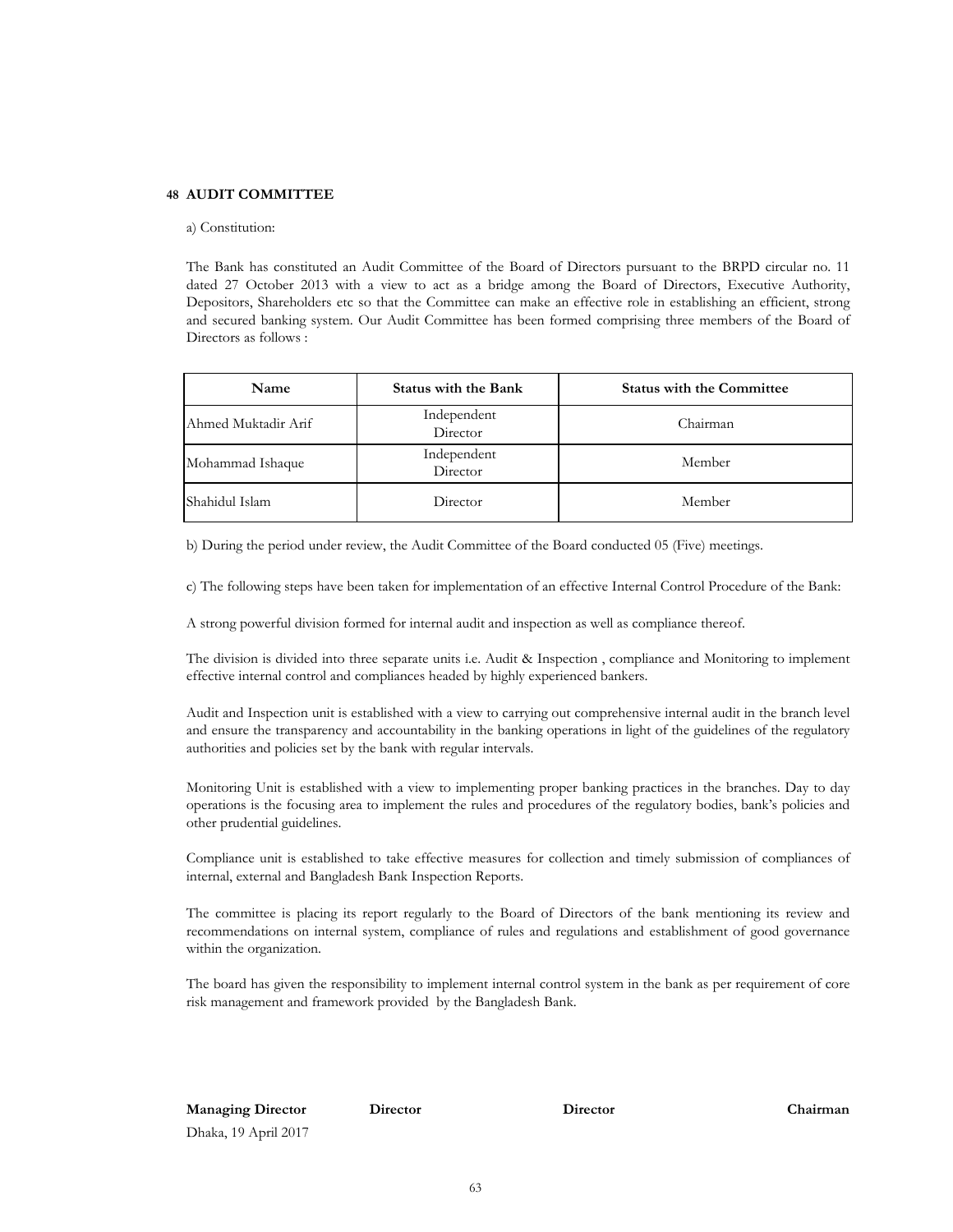## 48 AUDIT COMMITTEE

a) Constitution:

The Bank has constituted an Audit Committee of the Board of Directors pursuant to the BRPD circular no. 11 dated 27 October 2013 with a view to act as a bridge among the Board of Directors, Executive Authority, Depositors, Shareholders etc so that the Committee can make an effective role in establishing an efficient, strong and secured banking system. Our Audit Committee has been formed comprising three members of the Board of Directors as follows :

| Name | Status with the Bank | Status with the Committee |
|---|---|---|
| Ahmed Muktadir Arif | Independent Director | Chairman |
| Mohammad Ishaque | Independent Director | Member |
| Shahidul Islam | Director | Member |

b) During the period under review, the Audit Committee of the Board conducted 05 (Five) meetings.

c) The following steps have been taken for implementation of an effective Internal Control Procedure of the Bank:

A strong powerful division formed for internal audit and inspection as well as compliance thereof.

The division is divided into three separate units i.e. Audit & Inspection , compliance and Monitoring to implement effective internal control and compliances headed by highly experienced bankers.

Audit and Inspection unit is established with a view to carrying out comprehensive internal audit in the branch level and ensure the transparency and accountability in the banking operations in light of the guidelines of the regulatory authorities and policies set by the bank with regular intervals.

Monitoring Unit is established with a view to implementing proper banking practices in the branches. Day to day operations is the focusing area to implement the rules and procedures of the regulatory bodies, bank's policies and other prudential guidelines.

Compliance unit is established to take effective measures for collection and timely submission of compliances of internal, external and Bangladesh Bank Inspection Reports.

The committee is placing its report regularly to the Board of Directors of the bank mentioning its review and recommendations on internal system, compliance of rules and regulations and establishment of good governance within the organization.

The board has given the responsibility to implement internal control system in the bank as per requirement of core risk management and framework provided by the Bangladesh Bank.

**Managing Director** **Director** **Director** **Chairman**

Dhaka, 19 April 2017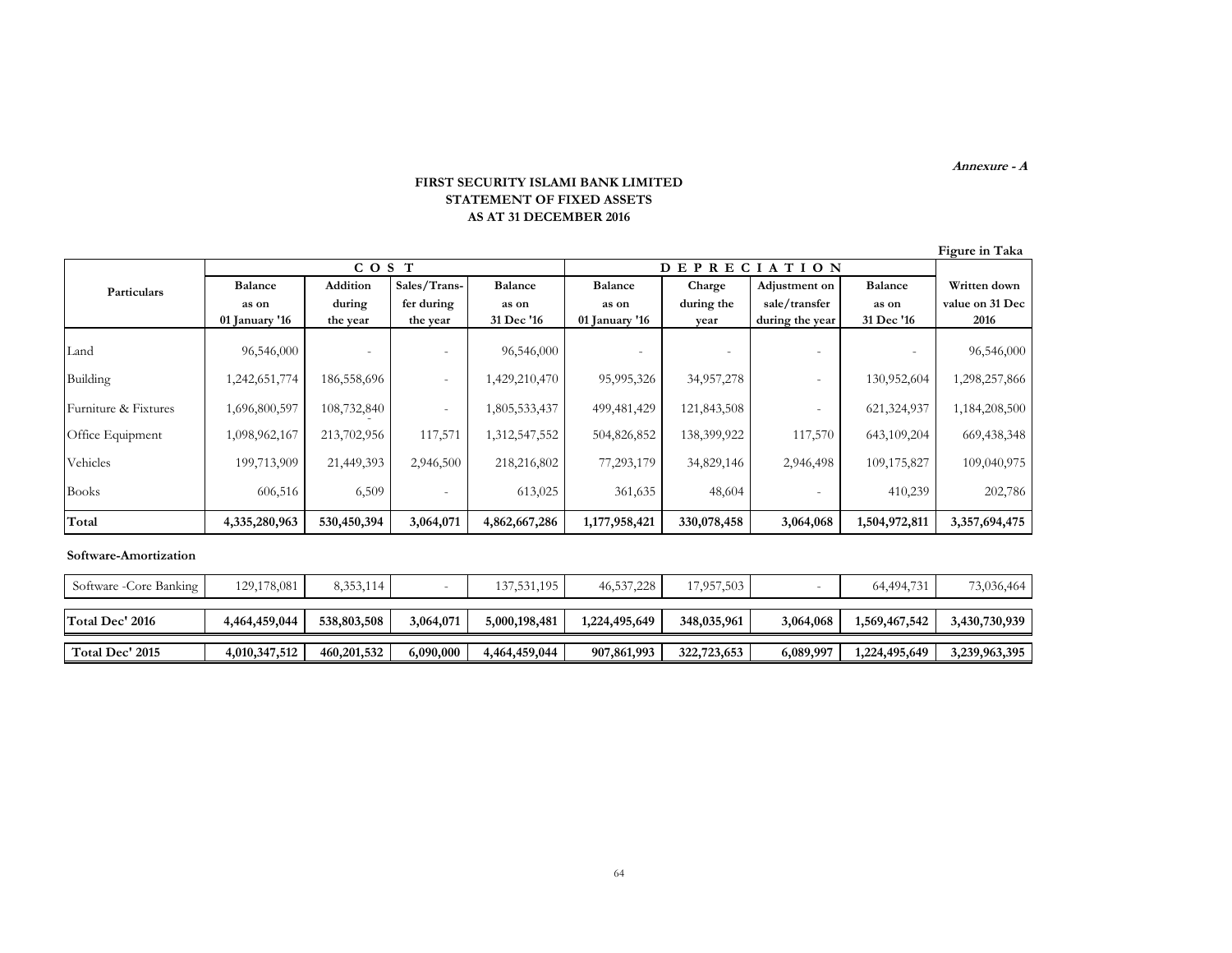*Annexure - A*

**FIRST SECURITY ISLAMI BANK LIMITED**
**STATEMENT OF FIXED ASSETS**
**AS AT 31 DECEMBER 2016**

**Figure in Taka**

| Particulars | C O S T | | | | D E P R E C I A T I O N | | | | Written down value on 31 Dec 2016 |
|---|---|---|---|---|---|---|---|---|---|
| | Balance as on 01 January '16 | Addition during the year | Sales/Transfer during the year | Balance as on 31 Dec '16 | Balance as on 01 January '16 | Charge during the year | Adjustment on sale/transfer during the year | Balance as on 31 Dec '16 | |
| Land | 96,546,000 | - | - | 96,546,000 | - | - | - | - | 96,546,000 |
| Building | 1,242,651,774 | 186,558,696 | - | 1,429,210,470 | 95,995,326 | 34,957,278 | - | 130,952,604 | 1,298,257,866 |
| Furniture & Fixtures | 1,696,800,597 | 108,732,840 | - | 1,805,533,437 | 499,481,429 | 121,843,508 | - | 621,324,937 | 1,184,208,500 |
| Office Equipment | 1,098,962,167 | 213,702,956 | 117,571 | 1,312,547,552 | 504,826,852 | 138,399,922 | 117,570 | 643,109,204 | 669,438,348 |
| Vehicles | 199,713,909 | 21,449,393 | 2,946,500 | 218,216,802 | 77,293,179 | 34,829,146 | 2,946,498 | 109,175,827 | 109,040,975 |
| Books | 606,516 | 6,509 | - | 613,025 | 361,635 | 48,604 | - | 410,239 | 202,786 |
| **Total** | **4,335,280,963** | **530,450,394** | **3,064,071** | **4,862,667,286** | **1,177,958,421** | **330,078,458** | **3,064,068** | **1,504,972,811** | **3,357,694,475** |
| **Software-Amortization** | | | | | | | | | |
| Software -Core Banking | 129,178,081 | 8,353,114 | - | 137,531,195 | 46,537,228 | 17,957,503 | - | 64,494,731 | 73,036,464 |
| **Total Dec' 2016** | **4,464,459,044** | **538,803,508** | **3,064,071** | **5,000,198,481** | **1,224,495,649** | **348,035,961** | **3,064,068** | **1,569,467,542** | **3,430,730,939** |
| **Total Dec' 2015** | **4,010,347,512** | **460,201,532** | **6,090,000** | **4,464,459,044** | **907,861,993** | **322,723,653** | **6,089,997** | **1,224,495,649** | **3,239,963,395** |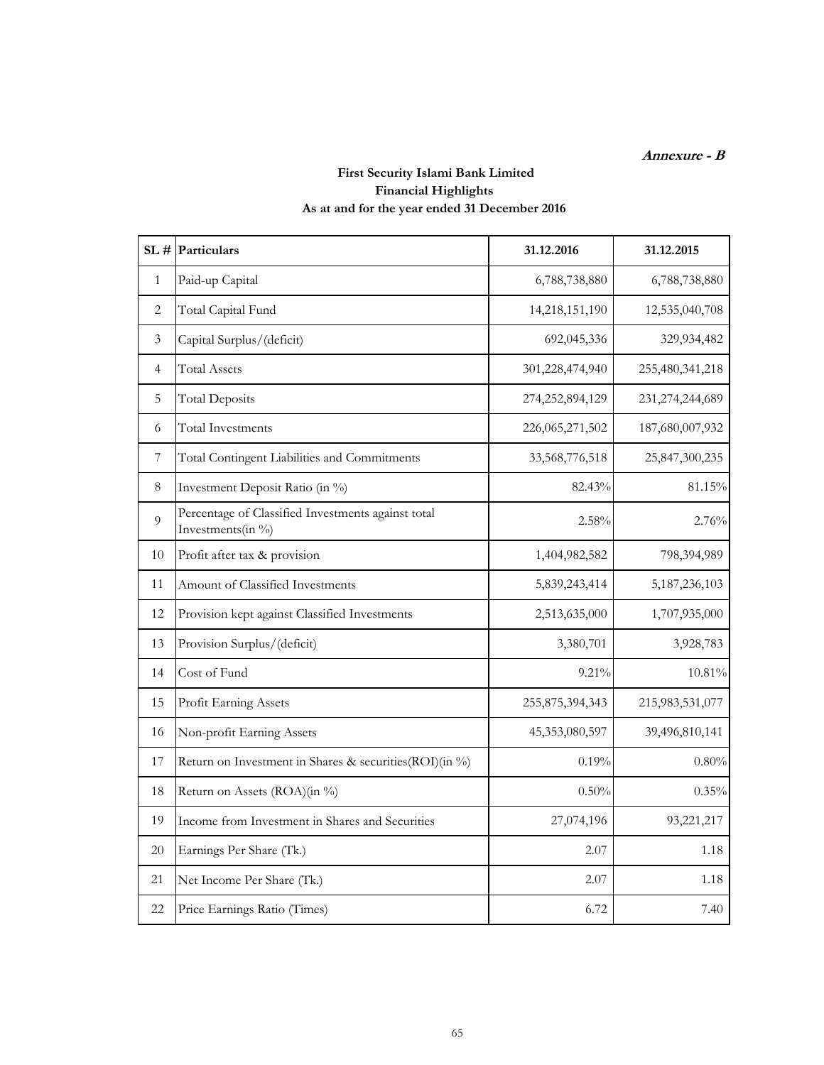***Annexure - B***

**First Security Islami Bank Limited**
**Financial Highlights**
**As at and for the year ended 31 December 2016**

| SL # | Particulars | 31.12.2016 | 31.12.2015 |
|---|---|---|---|
| 1 | Paid-up Capital | 6,788,738,880 | 6,788,738,880 |
| 2 | Total Capital Fund | 14,218,151,190 | 12,535,040,708 |
| 3 | Capital Surplus/(deficit) | 692,045,336 | 329,934,482 |
| 4 | Total Assets | 301,228,474,940 | 255,480,341,218 |
| 5 | Total Deposits | 274,252,894,129 | 231,274,244,689 |
| 6 | Total Investments | 226,065,271,502 | 187,680,007,932 |
| 7 | Total Contingent Liabilities and Commitments | 33,568,776,518 | 25,847,300,235 |
| 8 | Investment Deposit Ratio (in %) | 82.43% | 81.15% |
| 9 | Percentage of Classified Investments against total Investments(in %) | 2.58% | 2.76% |
| 10 | Profit after tax & provision | 1,404,982,582 | 798,394,989 |
| 11 | Amount of Classified Investments | 5,839,243,414 | 5,187,236,103 |
| 12 | Provision kept against Classified Investments | 2,513,635,000 | 1,707,935,000 |
| 13 | Provision Surplus/(deficit) | 3,380,701 | 3,928,783 |
| 14 | Cost of Fund | 9.21% | 10.81% |
| 15 | Profit Earning Assets | 255,875,394,343 | 215,983,531,077 |
| 16 | Non-profit Earning Assets | 45,353,080,597 | 39,496,810,141 |
| 17 | Return on Investment in Shares & securities(ROI)(in %) | 0.19% | 0.80% |
| 18 | Return on Assets (ROA)(in %) | 0.50% | 0.35% |
| 19 | Income from Investment in Shares and Securities | 27,074,196 | 93,221,217 |
| 20 | Earnings Per Share (Tk.) | 2.07 | 1.18 |
| 21 | Net Income Per Share (Tk.) | 2.07 | 1.18 |
| 22 | Price Earnings Ratio (Times) | 6.72 | 7.40 |